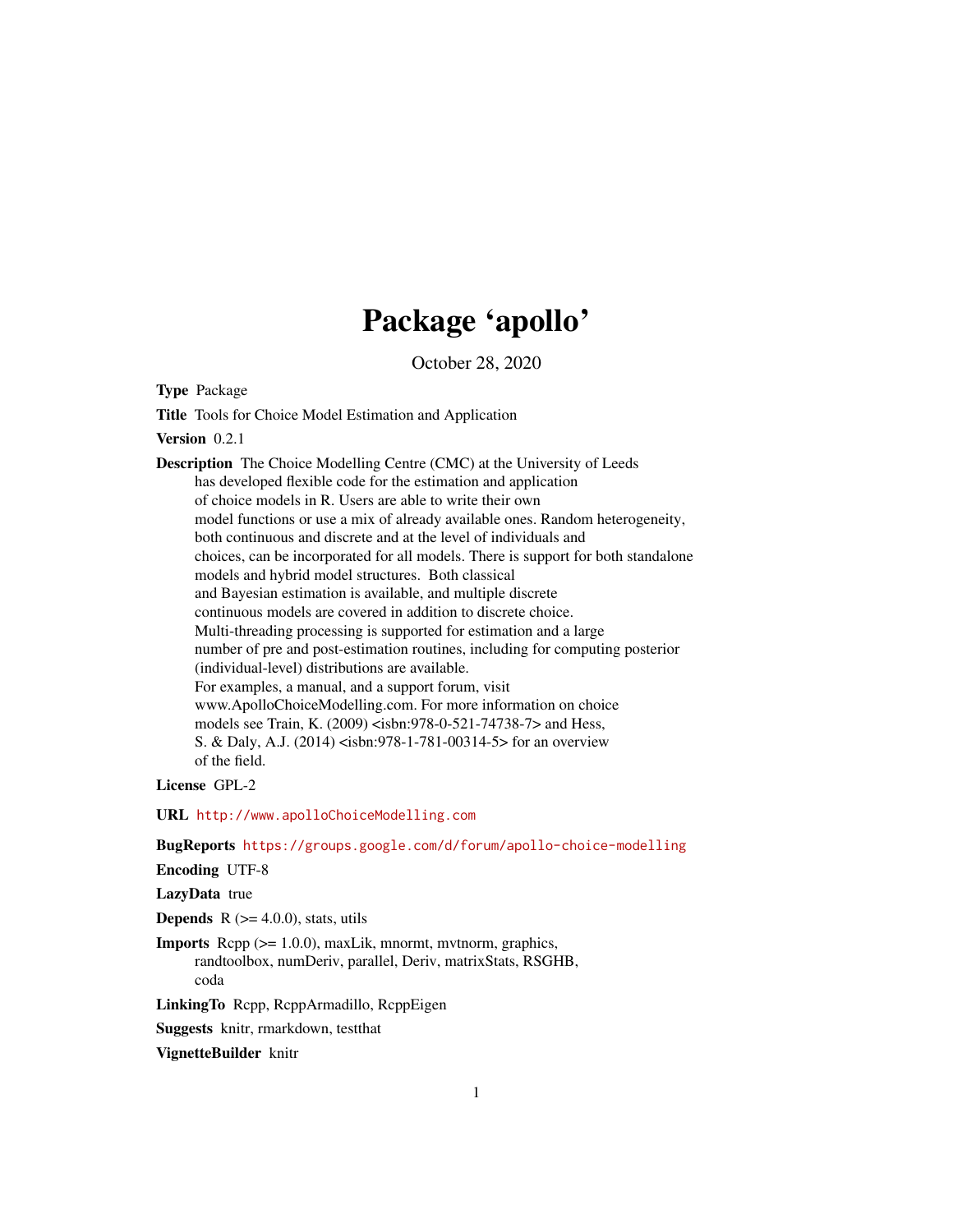# Package 'apollo'

October 28, 2020

**Type** Package

**Title** Tools for Choice Model Estimation and Application

**Version** 0.2.1

**Description** The Choice Modelling Centre (CMC) at the University of Leeds has developed flexible code for the estimation and application of choice models in R. Users are able to write their own model functions or use a mix of already available ones. Random heterogeneity, both continuous and discrete and at the level of individuals and choices, can be incorporated for all models. There is support for both standalone models and hybrid model structures. Both classical and Bayesian estimation is available, and multiple discrete continuous models are covered in addition to discrete choice. Multi-threading processing is supported for estimation and a large number of pre and post-estimation routines, including for computing posterior (individual-level) distributions are available. For examples, a manual, and a support forum, visit www.ApolloChoiceModelling.com. For more information on choice models see Train, K. (2009) <isbn:978-0-521-74738-7> and Hess, S. & Daly, A.J. (2014) <isbn:978-1-781-00314-5> for an overview of the field.

**License** GPL-2

**URL** http://www.apolloChoiceModelling.com

**BugReports** https://groups.google.com/d/forum/apollo-choice-modelling

**Encoding** UTF-8

**LazyData** true

**Depends** R (>= 4.0.0), stats, utils

**Imports** Rcpp (>= 1.0.0), maxLik, mnormt, mvtnorm, graphics, randtoolbox, numDeriv, parallel, Deriv, matrixStats, RSGHB, coda

**LinkingTo** Rcpp, RcppArmadillo, RcppEigen

**Suggests** knitr, rmarkdown, testthat

**VignetteBuilder** knitr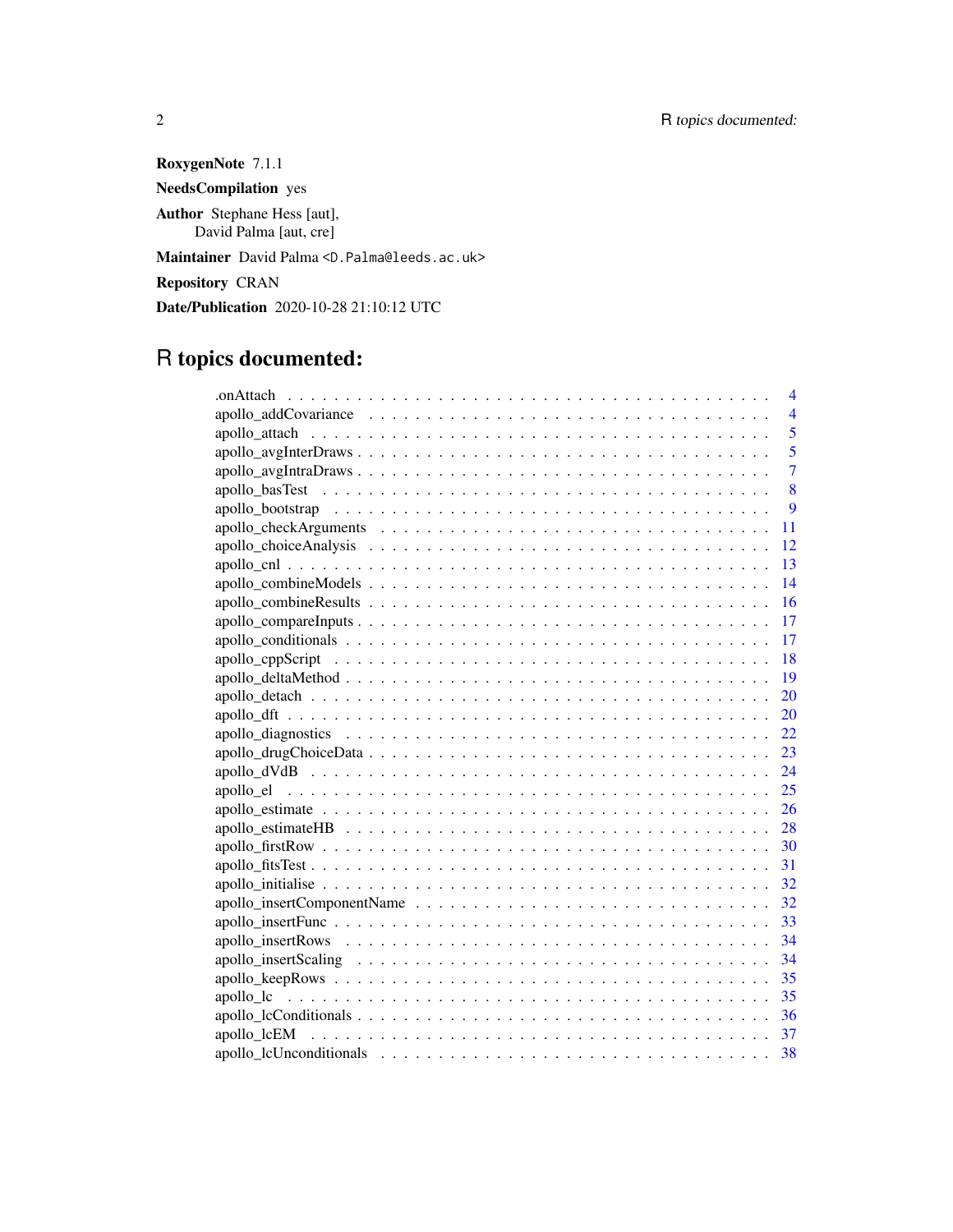**RoxygenNote** 7.1.1

**NeedsCompilation** yes

**Author** Stephane Hess [aut],
David Palma [aut, cre]

**Maintainer** David Palma <D.Palma@leeds.ac.uk>

**Repository** CRAN

**Date/Publication** 2020-10-28 21:10:12 UTC

# R topics documented:

| | |
|---|---|
| .onAttach | 4 |
| apollo_addCovariance | 4 |
| apollo_attach | 5 |
| apollo_avgInterDraws | 5 |
| apollo_avgIntraDraws | 7 |
| apollo_basTest | 8 |
| apollo_bootstrap | 9 |
| apollo_checkArguments | 11 |
| apollo_choiceAnalysis | 12 |
| apollo_cnl | 13 |
| apollo_combineModels | 14 |
| apollo_combineResults | 16 |
| apollo_compareInputs | 17 |
| apollo_conditionals | 17 |
| apollo_cppScript | 18 |
| apollo_deltaMethod | 19 |
| apollo_detach | 20 |
| apollo_dft | 20 |
| apollo_diagnostics | 22 |
| apollo_drugChoiceData | 23 |
| apollo_dVdB | 24 |
| apollo_el | 25 |
| apollo_estimate | 26 |
| apollo_estimateHB | 28 |
| apollo_firstRow | 30 |
| apollo_fitsTest | 31 |
| apollo_initialise | 32 |
| apollo_insertComponentName | 32 |
| apollo_insertFunc | 33 |
| apollo_insertRows | 34 |
| apollo_insertScaling | 34 |
| apollo_keepRows | 35 |
| apollo_lc | 35 |
| apollo_lcConditionals | 36 |
| apollo_lcEM | 37 |
| apollo_lcUnconditionals | 38 |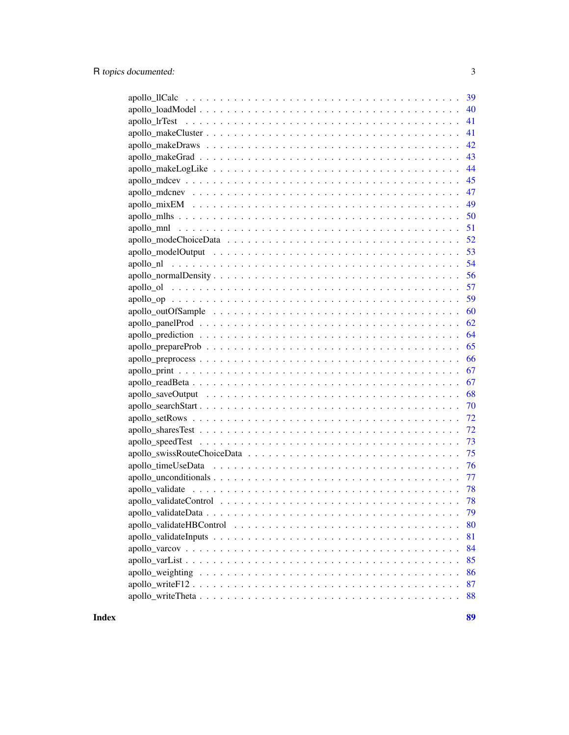apollo_llCalc . . . . . . . . . . . . . . . . . . . . . . . . . . . . . . . . . . . 39
apollo_loadModel . . . . . . . . . . . . . . . . . . . . . . . . . . . . . . . . . . 40
apollo_lrTest . . . . . . . . . . . . . . . . . . . . . . . . . . . . . . . . . . . 41
apollo_makeCluster . . . . . . . . . . . . . . . . . . . . . . . . . . . . . . . . . 41
apollo_makeDraws . . . . . . . . . . . . . . . . . . . . . . . . . . . . . . . . . . 42
apollo_makeGrad . . . . . . . . . . . . . . . . . . . . . . . . . . . . . . . . . . 43
apollo_makeLogLike . . . . . . . . . . . . . . . . . . . . . . . . . . . . . . . . . 44
apollo_mdcev . . . . . . . . . . . . . . . . . . . . . . . . . . . . . . . . . . . . 45
apollo_mdcnev . . . . . . . . . . . . . . . . . . . . . . . . . . . . . . . . . . . 47
apollo_mixEM . . . . . . . . . . . . . . . . . . . . . . . . . . . . . . . . . . . 49
apollo_mlhs . . . . . . . . . . . . . . . . . . . . . . . . . . . . . . . . . . . . 50
apollo_mnl . . . . . . . . . . . . . . . . . . . . . . . . . . . . . . . . . . . . 51
apollo_modeChoiceData . . . . . . . . . . . . . . . . . . . . . . . . . . . . . . . 52
apollo_modelOutput . . . . . . . . . . . . . . . . . . . . . . . . . . . . . . . . . 53
apollo_nl . . . . . . . . . . . . . . . . . . . . . . . . . . . . . . . . . . . . . 54
apollo_normalDensity . . . . . . . . . . . . . . . . . . . . . . . . . . . . . . . . 56
apollo_ol . . . . . . . . . . . . . . . . . . . . . . . . . . . . . . . . . . . . . 57
apollo_op . . . . . . . . . . . . . . . . . . . . . . . . . . . . . . . . . . . . . 59
apollo_outOfSample . . . . . . . . . . . . . . . . . . . . . . . . . . . . . . . . . 60
apollo_panelProd . . . . . . . . . . . . . . . . . . . . . . . . . . . . . . . . . . 62
apollo_prediction . . . . . . . . . . . . . . . . . . . . . . . . . . . . . . . . . . 64
apollo_prepareProb . . . . . . . . . . . . . . . . . . . . . . . . . . . . . . . . . 65
apollo_preprocess . . . . . . . . . . . . . . . . . . . . . . . . . . . . . . . . . . 66
apollo_print . . . . . . . . . . . . . . . . . . . . . . . . . . . . . . . . . . . . 67
apollo_readBeta . . . . . . . . . . . . . . . . . . . . . . . . . . . . . . . . . . . 67
apollo_saveOutput . . . . . . . . . . . . . . . . . . . . . . . . . . . . . . . . . . 68
apollo_searchStart . . . . . . . . . . . . . . . . . . . . . . . . . . . . . . . . . 70
apollo_setRows . . . . . . . . . . . . . . . . . . . . . . . . . . . . . . . . . . . 72
apollo_sharesTest . . . . . . . . . . . . . . . . . . . . . . . . . . . . . . . . . . 72
apollo_speedTest . . . . . . . . . . . . . . . . . . . . . . . . . . . . . . . . . . 73
apollo_swissRouteChoiceData . . . . . . . . . . . . . . . . . . . . . . . . . . . . . 75
apollo_timeUseData . . . . . . . . . . . . . . . . . . . . . . . . . . . . . . . . . 76
apollo_unconditionals . . . . . . . . . . . . . . . . . . . . . . . . . . . . . . . . 77
apollo_validate . . . . . . . . . . . . . . . . . . . . . . . . . . . . . . . . . . . 78
apollo_validateControl . . . . . . . . . . . . . . . . . . . . . . . . . . . . . . . 78
apollo_validateData . . . . . . . . . . . . . . . . . . . . . . . . . . . . . . . . . 79
apollo_validateHBControl . . . . . . . . . . . . . . . . . . . . . . . . . . . . . . 80
apollo_validateInputs . . . . . . . . . . . . . . . . . . . . . . . . . . . . . . . . 81
apollo_varcov . . . . . . . . . . . . . . . . . . . . . . . . . . . . . . . . . . . . 84
apollo_varList . . . . . . . . . . . . . . . . . . . . . . . . . . . . . . . . . . . . 85
apollo_weighting . . . . . . . . . . . . . . . . . . . . . . . . . . . . . . . . . . 86
apollo_writeF12 . . . . . . . . . . . . . . . . . . . . . . . . . . . . . . . . . . . 87
apollo_writeTheta . . . . . . . . . . . . . . . . . . . . . . . . . . . . . . . . . . 88

**Index** **89**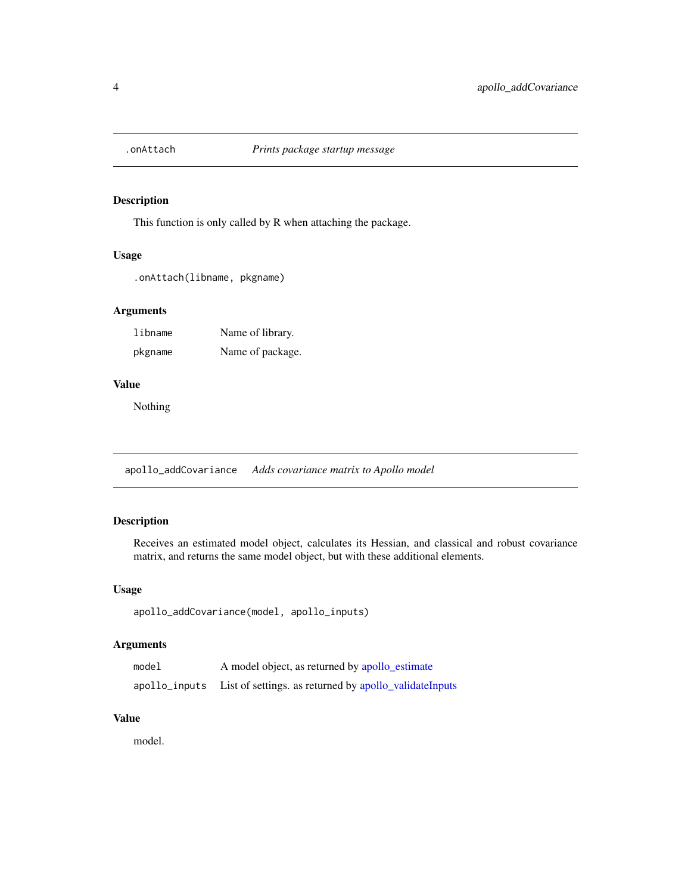## .onAttach — *Prints package startup message*

### Description

This function is only called by R when attaching the package.

### Usage

```
.onAttach(libname, pkgname)
```

### Arguments

| | |
|---|---|
| `libname` | Name of library. |
| `pkgname` | Name of package. |

### Value

Nothing

## apollo_addCovariance — *Adds covariance matrix to Apollo model*

### Description

Receives an estimated model object, calculates its Hessian, and classical and robust covariance matrix, and returns the same model object, but with these additional elements.

### Usage

```
apollo_addCovariance(model, apollo_inputs)
```

### Arguments

| | |
|---|---|
| `model` | A model object, as returned by apollo_estimate |
| `apollo_inputs` | List of settings. as returned by apollo_validateInputs |

### Value

model.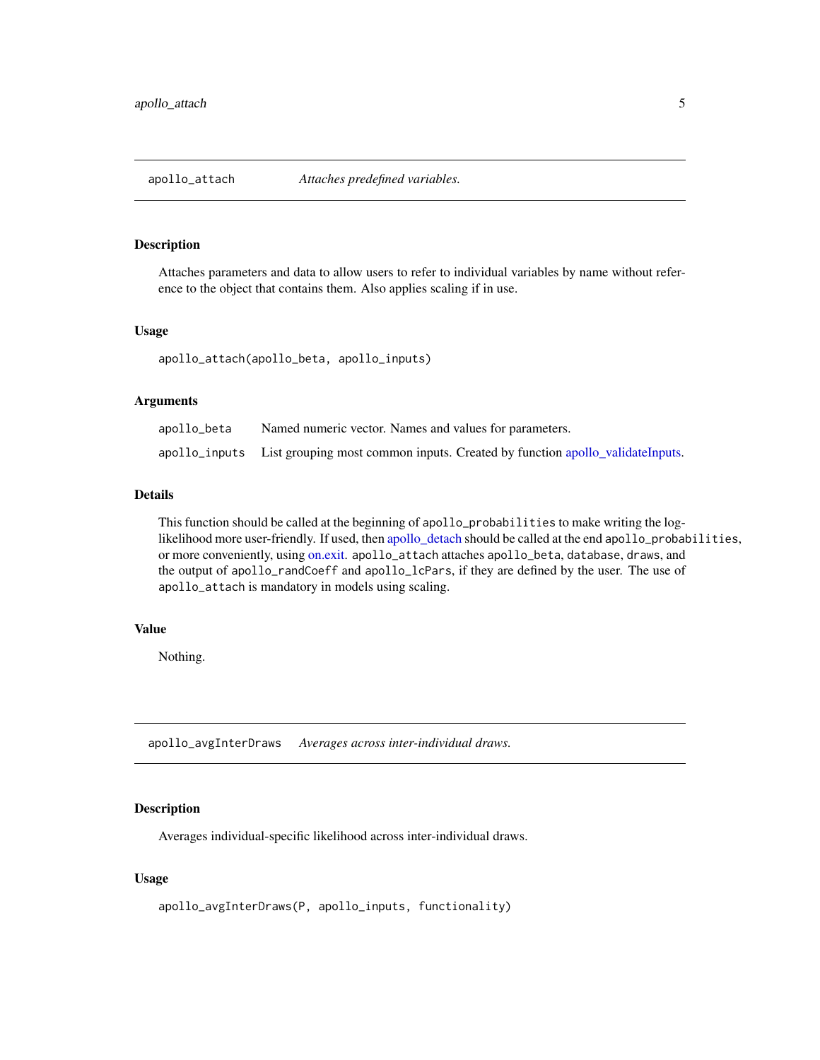## apollo_attach — *Attaches predefined variables.*

### Description

Attaches parameters and data to allow users to refer to individual variables by name without reference to the object that contains them. Also applies scaling if in use.

### Usage

```
apollo_attach(apollo_beta, apollo_inputs)
```

### Arguments

| | |
|---|---|
| `apollo_beta` | Named numeric vector. Names and values for parameters. |
| `apollo_inputs` | List grouping most common inputs. Created by function apollo_validateInputs. |

### Details

This function should be called at the beginning of `apollo_probabilities` to make writing the log-likelihood more user-friendly. If used, then apollo_detach should be called at the end `apollo_probabilities`, or more conveniently, using on.exit. `apollo_attach` attaches `apollo_beta`, `database`, `draws`, and the output of `apollo_randCoeff` and `apollo_lcPars`, if they are defined by the user. The use of `apollo_attach` is mandatory in models using scaling.

### Value

Nothing.

## apollo_avgInterDraws — *Averages across inter-individual draws.*

### Description

Averages individual-specific likelihood across inter-individual draws.

### Usage

```
apollo_avgInterDraws(P, apollo_inputs, functionality)
```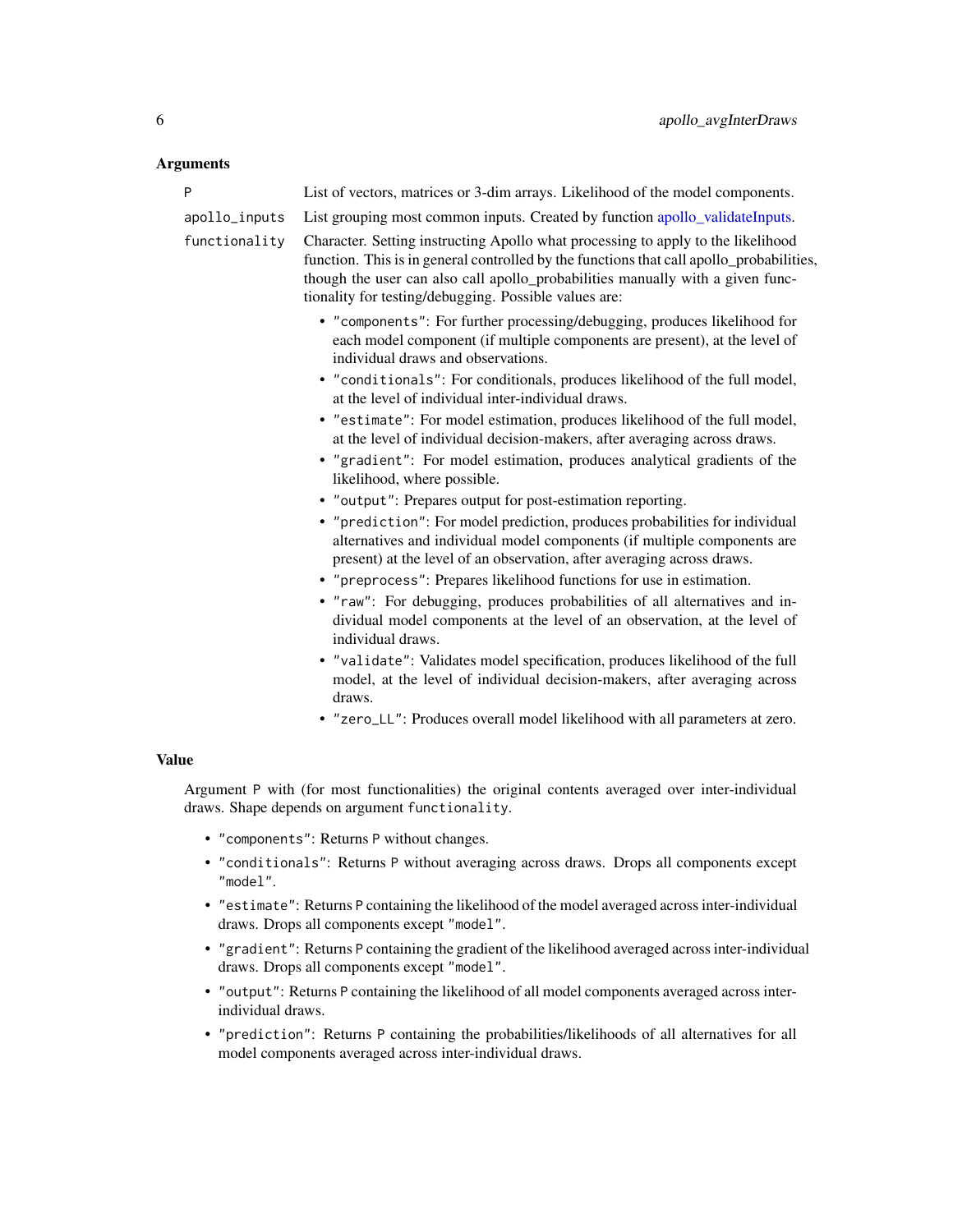## Arguments

P
: List of vectors, matrices or 3-dim arrays. Likelihood of the model components.

apollo_inputs
: List grouping most common inputs. Created by function apollo_validateInputs.

functionality
: Character. Setting instructing Apollo what processing to apply to the likelihood function. This is in general controlled by the functions that call apollo_probabilities, though the user can also call apollo_probabilities manually with a given functionality for testing/debugging. Possible values are:

  - "components": For further processing/debugging, produces likelihood for each model component (if multiple components are present), at the level of individual draws and observations.
  - "conditionals": For conditionals, produces likelihood of the full model, at the level of individual inter-individual draws.
  - "estimate": For model estimation, produces likelihood of the full model, at the level of individual decision-makers, after averaging across draws.
  - "gradient": For model estimation, produces analytical gradients of the likelihood, where possible.
  - "output": Prepares output for post-estimation reporting.
  - "prediction": For model prediction, produces probabilities for individual alternatives and individual model components (if multiple components are present) at the level of an observation, after averaging across draws.
  - "preprocess": Prepares likelihood functions for use in estimation.
  - "raw": For debugging, produces probabilities of all alternatives and individual model components at the level of an observation, at the level of individual draws.
  - "validate": Validates model specification, produces likelihood of the full model, at the level of individual decision-makers, after averaging across draws.
  - "zero_LL": Produces overall model likelihood with all parameters at zero.

## Value

Argument P with (for most functionalities) the original contents averaged over inter-individual draws. Shape depends on argument functionality.

- "components": Returns P without changes.
- "conditionals": Returns P without averaging across draws. Drops all components except "model".
- "estimate": Returns P containing the likelihood of the model averaged across inter-individual draws. Drops all components except "model".
- "gradient": Returns P containing the gradient of the likelihood averaged across inter-individual draws. Drops all components except "model".
- "output": Returns P containing the likelihood of all model components averaged across inter-individual draws.
- "prediction": Returns P containing the probabilities/likelihoods of all alternatives for all model components averaged across inter-individual draws.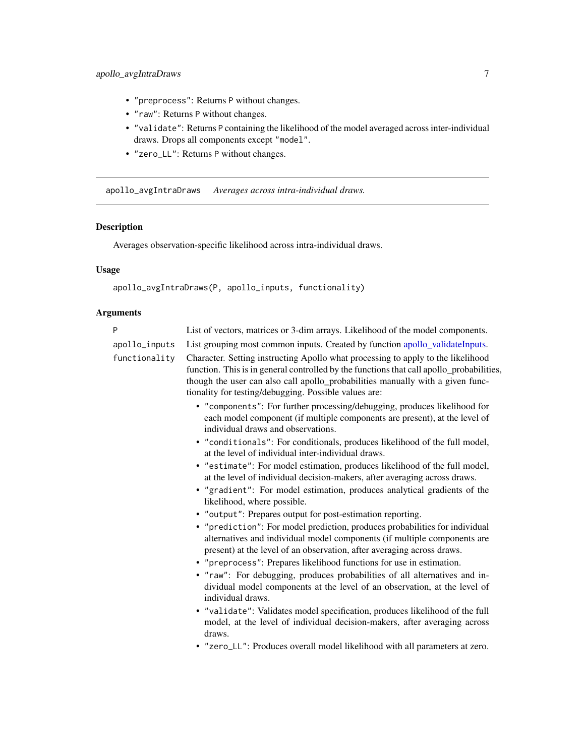- "preprocess": Returns P without changes.
- "raw": Returns P without changes.
- "validate": Returns P containing the likelihood of the model averaged across inter-individual draws. Drops all components except "model".
- "zero_LL": Returns P without changes.

---

apollo_avgIntraDraws    *Averages across intra-individual draws.*

---

## Description

Averages observation-specific likelihood across intra-individual draws.

## Usage

```
apollo_avgIntraDraws(P, apollo_inputs, functionality)
```

## Arguments

| | |
|---|---|
| P | List of vectors, matrices or 3-dim arrays. Likelihood of the model components. |
| apollo_inputs | List grouping most common inputs. Created by function apollo_validateInputs. |
| functionality | Character. Setting instructing Apollo what processing to apply to the likelihood function. This is in general controlled by the functions that call apollo_probabilities, though the user can also call apollo_probabilities manually with a given functionality for testing/debugging. Possible values are: |

- "components": For further processing/debugging, produces likelihood for each model component (if multiple components are present), at the level of individual draws and observations.
- "conditionals": For conditionals, produces likelihood of the full model, at the level of individual inter-individual draws.
- "estimate": For model estimation, produces likelihood of the full model, at the level of individual decision-makers, after averaging across draws.
- "gradient": For model estimation, produces analytical gradients of the likelihood, where possible.
- "output": Prepares output for post-estimation reporting.
- "prediction": For model prediction, produces probabilities for individual alternatives and individual model components (if multiple components are present) at the level of an observation, after averaging across draws.
- "preprocess": Prepares likelihood functions for use in estimation.
- "raw": For debugging, produces probabilities of all alternatives and individual model components at the level of an observation, at the level of individual draws.
- "validate": Validates model specification, produces likelihood of the full model, at the level of individual decision-makers, after averaging across draws.
- "zero_LL": Produces overall model likelihood with all parameters at zero.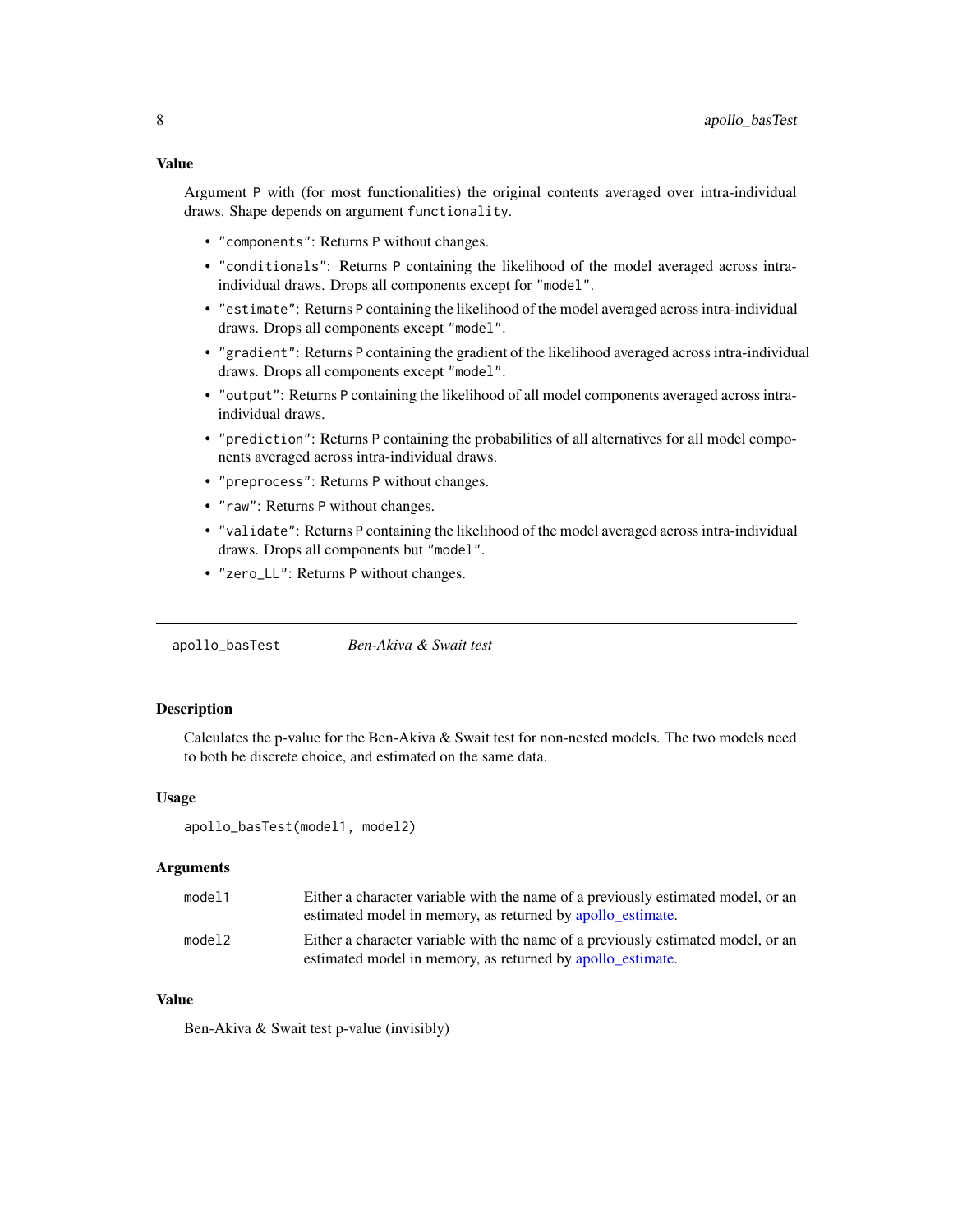### Value

Argument P with (for most functionalities) the original contents averaged over intra-individual draws. Shape depends on argument functionality.

- "components": Returns P without changes.
- "conditionals": Returns P containing the likelihood of the model averaged across intra-individual draws. Drops all components except for "model".
- "estimate": Returns P containing the likelihood of the model averaged across intra-individual draws. Drops all components except "model".
- "gradient": Returns P containing the gradient of the likelihood averaged across intra-individual draws. Drops all components except "model".
- "output": Returns P containing the likelihood of all model components averaged across intra-individual draws.
- "prediction": Returns P containing the probabilities of all alternatives for all model components averaged across intra-individual draws.
- "preprocess": Returns P without changes.
- "raw": Returns P without changes.
- "validate": Returns P containing the likelihood of the model averaged across intra-individual draws. Drops all components but "model".
- "zero_LL": Returns P without changes.

---

## apollo_basTest — *Ben-Akiva & Swait test*

### Description

Calculates the p-value for the Ben-Akiva & Swait test for non-nested models. The two models need to both be discrete choice, and estimated on the same data.

### Usage

```
apollo_basTest(model1, model2)
```

### Arguments

| | |
|---|---|
| model1 | Either a character variable with the name of a previously estimated model, or an estimated model in memory, as returned by apollo_estimate. |
| model2 | Either a character variable with the name of a previously estimated model, or an estimated model in memory, as returned by apollo_estimate. |

### Value

Ben-Akiva & Swait test p-value (invisibly)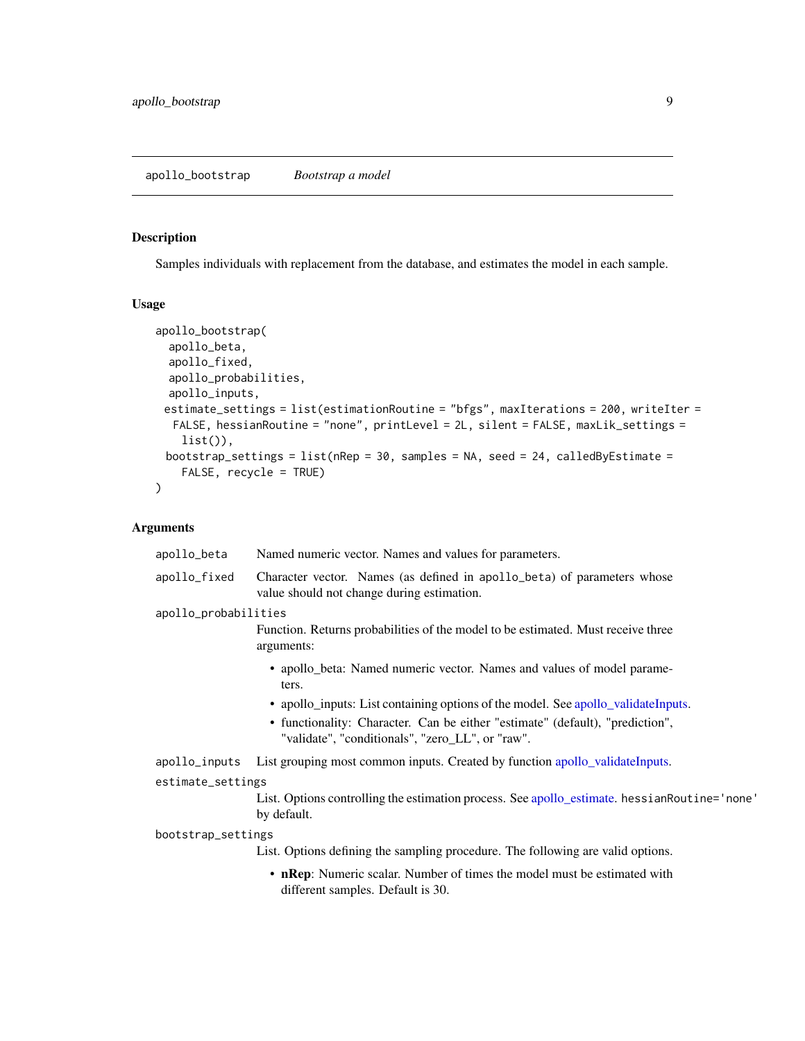## apollo_bootstrap &nbsp;&nbsp;&nbsp; *Bootstrap a model*

### Description

Samples individuals with replacement from the database, and estimates the model in each sample.

### Usage

```
apollo_bootstrap(
  apollo_beta,
  apollo_fixed,
  apollo_probabilities,
  apollo_inputs,
  estimate_settings = list(estimationRoutine = "bfgs", maxIterations = 200, writeIter =
    FALSE, hessianRoutine = "none", printLevel = 2L, silent = FALSE, maxLik_settings =
    list()),
  bootstrap_settings = list(nRep = 30, samples = NA, seed = 24, calledByEstimate =
    FALSE, recycle = TRUE)
)
```

### Arguments

`apollo_beta` &nbsp;&nbsp; Named numeric vector. Names and values for parameters.

`apollo_fixed` &nbsp;&nbsp; Character vector. Names (as defined in `apollo_beta`) of parameters whose value should not change during estimation.

`apollo_probabilities`
: Function. Returns probabilities of the model to be estimated. Must receive three arguments:
  - apollo_beta: Named numeric vector. Names and values of model parameters.
  - apollo_inputs: List containing options of the model. See apollo_validateInputs.
  - functionality: Character. Can be either "estimate" (default), "prediction", "validate", "conditionals", "zero_LL", or "raw".

`apollo_inputs` &nbsp;&nbsp; List grouping most common inputs. Created by function apollo_validateInputs.

`estimate_settings`
: List. Options controlling the estimation process. See apollo_estimate. `hessianRoutine='none'` by default.

`bootstrap_settings`
: List. Options defining the sampling procedure. The following are valid options.
  - **nRep**: Numeric scalar. Number of times the model must be estimated with different samples. Default is 30.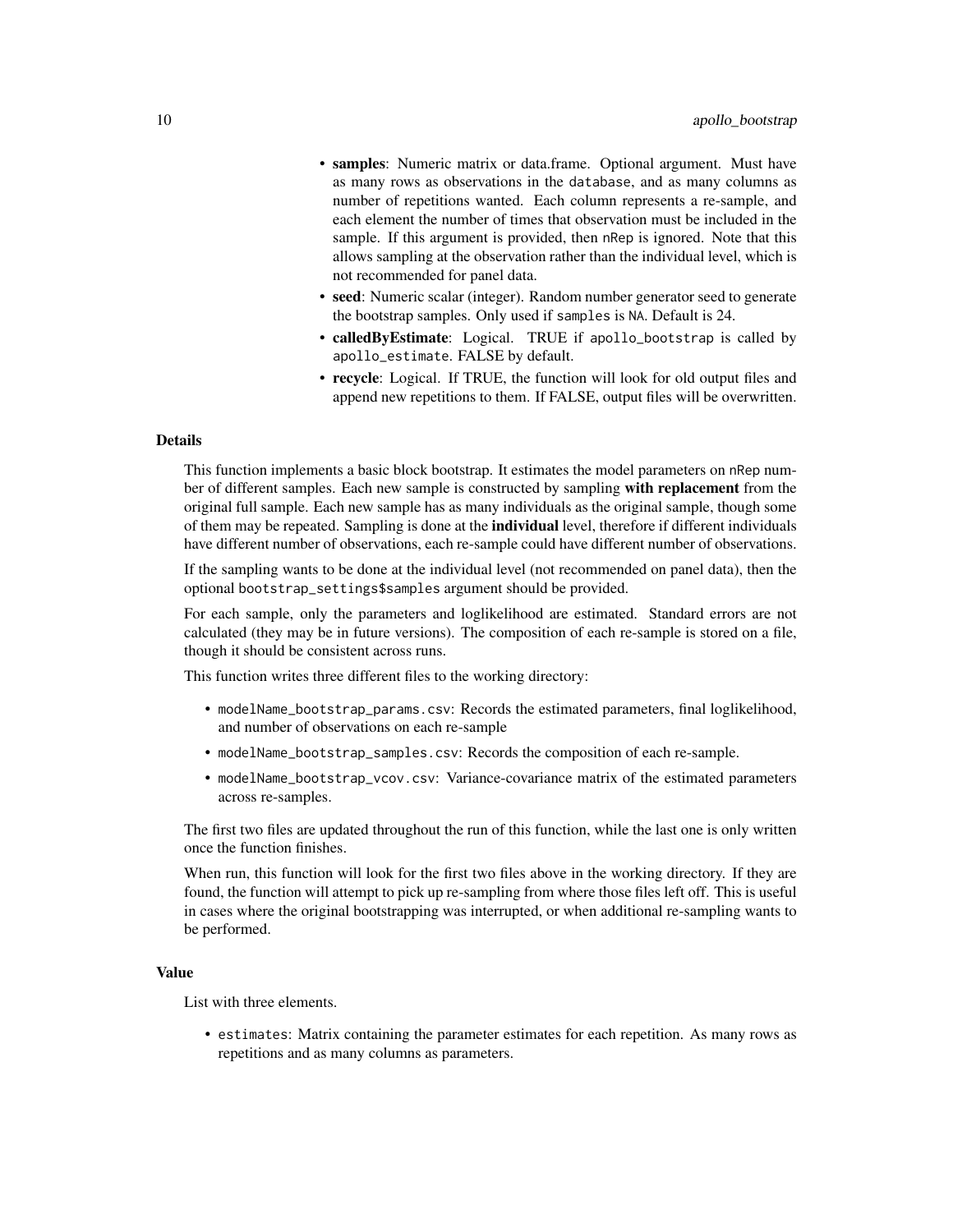- **samples**: Numeric matrix or data.frame. Optional argument. Must have as many rows as observations in the database, and as many columns as number of repetitions wanted. Each column represents a re-sample, and each element the number of times that observation must be included in the sample. If this argument is provided, then nRep is ignored. Note that this allows sampling at the observation rather than the individual level, which is not recommended for panel data.
- **seed**: Numeric scalar (integer). Random number generator seed to generate the bootstrap samples. Only used if samples is NA. Default is 24.
- **calledByEstimate**: Logical. TRUE if apollo_bootstrap is called by apollo_estimate. FALSE by default.
- **recycle**: Logical. If TRUE, the function will look for old output files and append new repetitions to them. If FALSE, output files will be overwritten.

### Details

This function implements a basic block bootstrap. It estimates the model parameters on nRep number of different samples. Each new sample is constructed by sampling **with replacement** from the original full sample. Each new sample has as many individuals as the original sample, though some of them may be repeated. Sampling is done at the **individual** level, therefore if different individuals have different number of observations, each re-sample could have different number of observations.

If the sampling wants to be done at the individual level (not recommended on panel data), then the optional bootstrap_settings$samples argument should be provided.

For each sample, only the parameters and loglikelihood are estimated. Standard errors are not calculated (they may be in future versions). The composition of each re-sample is stored on a file, though it should be consistent across runs.

This function writes three different files to the working directory:

- modelName_bootstrap_params.csv: Records the estimated parameters, final loglikelihood, and number of observations on each re-sample
- modelName_bootstrap_samples.csv: Records the composition of each re-sample.
- modelName_bootstrap_vcov.csv: Variance-covariance matrix of the estimated parameters across re-samples.

The first two files are updated throughout the run of this function, while the last one is only written once the function finishes.

When run, this function will look for the first two files above in the working directory. If they are found, the function will attempt to pick up re-sampling from where those files left off. This is useful in cases where the original bootstrapping was interrupted, or when additional re-sampling wants to be performed.

### Value

List with three elements.

- estimates: Matrix containing the parameter estimates for each repetition. As many rows as repetitions and as many columns as parameters.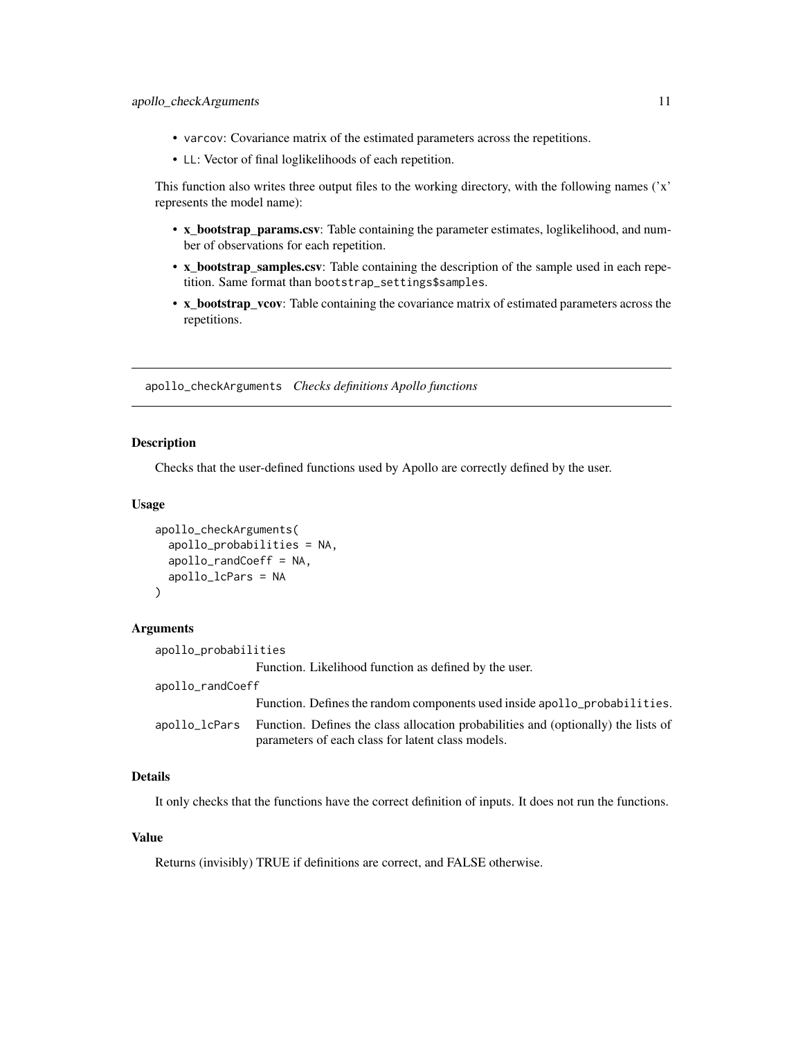- varcov: Covariance matrix of the estimated parameters across the repetitions.
- LL: Vector of final loglikelihoods of each repetition.

This function also writes three output files to the working directory, with the following names ('x' represents the model name):

- **x_bootstrap_params.csv**: Table containing the parameter estimates, loglikelihood, and number of observations for each repetition.
- **x_bootstrap_samples.csv**: Table containing the description of the sample used in each repetition. Same format than bootstrap_settings$samples.
- **x_bootstrap_vcov**: Table containing the covariance matrix of estimated parameters across the repetitions.

---

## apollo_checkArguments *Checks definitions Apollo functions*

---

### Description

Checks that the user-defined functions used by Apollo are correctly defined by the user.

### Usage

```
apollo_checkArguments(
  apollo_probabilities = NA,
  apollo_randCoeff = NA,
  apollo_lcPars = NA
)
```

### Arguments

| | |
|---|---|
| apollo_probabilities | Function. Likelihood function as defined by the user. |
| apollo_randCoeff | Function. Defines the random components used inside apollo_probabilities. |
| apollo_lcPars | Function. Defines the class allocation probabilities and (optionally) the lists of parameters of each class for latent class models. |

### Details

It only checks that the functions have the correct definition of inputs. It does not run the functions.

### Value

Returns (invisibly) TRUE if definitions are correct, and FALSE otherwise.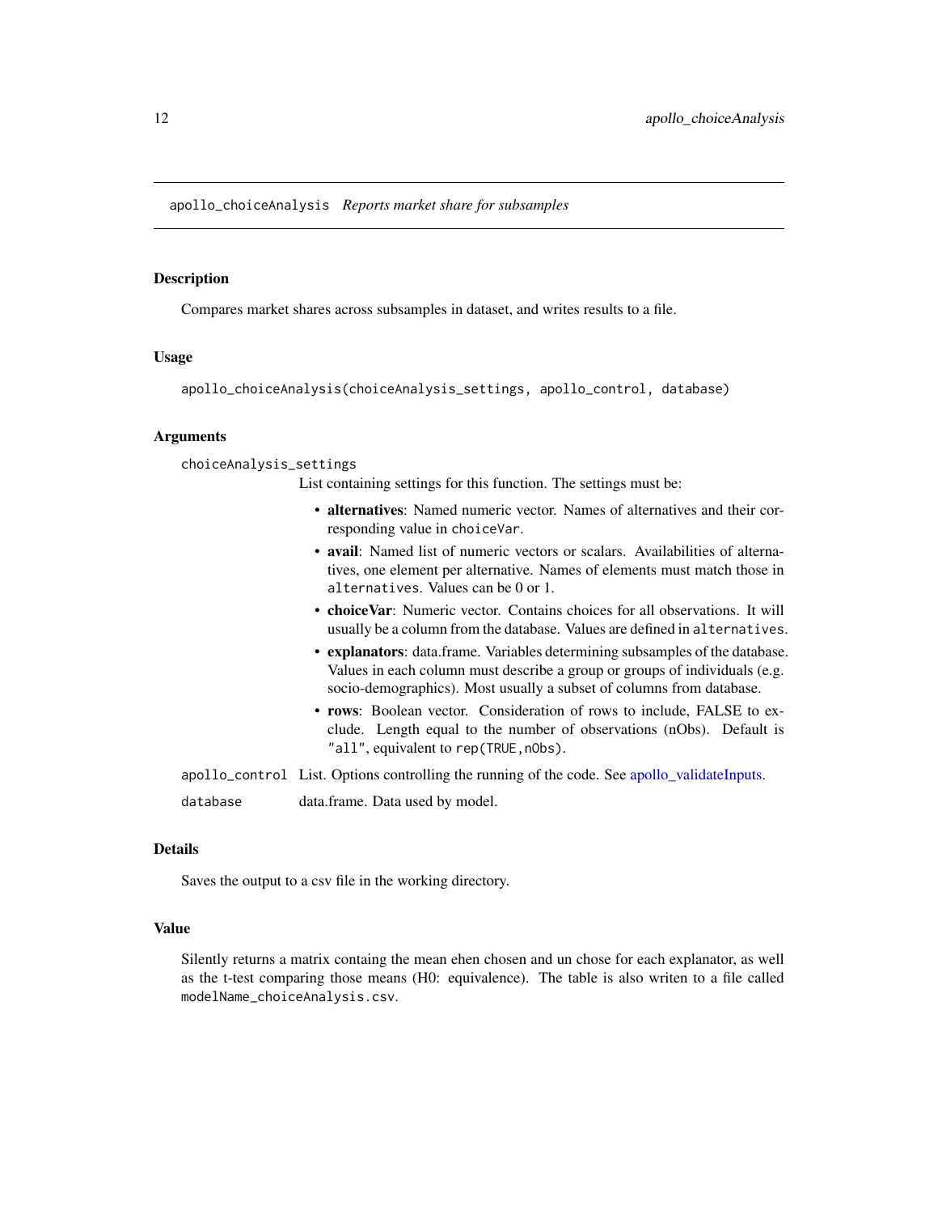## apollo_choiceAnalysis *Reports market share for subsamples*

### Description

Compares market shares across subsamples in dataset, and writes results to a file.

### Usage

```
apollo_choiceAnalysis(choiceAnalysis_settings, apollo_control, database)
```

### Arguments

`choiceAnalysis_settings`
: List containing settings for this function. The settings must be:

- **alternatives**: Named numeric vector. Names of alternatives and their corresponding value in `choiceVar`.
- **avail**: Named list of numeric vectors or scalars. Availabilities of alternatives, one element per alternative. Names of elements must match those in `alternatives`. Values can be 0 or 1.
- **choiceVar**: Numeric vector. Contains choices for all observations. It will usually be a column from the database. Values are defined in `alternatives`.
- **explanators**: data.frame. Variables determining subsamples of the database. Values in each column must describe a group or groups of individuals (e.g. socio-demographics). Most usually a subset of columns from database.
- **rows**: Boolean vector. Consideration of rows to include, FALSE to exclude. Length equal to the number of observations (nObs). Default is `"all"`, equivalent to `rep(TRUE,nObs)`.

`apollo_control`
: List. Options controlling the running of the code. See apollo_validateInputs.

`database`
: data.frame. Data used by model.

### Details

Saves the output to a csv file in the working directory.

### Value

Silently returns a matrix containg the mean ehen chosen and un chose for each explanator, as well as the t-test comparing those means (H0: equivalence). The table is also writen to a file called `modelName_choiceAnalysis.csv`.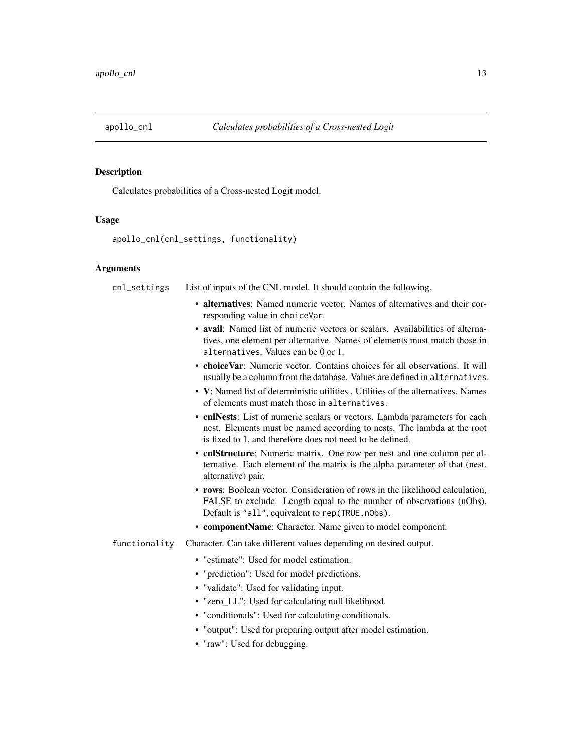# apollo_cnl — *Calculates probabilities of a Cross-nested Logit*

## Description

Calculates probabilities of a Cross-nested Logit model.

## Usage

```
apollo_cnl(cnl_settings, functionality)
```

## Arguments

**cnl_settings** — List of inputs of the CNL model. It should contain the following.

- **alternatives**: Named numeric vector. Names of alternatives and their corresponding value in `choiceVar`.
- **avail**: Named list of numeric vectors or scalars. Availabilities of alternatives, one element per alternative. Names of elements must match those in `alternatives`. Values can be 0 or 1.
- **choiceVar**: Numeric vector. Contains choices for all observations. It will usually be a column from the database. Values are defined in `alternatives`.
- **V**: Named list of deterministic utilities . Utilities of the alternatives. Names of elements must match those in `alternatives.`
- **cnlNests**: List of numeric scalars or vectors. Lambda parameters for each nest. Elements must be named according to nests. The lambda at the root is fixed to 1, and therefore does not need to be defined.
- **cnlStructure**: Numeric matrix. One row per nest and one column per alternative. Each element of the matrix is the alpha parameter of that (nest, alternative) pair.
- **rows**: Boolean vector. Consideration of rows in the likelihood calculation, FALSE to exclude. Length equal to the number of observations (nObs). Default is `"all"`, equivalent to `rep(TRUE,nObs)`.
- **componentName**: Character. Name given to model component.

**functionality** — Character. Can take different values depending on desired output.

- "estimate": Used for model estimation.
- "prediction": Used for model predictions.
- "validate": Used for validating input.
- "zero_LL": Used for calculating null likelihood.
- "conditionals": Used for calculating conditionals.
- "output": Used for preparing output after model estimation.
- "raw": Used for debugging.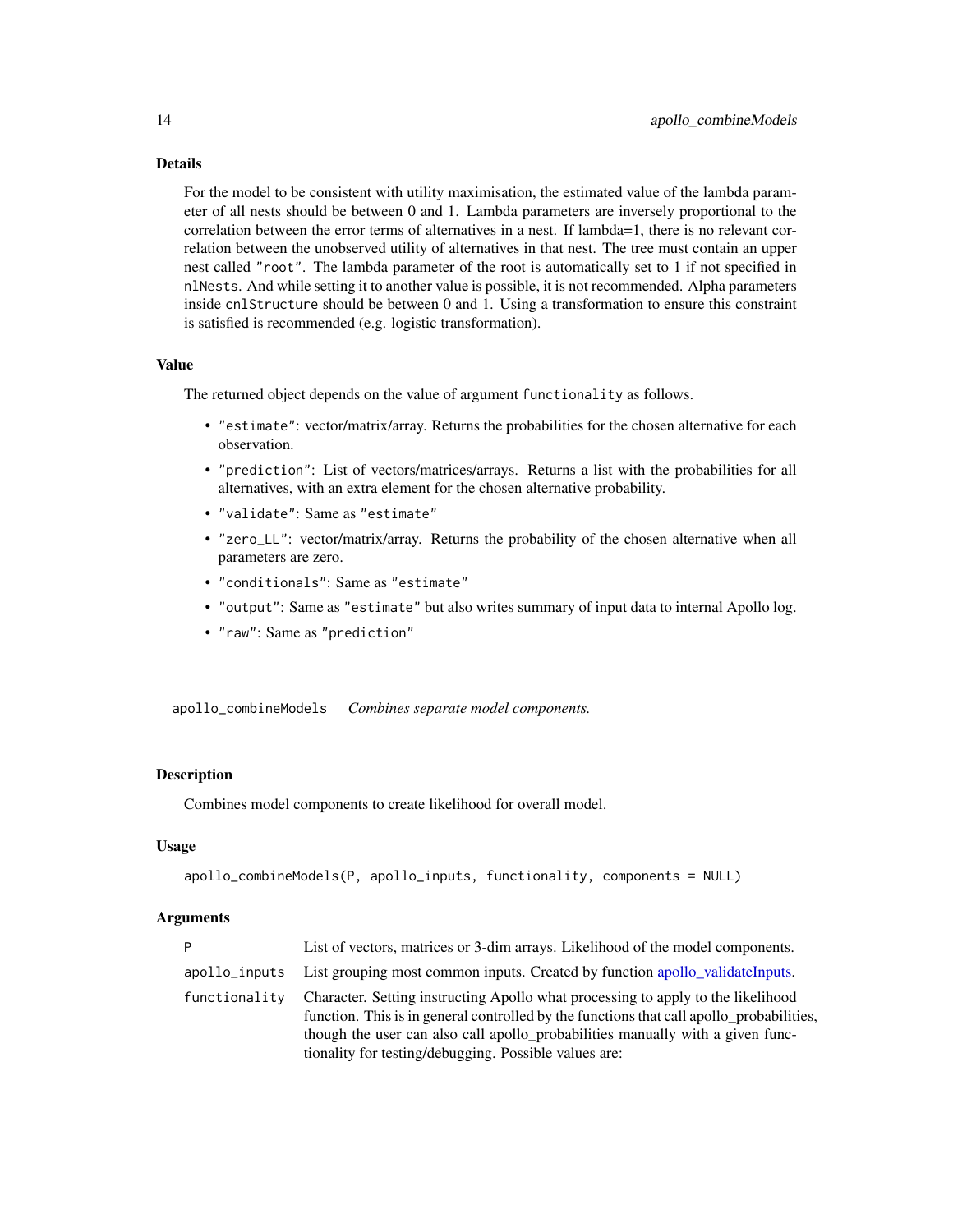### Details

For the model to be consistent with utility maximisation, the estimated value of the lambda parameter of all nests should be between 0 and 1. Lambda parameters are inversely proportional to the correlation between the error terms of alternatives in a nest. If lambda=1, there is no relevant correlation between the unobserved utility of alternatives in that nest. The tree must contain an upper nest called "root". The lambda parameter of the root is automatically set to 1 if not specified in `nlNests`. And while setting it to another value is possible, it is not recommended. Alpha parameters inside `cnlStructure` should be between 0 and 1. Using a transformation to ensure this constraint is satisfied is recommended (e.g. logistic transformation).

### Value

The returned object depends on the value of argument `functionality` as follows.

- `"estimate"`: vector/matrix/array. Returns the probabilities for the chosen alternative for each observation.
- `"prediction"`: List of vectors/matrices/arrays. Returns a list with the probabilities for all alternatives, with an extra element for the chosen alternative probability.
- `"validate"`: Same as `"estimate"`
- `"zero_LL"`: vector/matrix/array. Returns the probability of the chosen alternative when all parameters are zero.
- `"conditionals"`: Same as `"estimate"`
- `"output"`: Same as `"estimate"` but also writes summary of input data to internal Apollo log.
- `"raw"`: Same as `"prediction"`

---

## apollo_combineModels *Combines separate model components.*

---

### Description

Combines model components to create likelihood for overall model.

### Usage

```
apollo_combineModels(P, apollo_inputs, functionality, components = NULL)
```

### Arguments

| | |
|---|---|
| `P` | List of vectors, matrices or 3-dim arrays. Likelihood of the model components. |
| `apollo_inputs` | List grouping most common inputs. Created by function apollo_validateInputs. |
| `functionality` | Character. Setting instructing Apollo what processing to apply to the likelihood function. This is in general controlled by the functions that call apollo_probabilities, though the user can also call apollo_probabilities manually with a given functionality for testing/debugging. Possible values are: |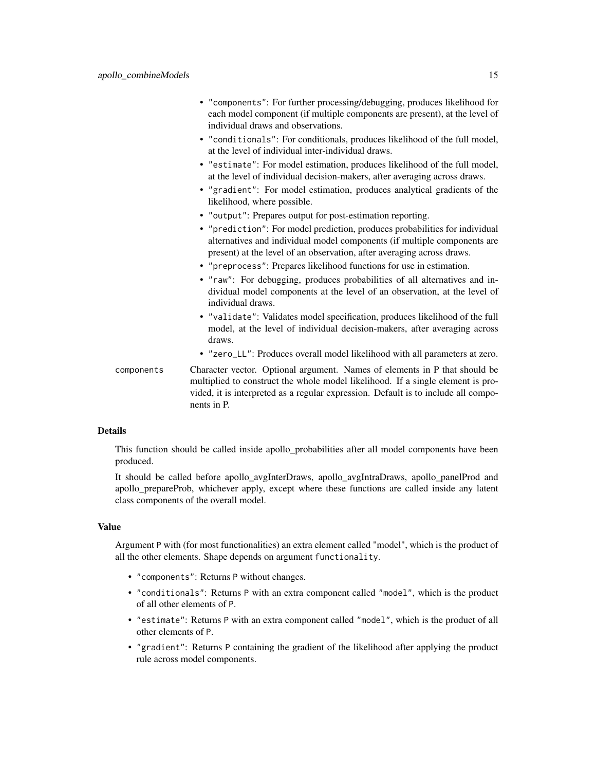- "components": For further processing/debugging, produces likelihood for each model component (if multiple components are present), at the level of individual draws and observations.
- "conditionals": For conditionals, produces likelihood of the full model, at the level of individual inter-individual draws.
- "estimate": For model estimation, produces likelihood of the full model, at the level of individual decision-makers, after averaging across draws.
- "gradient": For model estimation, produces analytical gradients of the likelihood, where possible.
- "output": Prepares output for post-estimation reporting.
- "prediction": For model prediction, produces probabilities for individual alternatives and individual model components (if multiple components are present) at the level of an observation, after averaging across draws.
- "preprocess": Prepares likelihood functions for use in estimation.
- "raw": For debugging, produces probabilities of all alternatives and individual model components at the level of an observation, at the level of individual draws.
- "validate": Validates model specification, produces likelihood of the full model, at the level of individual decision-makers, after averaging across draws.
- "zero_LL": Produces overall model likelihood with all parameters at zero.

`components` Character vector. Optional argument. Names of elements in P that should be multiplied to construct the whole model likelihood. If a single element is provided, it is interpreted as a regular expression. Default is to include all components in P.

### Details

This function should be called inside apollo_probabilities after all model components have been produced.

It should be called before apollo_avgInterDraws, apollo_avgIntraDraws, apollo_panelProd and apollo_prepareProb, whichever apply, except where these functions are called inside any latent class components of the overall model.

### Value

Argument P with (for most functionalities) an extra element called "model", which is the product of all the other elements. Shape depends on argument functionality.

- "components": Returns P without changes.
- "conditionals": Returns P with an extra component called "model", which is the product of all other elements of P.
- "estimate": Returns P with an extra component called "model", which is the product of all other elements of P.
- "gradient": Returns P containing the gradient of the likelihood after applying the product rule across model components.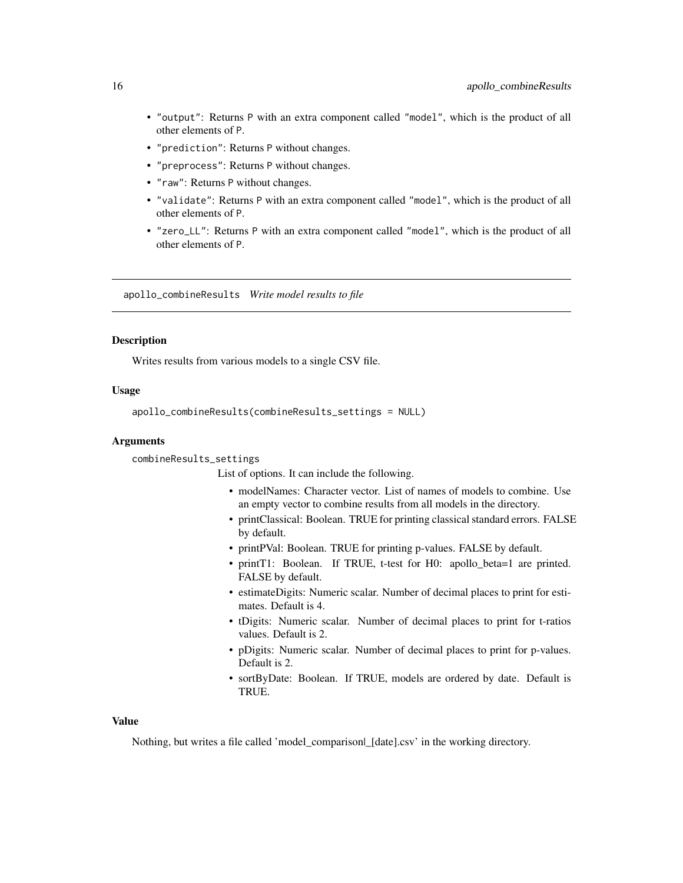- "output": Returns P with an extra component called "model", which is the product of all other elements of P.
- "prediction": Returns P without changes.
- "preprocess": Returns P without changes.
- "raw": Returns P without changes.
- "validate": Returns P with an extra component called "model", which is the product of all other elements of P.
- "zero_LL": Returns P with an extra component called "model", which is the product of all other elements of P.

---

## apollo_combineResults *Write model results to file*

### Description

Writes results from various models to a single CSV file.

### Usage

```
apollo_combineResults(combineResults_settings = NULL)
```

### Arguments

combineResults_settings
: List of options. It can include the following.

- modelNames: Character vector. List of names of models to combine. Use an empty vector to combine results from all models in the directory.
- printClassical: Boolean. TRUE for printing classical standard errors. FALSE by default.
- printPVal: Boolean. TRUE for printing p-values. FALSE by default.
- printT1: Boolean. If TRUE, t-test for H0: apollo_beta=1 are printed. FALSE by default.
- estimateDigits: Numeric scalar. Number of decimal places to print for estimates. Default is 4.
- tDigits: Numeric scalar. Number of decimal places to print for t-ratios values. Default is 2.
- pDigits: Numeric scalar. Number of decimal places to print for p-values. Default is 2.
- sortByDate: Boolean. If TRUE, models are ordered by date. Default is TRUE.

### Value

Nothing, but writes a file called 'model_comparison|_[date].csv' in the working directory.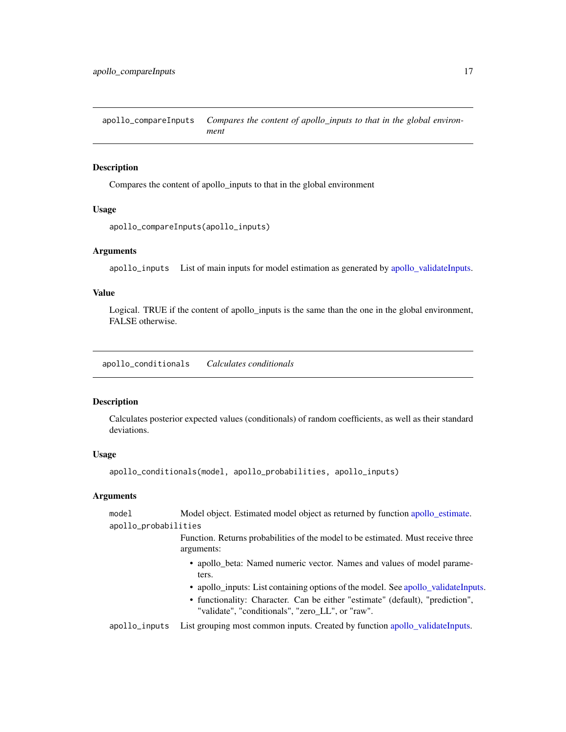## apollo_compareInputs — *Compares the content of apollo_inputs to that in the global environment*

### Description

Compares the content of apollo_inputs to that in the global environment

### Usage

```
apollo_compareInputs(apollo_inputs)
```

### Arguments

apollo_inputs — List of main inputs for model estimation as generated by apollo_validateInputs.

### Value

Logical. TRUE if the content of apollo_inputs is the same than the one in the global environment, FALSE otherwise.

## apollo_conditionals — *Calculates conditionals*

### Description

Calculates posterior expected values (conditionals) of random coefficients, as well as their standard deviations.

### Usage

```
apollo_conditionals(model, apollo_probabilities, apollo_inputs)
```

### Arguments

model — Model object. Estimated model object as returned by function apollo_estimate.

apollo_probabilities — Function. Returns probabilities of the model to be estimated. Must receive three arguments:

- apollo_beta: Named numeric vector. Names and values of model parameters.
- apollo_inputs: List containing options of the model. See apollo_validateInputs.
- functionality: Character. Can be either "estimate" (default), "prediction", "validate", "conditionals", "zero_LL", or "raw".

apollo_inputs — List grouping most common inputs. Created by function apollo_validateInputs.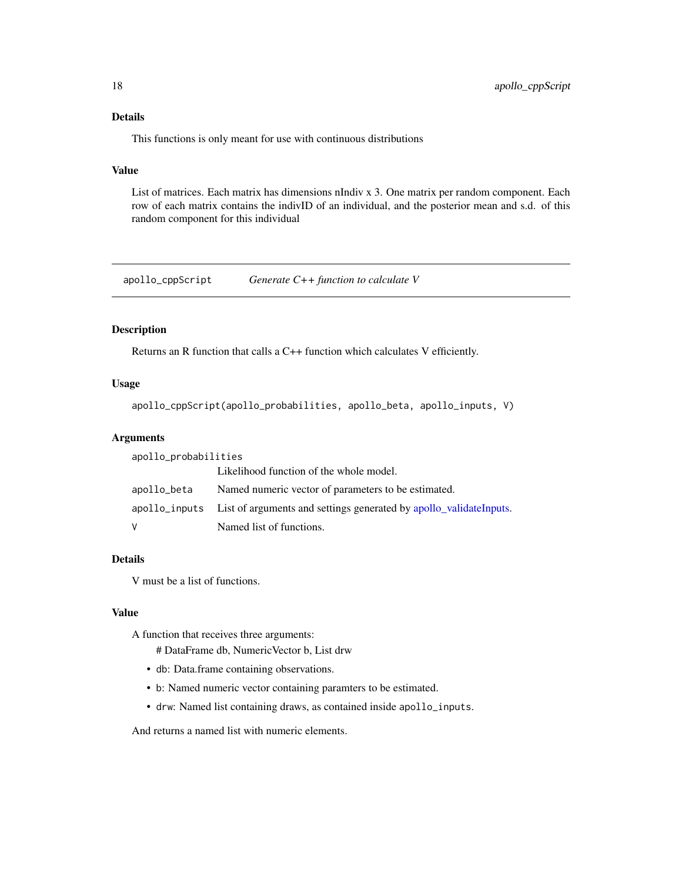### Details

This functions is only meant for use with continuous distributions

### Value

List of matrices. Each matrix has dimensions nIndiv x 3. One matrix per random component. Each row of each matrix contains the indivID of an individual, and the posterior mean and s.d. of this random component for this individual

---

## apollo_cppScript — *Generate C++ function to calculate V*

### Description

Returns an R function that calls a C++ function which calculates V efficiently.

### Usage

```
apollo_cppScript(apollo_probabilities, apollo_beta, apollo_inputs, V)
```

### Arguments

| | |
|---|---|
| `apollo_probabilities` | Likelihood function of the whole model. |
| `apollo_beta` | Named numeric vector of parameters to be estimated. |
| `apollo_inputs` | List of arguments and settings generated by apollo_validateInputs. |
| `V` | Named list of functions. |

### Details

V must be a list of functions.

### Value

A function that receives three arguments:

# DataFrame db, NumericVector b, List drw

- `db`: Data.frame containing observations.
- `b`: Named numeric vector containing paramters to be estimated.
- `drw`: Named list containing draws, as contained inside `apollo_inputs`.

And returns a named list with numeric elements.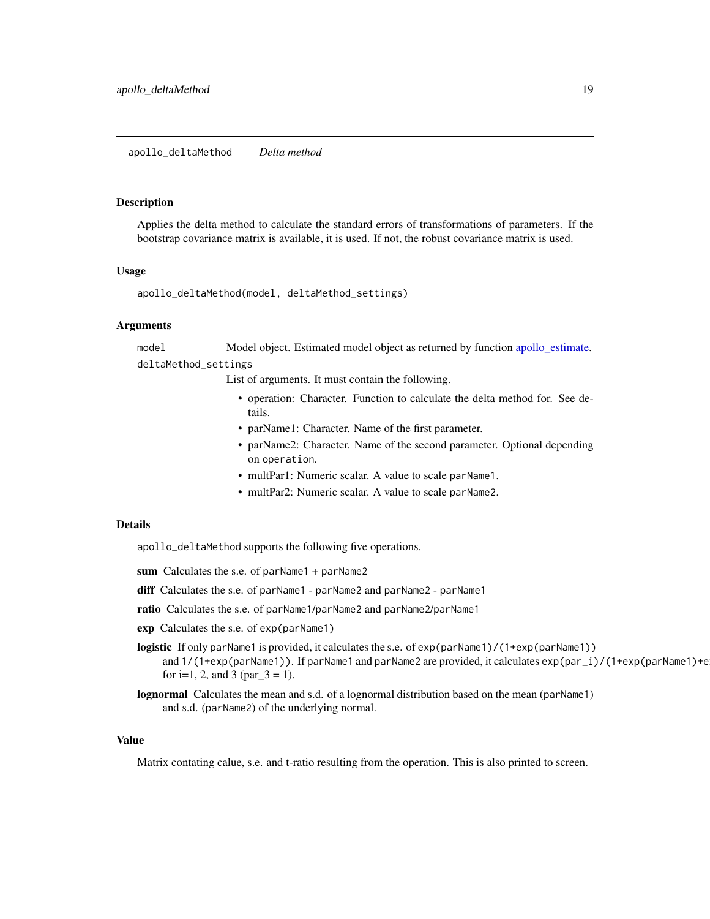## apollo_deltaMethod *Delta method*

### Description

Applies the delta method to calculate the standard errors of transformations of parameters. If the bootstrap covariance matrix is available, it is used. If not, the robust covariance matrix is used.

### Usage

```
apollo_deltaMethod(model, deltaMethod_settings)
```

### Arguments

`model` Model object. Estimated model object as returned by function apollo_estimate.

`deltaMethod_settings` List of arguments. It must contain the following.

- operation: Character. Function to calculate the delta method for. See details.
- parName1: Character. Name of the first parameter.
- parName2: Character. Name of the second parameter. Optional depending on `operation`.
- multPar1: Numeric scalar. A value to scale `parName1`.
- multPar2: Numeric scalar. A value to scale `parName2`.

### Details

`apollo_deltaMethod` supports the following five operations.

**sum** Calculates the s.e. of `parName1` + `parName2`

**diff** Calculates the s.e. of `parName1` - `parName2` and `parName2` - `parName1`

**ratio** Calculates the s.e. of `parName1/parName2` and `parName2/parName1`

**exp** Calculates the s.e. of `exp(parName1)`

**logistic** If only `parName1` is provided, it calculates the s.e. of `exp(parName1)/(1+exp(parName1))` and `1/(1+exp(parName1))`. If `parName1` and `parName2` are provided, it calculates `exp(par_i)/(1+exp(parName1)+e` for i=1, 2, and 3 (par_3 = 1).

**lognormal** Calculates the mean and s.d. of a lognormal distribution based on the mean (`parName1`) and s.d. (`parName2`) of the underlying normal.

### Value

Matrix contating calue, s.e. and t-ratio resulting from the operation. This is also printed to screen.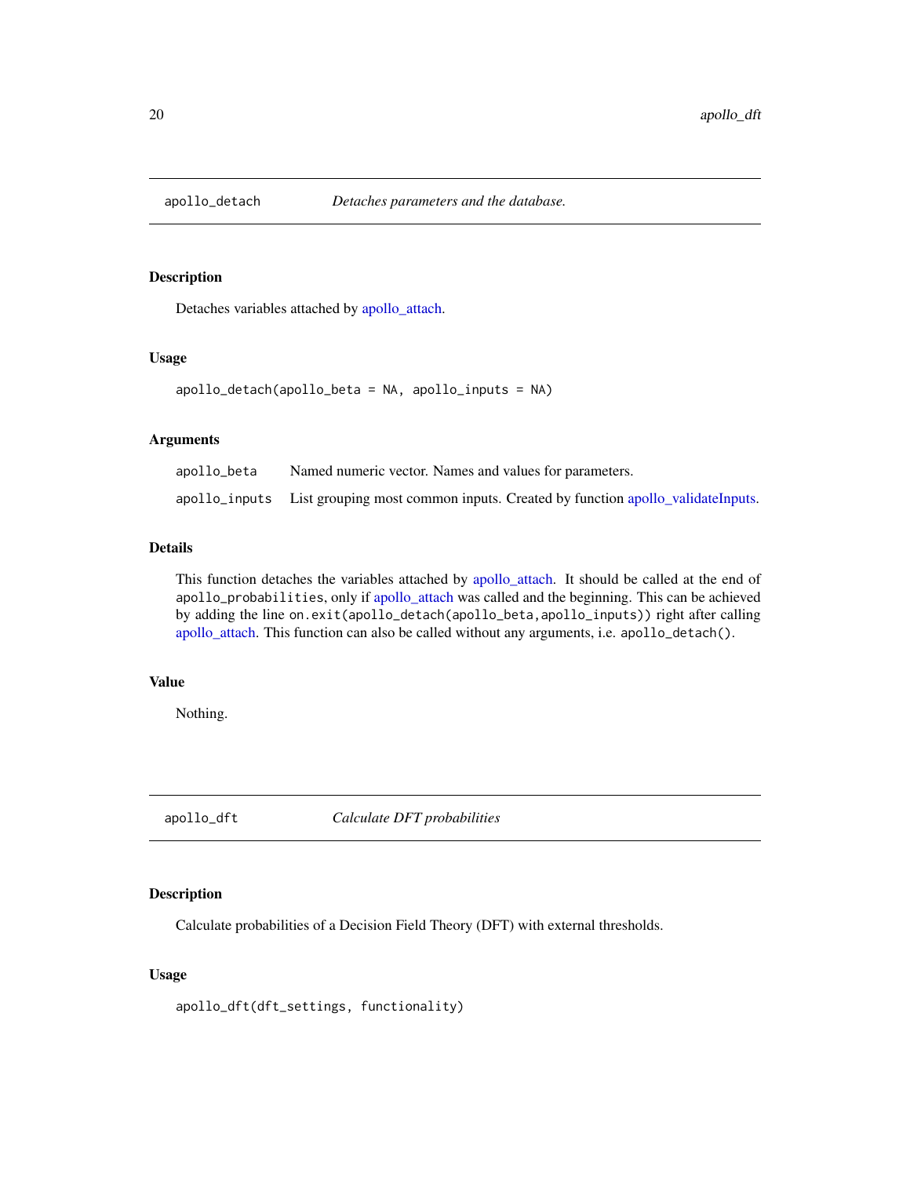## apollo_detach — *Detaches parameters and the database.*

### Description

Detaches variables attached by apollo_attach.

### Usage

```
apollo_detach(apollo_beta = NA, apollo_inputs = NA)
```

### Arguments

| | |
|---|---|
| apollo_beta | Named numeric vector. Names and values for parameters. |
| apollo_inputs | List grouping most common inputs. Created by function apollo_validateInputs. |

### Details

This function detaches the variables attached by apollo_attach. It should be called at the end of `apollo_probabilities`, only if apollo_attach was called and the beginning. This can be achieved by adding the line `on.exit(apollo_detach(apollo_beta,apollo_inputs))` right after calling apollo_attach. This function can also be called without any arguments, i.e. `apollo_detach()`.

### Value

Nothing.

## apollo_dft — *Calculate DFT probabilities*

### Description

Calculate probabilities of a Decision Field Theory (DFT) with external thresholds.

### Usage

```
apollo_dft(dft_settings, functionality)
```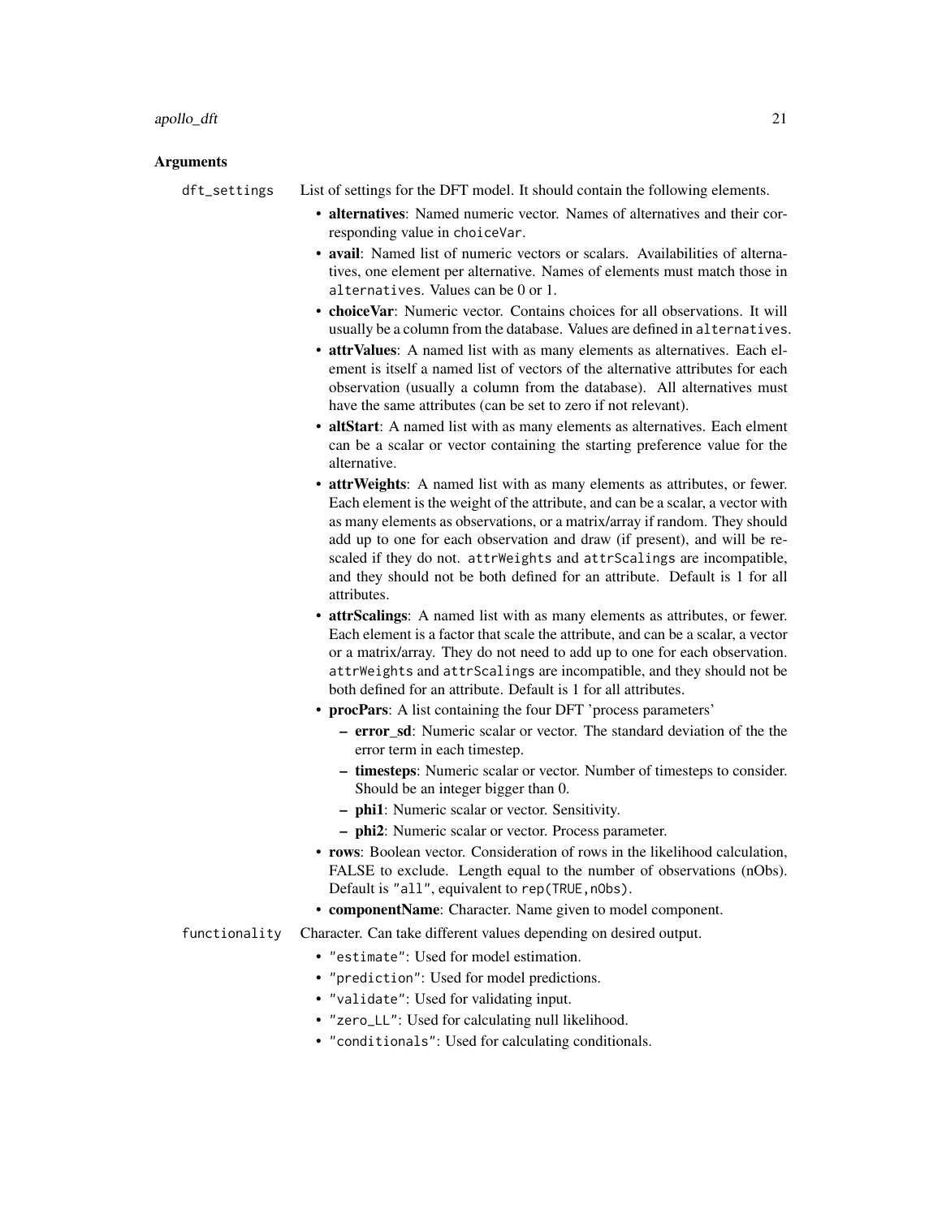### Arguments

`dft_settings` List of settings for the DFT model. It should contain the following elements.

- **alternatives**: Named numeric vector. Names of alternatives and their corresponding value in `choiceVar`.
- **avail**: Named list of numeric vectors or scalars. Availabilities of alternatives, one element per alternative. Names of elements must match those in `alternatives`. Values can be 0 or 1.
- **choiceVar**: Numeric vector. Contains choices for all observations. It will usually be a column from the database. Values are defined in `alternatives`.
- **attrValues**: A named list with as many elements as alternatives. Each element is itself a named list of vectors of the alternative attributes for each observation (usually a column from the database). All alternatives must have the same attributes (can be set to zero if not relevant).
- **altStart**: A named list with as many elements as alternatives. Each elment can be a scalar or vector containing the starting preference value for the alternative.
- **attrWeights**: A named list with as many elements as attributes, or fewer. Each element is the weight of the attribute, and can be a scalar, a vector with as many elements as observations, or a matrix/array if random. They should add up to one for each observation and draw (if present), and will be re-scaled if they do not. `attrWeights` and `attrScalings` are incompatible, and they should not be both defined for an attribute. Default is 1 for all attributes.
- **attrScalings**: A named list with as many elements as attributes, or fewer. Each element is a factor that scale the attribute, and can be a scalar, a vector or a matrix/array. They do not need to add up to one for each observation. `attrWeights` and `attrScalings` are incompatible, and they should not be both defined for an attribute. Default is 1 for all attributes.
- **procPars**: A list containing the four DFT 'process parameters'
  - **error_sd**: Numeric scalar or vector. The standard deviation of the the error term in each timestep.
  - **timesteps**: Numeric scalar or vector. Number of timesteps to consider. Should be an integer bigger than 0.
  - **phi1**: Numeric scalar or vector. Sensitivity.
  - **phi2**: Numeric scalar or vector. Process parameter.
- **rows**: Boolean vector. Consideration of rows in the likelihood calculation, FALSE to exclude. Length equal to the number of observations (nObs). Default is `"all"`, equivalent to `rep(TRUE,nObs)`.
- **componentName**: Character. Name given to model component.

`functionality` Character. Can take different values depending on desired output.

- `"estimate"`: Used for model estimation.
- `"prediction"`: Used for model predictions.
- `"validate"`: Used for validating input.
- `"zero_LL"`: Used for calculating null likelihood.
- `"conditionals"`: Used for calculating conditionals.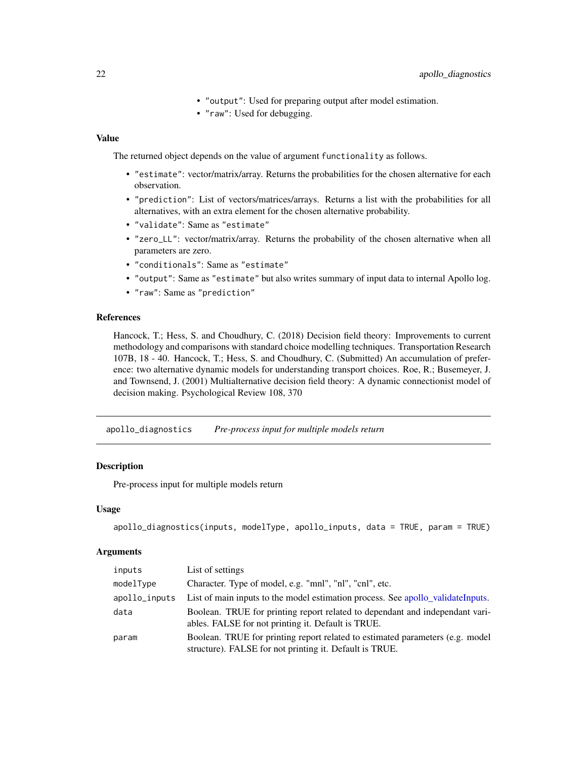- "output": Used for preparing output after model estimation.
- "raw": Used for debugging.

### Value

The returned object depends on the value of argument functionality as follows.

- "estimate": vector/matrix/array. Returns the probabilities for the chosen alternative for each observation.
- "prediction": List of vectors/matrices/arrays. Returns a list with the probabilities for all alternatives, with an extra element for the chosen alternative probability.
- "validate": Same as "estimate"
- "zero_LL": vector/matrix/array. Returns the probability of the chosen alternative when all parameters are zero.
- "conditionals": Same as "estimate"
- "output": Same as "estimate" but also writes summary of input data to internal Apollo log.
- "raw": Same as "prediction"

### References

Hancock, T.; Hess, S. and Choudhury, C. (2018) Decision field theory: Improvements to current methodology and comparisons with standard choice modelling techniques. Transportation Research 107B, 18 - 40. Hancock, T.; Hess, S. and Choudhury, C. (Submitted) An accumulation of preference: two alternative dynamic models for understanding transport choices. Roe, R.; Busemeyer, J. and Townsend, J. (2001) Multialternative decision field theory: A dynamic connectionist model of decision making. Psychological Review 108, 370

---

## apollo_diagnostics *Pre-process input for multiple models return*

### Description

Pre-process input for multiple models return

### Usage

```
apollo_diagnostics(inputs, modelType, apollo_inputs, data = TRUE, param = TRUE)
```

### Arguments

| | |
|---|---|
| inputs | List of settings |
| modelType | Character. Type of model, e.g. "mnl", "nl", "cnl", etc. |
| apollo_inputs | List of main inputs to the model estimation process. See apollo_validateInputs. |
| data | Boolean. TRUE for printing report related to dependant and independant variables. FALSE for not printing it. Default is TRUE. |
| param | Boolean. TRUE for printing report related to estimated parameters (e.g. model structure). FALSE for not printing it. Default is TRUE. |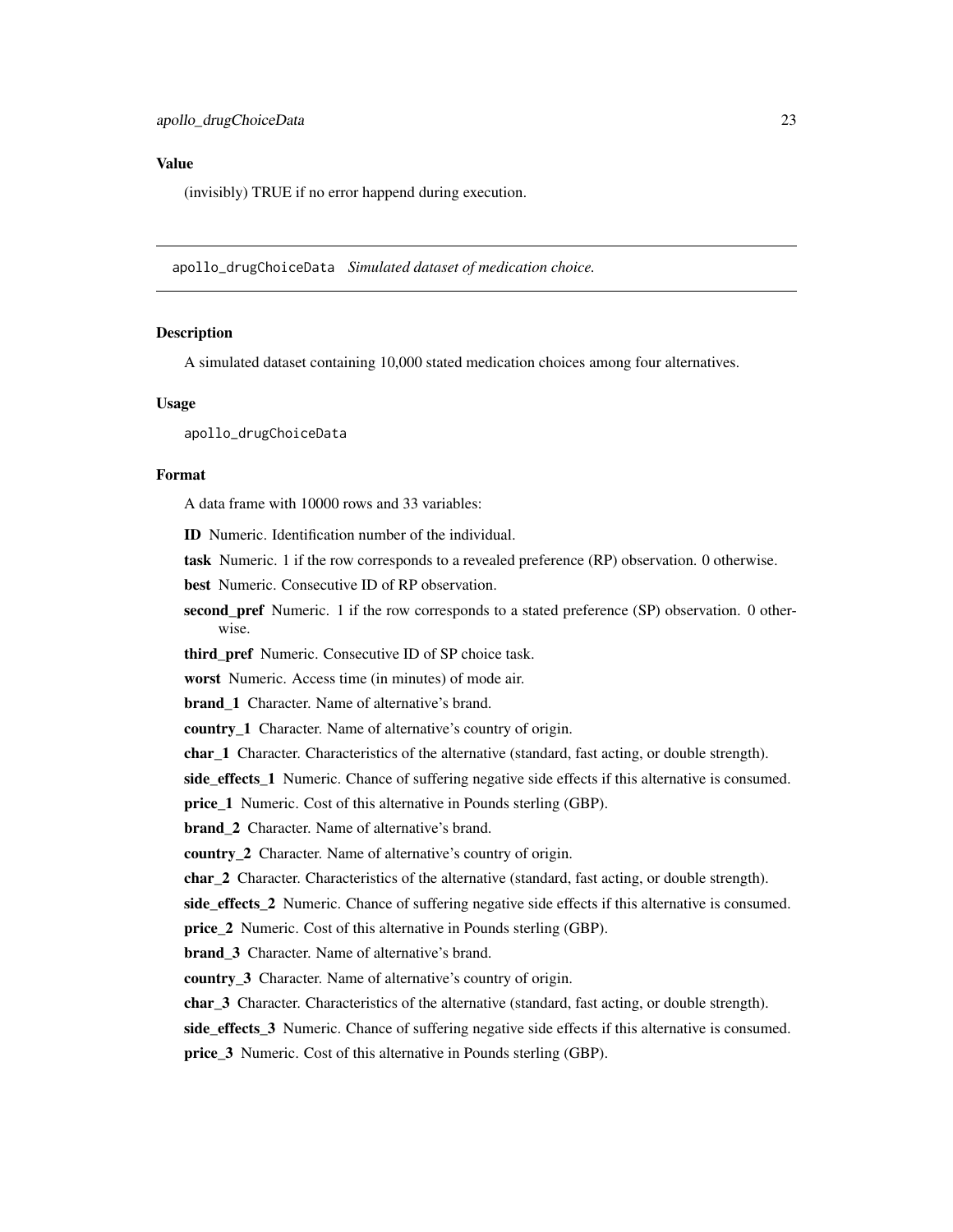## Value

(invisibly) TRUE if no error happend during execution.

---

`apollo_drugChoiceData` *Simulated dataset of medication choice.*

---

## Description

A simulated dataset containing 10,000 stated medication choices among four alternatives.

## Usage

```
apollo_drugChoiceData
```

## Format

A data frame with 10000 rows and 33 variables:

**ID** Numeric. Identification number of the individual.

**task** Numeric. 1 if the row corresponds to a revealed preference (RP) observation. 0 otherwise.

**best** Numeric. Consecutive ID of RP observation.

**second_pref** Numeric. 1 if the row corresponds to a stated preference (SP) observation. 0 otherwise.

**third_pref** Numeric. Consecutive ID of SP choice task.

**worst** Numeric. Access time (in minutes) of mode air.

**brand_1** Character. Name of alternative's brand.

**country_1** Character. Name of alternative's country of origin.

**char_1** Character. Characteristics of the alternative (standard, fast acting, or double strength).

**side_effects_1** Numeric. Chance of suffering negative side effects if this alternative is consumed.

**price_1** Numeric. Cost of this alternative in Pounds sterling (GBP).

**brand_2** Character. Name of alternative's brand.

**country_2** Character. Name of alternative's country of origin.

**char_2** Character. Characteristics of the alternative (standard, fast acting, or double strength).

**side_effects_2** Numeric. Chance of suffering negative side effects if this alternative is consumed.

**price_2** Numeric. Cost of this alternative in Pounds sterling (GBP).

**brand_3** Character. Name of alternative's brand.

**country_3** Character. Name of alternative's country of origin.

**char_3** Character. Characteristics of the alternative (standard, fast acting, or double strength).

**side_effects_3** Numeric. Chance of suffering negative side effects if this alternative is consumed.

**price_3** Numeric. Cost of this alternative in Pounds sterling (GBP).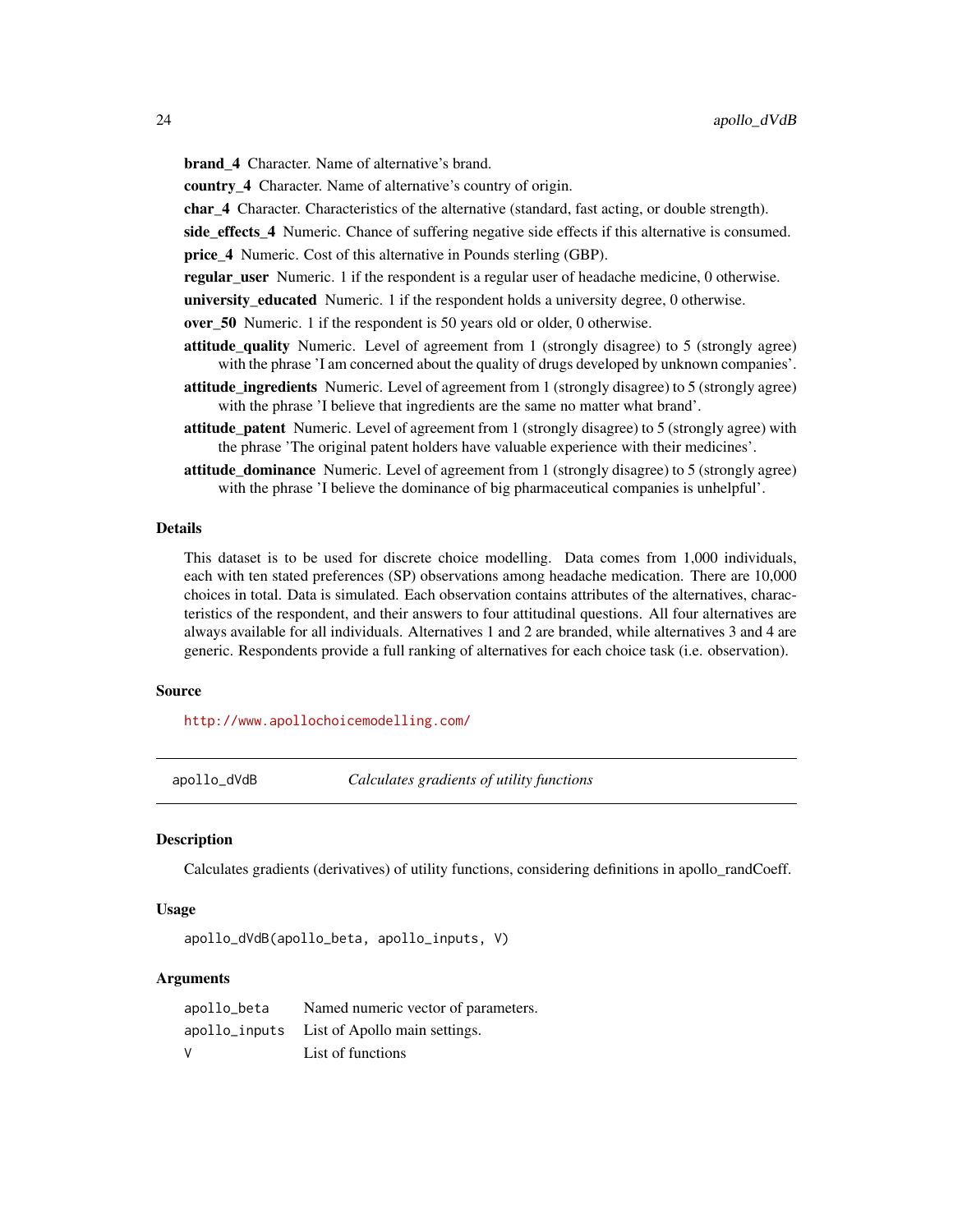**brand_4** Character. Name of alternative's brand.

**country_4** Character. Name of alternative's country of origin.

**char_4** Character. Characteristics of the alternative (standard, fast acting, or double strength).

**side_effects_4** Numeric. Chance of suffering negative side effects if this alternative is consumed.

**price_4** Numeric. Cost of this alternative in Pounds sterling (GBP).

**regular_user** Numeric. 1 if the respondent is a regular user of headache medicine, 0 otherwise.

**university_educated** Numeric. 1 if the respondent holds a university degree, 0 otherwise.

**over_50** Numeric. 1 if the respondent is 50 years old or older, 0 otherwise.

**attitude_quality** Numeric. Level of agreement from 1 (strongly disagree) to 5 (strongly agree) with the phrase 'I am concerned about the quality of drugs developed by unknown companies'.

**attitude_ingredients** Numeric. Level of agreement from 1 (strongly disagree) to 5 (strongly agree) with the phrase 'I believe that ingredients are the same no matter what brand'.

**attitude_patent** Numeric. Level of agreement from 1 (strongly disagree) to 5 (strongly agree) with the phrase 'The original patent holders have valuable experience with their medicines'.

**attitude_dominance** Numeric. Level of agreement from 1 (strongly disagree) to 5 (strongly agree) with the phrase 'I believe the dominance of big pharmaceutical companies is unhelpful'.

### Details

This dataset is to be used for discrete choice modelling. Data comes from 1,000 individuals, each with ten stated preferences (SP) observations among headache medication. There are 10,000 choices in total. Data is simulated. Each observation contains attributes of the alternatives, characteristics of the respondent, and their answers to four attitudinal questions. All four alternatives are always available for all individuals. Alternatives 1 and 2 are branded, while alternatives 3 and 4 are generic. Respondents provide a full ranking of alternatives for each choice task (i.e. observation).

### Source

http://www.apollochoicemodelling.com/

---

## apollo_dVdB — *Calculates gradients of utility functions*

### Description

Calculates gradients (derivatives) of utility functions, considering definitions in apollo_randCoeff.

### Usage

```
apollo_dVdB(apollo_beta, apollo_inputs, V)
```

### Arguments

| | |
|---|---|
| apollo_beta | Named numeric vector of parameters. |
| apollo_inputs | List of Apollo main settings. |
| V | List of functions |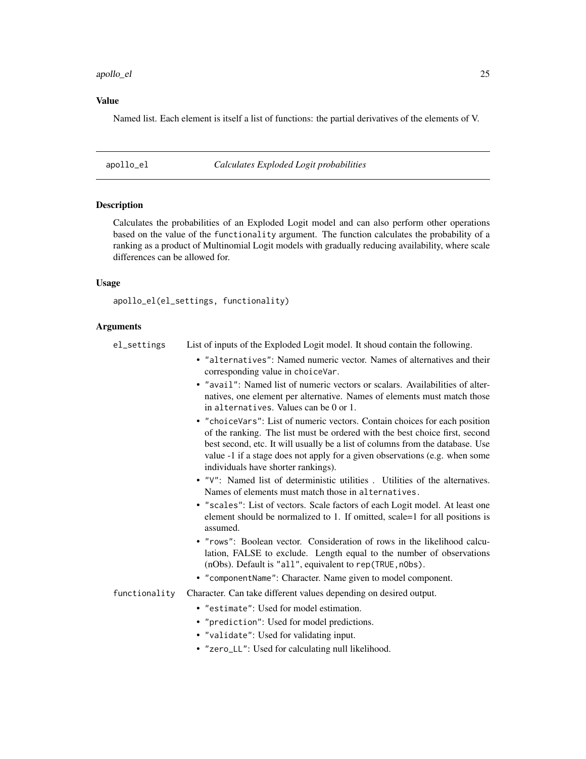### Value

Named list. Each element is itself a list of functions: the partial derivatives of the elements of V.

---

## apollo_el — *Calculates Exploded Logit probabilities*

### Description

Calculates the probabilities of an Exploded Logit model and can also perform other operations based on the value of the functionality argument. The function calculates the probability of a ranking as a product of Multinomial Logit models with gradually reducing availability, where scale differences can be allowed for.

### Usage

```
apollo_el(el_settings, functionality)
```

### Arguments

**el_settings** List of inputs of the Exploded Logit model. It shoud contain the following.

- "alternatives": Named numeric vector. Names of alternatives and their corresponding value in choiceVar.
- "avail": Named list of numeric vectors or scalars. Availabilities of alternatives, one element per alternative. Names of elements must match those in alternatives. Values can be 0 or 1.
- "choiceVars": List of numeric vectors. Contain choices for each position of the ranking. The list must be ordered with the best choice first, second best second, etc. It will usually be a list of columns from the database. Use value -1 if a stage does not apply for a given observations (e.g. when some individuals have shorter rankings).
- "V": Named list of deterministic utilities . Utilities of the alternatives. Names of elements must match those in alternatives.
- "scales": List of vectors. Scale factors of each Logit model. At least one element should be normalized to 1. If omitted, scale=1 for all positions is assumed.
- "rows": Boolean vector. Consideration of rows in the likelihood calculation, FALSE to exclude. Length equal to the number of observations (nObs). Default is "all", equivalent to rep(TRUE,nObs).
- "componentName": Character. Name given to model component.

**functionality** Character. Can take different values depending on desired output.

- "estimate": Used for model estimation.
- "prediction": Used for model predictions.
- "validate": Used for validating input.
- "zero_LL": Used for calculating null likelihood.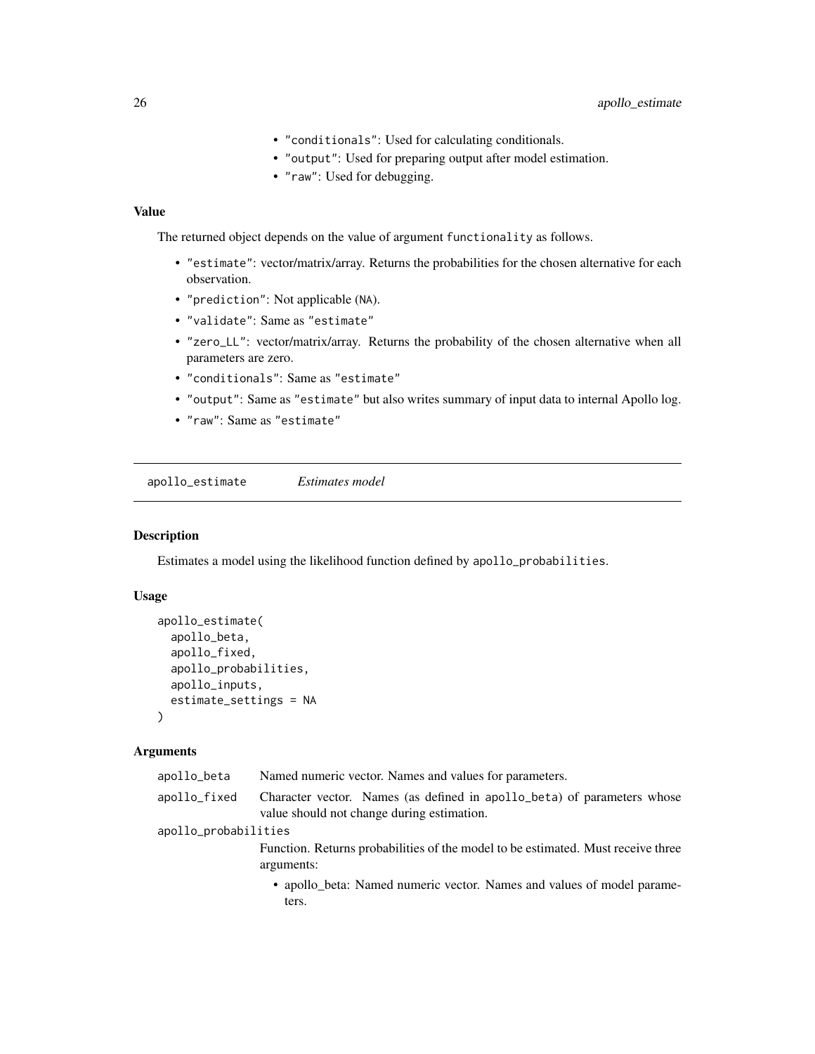- "conditionals": Used for calculating conditionals.
- "output": Used for preparing output after model estimation.
- "raw": Used for debugging.

### Value

The returned object depends on the value of argument functionality as follows.

- "estimate": vector/matrix/array. Returns the probabilities for the chosen alternative for each observation.
- "prediction": Not applicable (NA).
- "validate": Same as "estimate"
- "zero_LL": vector/matrix/array. Returns the probability of the chosen alternative when all parameters are zero.
- "conditionals": Same as "estimate"
- "output": Same as "estimate" but also writes summary of input data to internal Apollo log.
- "raw": Same as "estimate"

---

## apollo_estimate *Estimates model*

### Description

Estimates a model using the likelihood function defined by apollo_probabilities.

### Usage

```
apollo_estimate(
  apollo_beta,
  apollo_fixed,
  apollo_probabilities,
  apollo_inputs,
  estimate_settings = NA
)
```

### Arguments

**apollo_beta** Named numeric vector. Names and values for parameters.

**apollo_fixed** Character vector. Names (as defined in apollo_beta) of parameters whose value should not change during estimation.

**apollo_probabilities** Function. Returns probabilities of the model to be estimated. Must receive three arguments:

- apollo_beta: Named numeric vector. Names and values of model parameters.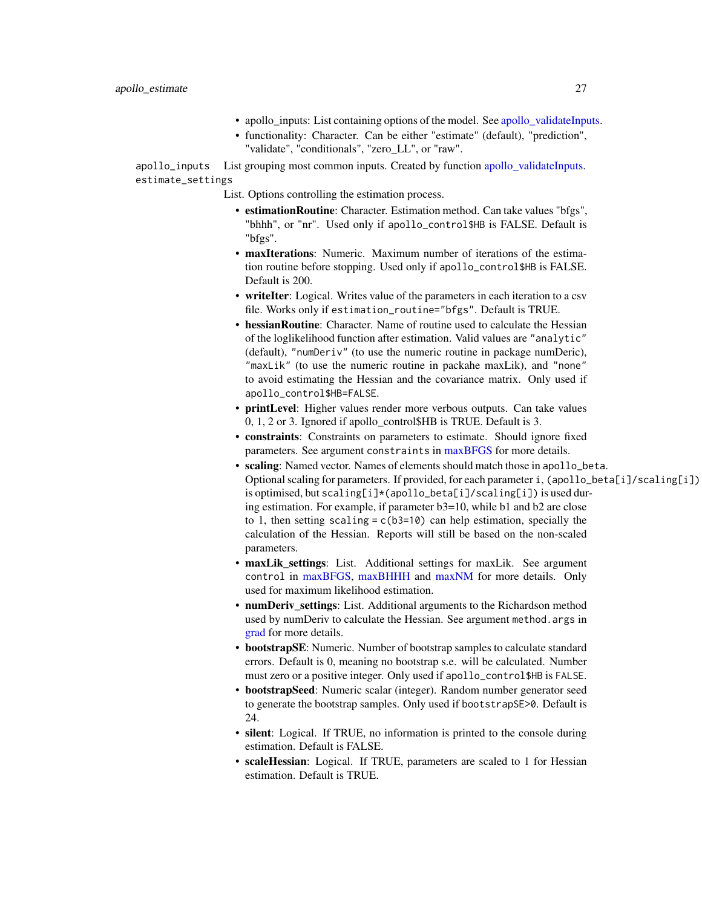- apollo_inputs: List containing options of the model. See apollo_validateInputs.
- functionality: Character. Can be either "estimate" (default), "prediction", "validate", "conditionals", "zero_LL", or "raw".

`apollo_inputs` List grouping most common inputs. Created by function apollo_validateInputs.

`estimate_settings`

List. Options controlling the estimation process.

- **estimationRoutine**: Character. Estimation method. Can take values "bfgs", "bhhh", or "nr". Used only if `apollo_control$HB` is FALSE. Default is "bfgs".
- **maxIterations**: Numeric. Maximum number of iterations of the estimation routine before stopping. Used only if `apollo_control$HB` is FALSE. Default is 200.
- **writeIter**: Logical. Writes value of the parameters in each iteration to a csv file. Works only if `estimation_routine="bfgs"`. Default is TRUE.
- **hessianRoutine**: Character. Name of routine used to calculate the Hessian of the loglikelihood function after estimation. Valid values are `"analytic"` (default), `"numDeriv"` (to use the numeric routine in package numDeric), `"maxLik"` (to use the numeric routine in packahe maxLik), and `"none"` to avoid estimating the Hessian and the covariance matrix. Only used if `apollo_control$HB=FALSE`.
- **printLevel**: Higher values render more verbous outputs. Can take values 0, 1, 2 or 3. Ignored if apollo_control$HB is TRUE. Default is 3.
- **constraints**: Constraints on parameters to estimate. Should ignore fixed parameters. See argument `constraints` in maxBFGS for more details.
- **scaling**: Named vector. Names of elements should match those in `apollo_beta`. Optional scaling for parameters. If provided, for each parameter `i`, `(apollo_beta[i]/scaling[i])` is optimised, but `scaling[i]*(apollo_beta[i]/scaling[i])` is used during estimation. For example, if parameter b3=10, while b1 and b2 are close to 1, then setting `scaling = c(b3=10)` can help estimation, specially the calculation of the Hessian. Reports will still be based on the non-scaled parameters.
- **maxLik_settings**: List. Additional settings for maxLik. See argument `control` in maxBFGS, maxBHHH and maxNM for more details. Only used for maximum likelihood estimation.
- **numDeriv_settings**: List. Additional arguments to the Richardson method used by numDeriv to calculate the Hessian. See argument `method.args` in grad for more details.
- **bootstrapSE**: Numeric. Number of bootstrap samples to calculate standard errors. Default is 0, meaning no bootstrap s.e. will be calculated. Number must zero or a positive integer. Only used if `apollo_control$HB` is `FALSE`.
- **bootstrapSeed**: Numeric scalar (integer). Random number generator seed to generate the bootstrap samples. Only used if `bootstrapSE>0`. Default is 24.
- **silent**: Logical. If TRUE, no information is printed to the console during estimation. Default is FALSE.
- **scaleHessian**: Logical. If TRUE, parameters are scaled to 1 for Hessian estimation. Default is TRUE.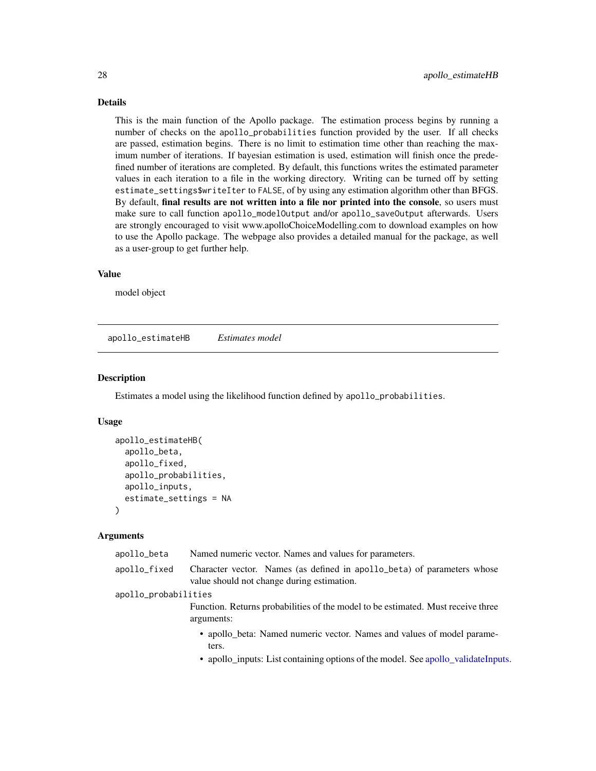### Details

This is the main function of the Apollo package. The estimation process begins by running a number of checks on the `apollo_probabilities` function provided by the user. If all checks are passed, estimation begins. There is no limit to estimation time other than reaching the maximum number of iterations. If bayesian estimation is used, estimation will finish once the predefined number of iterations are completed. By default, this functions writes the estimated parameter values in each iteration to a file in the working directory. Writing can be turned off by setting `estimate_settings$writeIter` to `FALSE`, of by using any estimation algorithm other than BFGS. By default, **final results are not written into a file nor printed into the console**, so users must make sure to call function `apollo_modelOutput` and/or `apollo_saveOutput` afterwards. Users are strongly encouraged to visit www.apolloChoiceModelling.com to download examples on how to use the Apollo package. The webpage also provides a detailed manual for the package, as well as a user-group to get further help.

### Value

model object

---

## apollo_estimateHB — *Estimates model*

### Description

Estimates a model using the likelihood function defined by `apollo_probabilities`.

### Usage

```
apollo_estimateHB(
  apollo_beta,
  apollo_fixed,
  apollo_probabilities,
  apollo_inputs,
  estimate_settings = NA
)
```

### Arguments

`apollo_beta` Named numeric vector. Names and values for parameters.

`apollo_fixed` Character vector. Names (as defined in `apollo_beta`) of parameters whose value should not change during estimation.

`apollo_probabilities` Function. Returns probabilities of the model to be estimated. Must receive three arguments:

- apollo_beta: Named numeric vector. Names and values of model parameters.
- apollo_inputs: List containing options of the model. See apollo_validateInputs.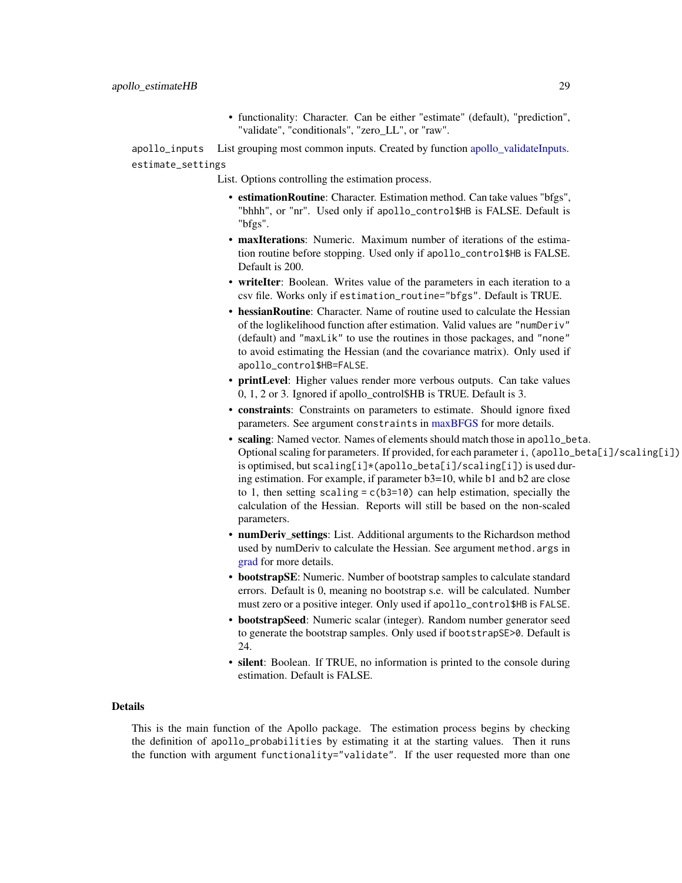- functionality: Character. Can be either "estimate" (default), "prediction", "validate", "conditionals", "zero_LL", or "raw".

`apollo_inputs` List grouping most common inputs. Created by function apollo_validateInputs.

`estimate_settings`
List. Options controlling the estimation process.

- **estimationRoutine**: Character. Estimation method. Can take values "bfgs", "bhhh", or "nr". Used only if `apollo_control$HB` is FALSE. Default is "bfgs".
- **maxIterations**: Numeric. Maximum number of iterations of the estimation routine before stopping. Used only if `apollo_control$HB` is FALSE. Default is 200.
- **writeIter**: Boolean. Writes value of the parameters in each iteration to a csv file. Works only if `estimation_routine="bfgs"`. Default is TRUE.
- **hessianRoutine**: Character. Name of routine used to calculate the Hessian of the loglikelihood function after estimation. Valid values are `"numDeriv"` (default) and `"maxLik"` to use the routines in those packages, and `"none"` to avoid estimating the Hessian (and the covariance matrix). Only used if `apollo_control$HB=FALSE`.
- **printLevel**: Higher values render more verbous outputs. Can take values 0, 1, 2 or 3. Ignored if apollo_control$HB is TRUE. Default is 3.
- **constraints**: Constraints on parameters to estimate. Should ignore fixed parameters. See argument `constraints` in maxBFGS for more details.
- **scaling**: Named vector. Names of elements should match those in `apollo_beta`. Optional scaling for parameters. If provided, for each parameter `i`, `(apollo_beta[i]/scaling[i])` is optimised, but `scaling[i]*(apollo_beta[i]/scaling[i])` is used during estimation. For example, if parameter b3=10, while b1 and b2 are close to 1, then setting `scaling = c(b3=10)` can help estimation, specially the calculation of the Hessian. Reports will still be based on the non-scaled parameters.
- **numDeriv_settings**: List. Additional arguments to the Richardson method used by numDeriv to calculate the Hessian. See argument `method.args` in grad for more details.
- **bootstrapSE**: Numeric. Number of bootstrap samples to calculate standard errors. Default is 0, meaning no bootstrap s.e. will be calculated. Number must zero or a positive integer. Only used if `apollo_control$HB` is `FALSE`.
- **bootstrapSeed**: Numeric scalar (integer). Random number generator seed to generate the bootstrap samples. Only used if `bootstrapSE>0`. Default is 24.
- **silent**: Boolean. If TRUE, no information is printed to the console during estimation. Default is FALSE.

## Details

This is the main function of the Apollo package. The estimation process begins by checking the definition of `apollo_probabilities` by estimating it at the starting values. Then it runs the function with argument `functionality="validate"`. If the user requested more than one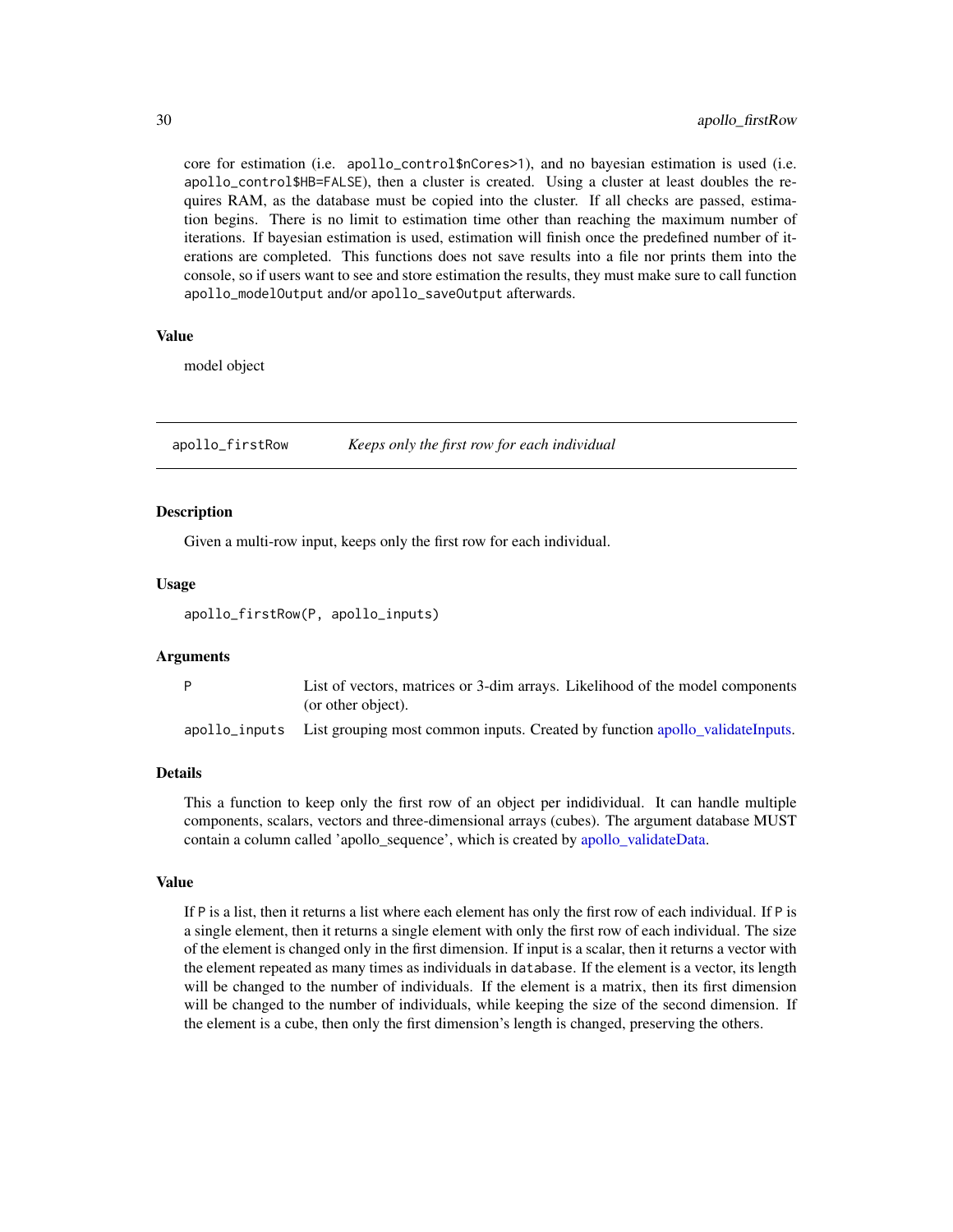core for estimation (i.e. `apollo_control$nCores>1`), and no bayesian estimation is used (i.e. `apollo_control$HB=FALSE`), then a cluster is created. Using a cluster at least doubles the requires RAM, as the database must be copied into the cluster. If all checks are passed, estimation begins. There is no limit to estimation time other than reaching the maximum number of iterations. If bayesian estimation is used, estimation will finish once the predefined number of iterations are completed. This functions does not save results into a file nor prints them into the console, so if users want to see and store estimation the results, they must make sure to call function `apollo_modelOutput` and/or `apollo_saveOutput` afterwards.

### Value

model object

## apollo_firstRow *Keeps only the first row for each individual*

### Description

Given a multi-row input, keeps only the first row for each individual.

### Usage

```
apollo_firstRow(P, apollo_inputs)
```

### Arguments

| | |
|---|---|
| P | List of vectors, matrices or 3-dim arrays. Likelihood of the model components (or other object). |
| apollo_inputs | List grouping most common inputs. Created by function apollo_validateInputs. |

### Details

This a function to keep only the first row of an object per indidividual. It can handle multiple components, scalars, vectors and three-dimensional arrays (cubes). The argument database MUST contain a column called 'apollo_sequence', which is created by apollo_validateData.

### Value

If `P` is a list, then it returns a list where each element has only the first row of each individual. If `P` is a single element, then it returns a single element with only the first row of each individual. The size of the element is changed only in the first dimension. If input is a scalar, then it returns a vector with the element repeated as many times as individuals in `database`. If the element is a vector, its length will be changed to the number of individuals. If the element is a matrix, then its first dimension will be changed to the number of individuals, while keeping the size of the second dimension. If the element is a cube, then only the first dimension's length is changed, preserving the others.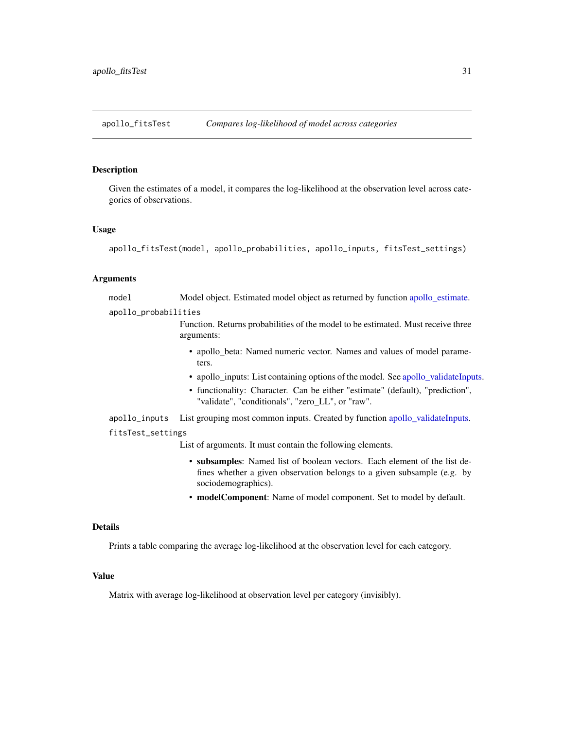## apollo_fitsTest *Compares log-likelihood of model across categories*

### Description

Given the estimates of a model, it compares the log-likelihood at the observation level across categories of observations.

### Usage

```
apollo_fitsTest(model, apollo_probabilities, apollo_inputs, fitsTest_settings)
```

### Arguments

`model` Model object. Estimated model object as returned by function apollo_estimate.

`apollo_probabilities` Function. Returns probabilities of the model to be estimated. Must receive three arguments:

- apollo_beta: Named numeric vector. Names and values of model parameters.
- apollo_inputs: List containing options of the model. See apollo_validateInputs.
- functionality: Character. Can be either "estimate" (default), "prediction", "validate", "conditionals", "zero_LL", or "raw".

`apollo_inputs` List grouping most common inputs. Created by function apollo_validateInputs.

`fitsTest_settings` List of arguments. It must contain the following elements.

- **subsamples**: Named list of boolean vectors. Each element of the list defines whether a given observation belongs to a given subsample (e.g. by sociodemographics).
- **modelComponent**: Name of model component. Set to model by default.

### Details

Prints a table comparing the average log-likelihood at the observation level for each category.

### Value

Matrix with average log-likelihood at observation level per category (invisibly).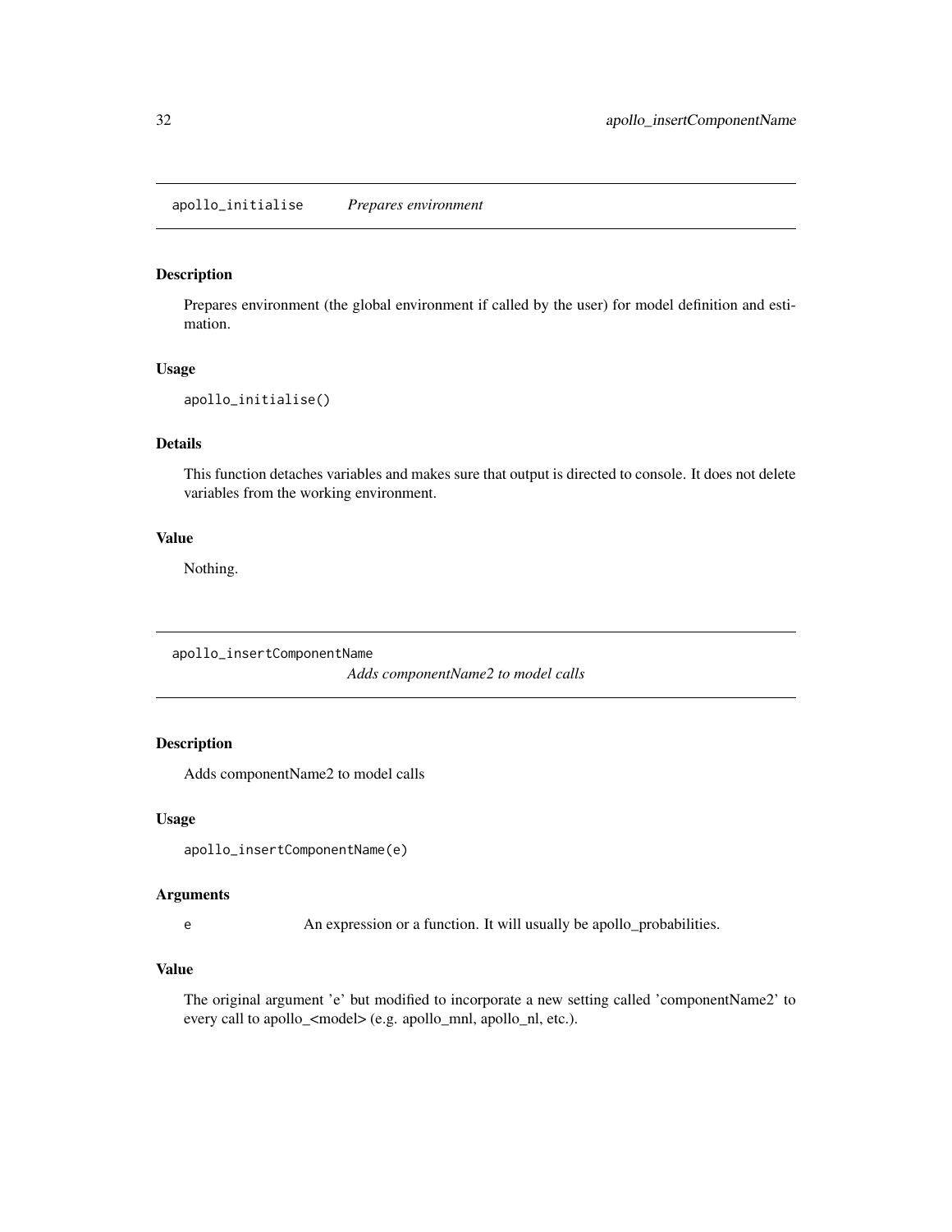## apollo_initialise — *Prepares environment*

### Description

Prepares environment (the global environment if called by the user) for model definition and estimation.

### Usage

```
apollo_initialise()
```

### Details

This function detaches variables and makes sure that output is directed to console. It does not delete variables from the working environment.

### Value

Nothing.

## apollo_insertComponentName — *Adds componentName2 to model calls*

### Description

Adds componentName2 to model calls

### Usage

```
apollo_insertComponentName(e)
```

### Arguments

| | |
|---|---|
| e | An expression or a function. It will usually be apollo_probabilities. |

### Value

The original argument 'e' but modified to incorporate a new setting called 'componentName2' to every call to apollo_<model> (e.g. apollo_mnl, apollo_nl, etc.).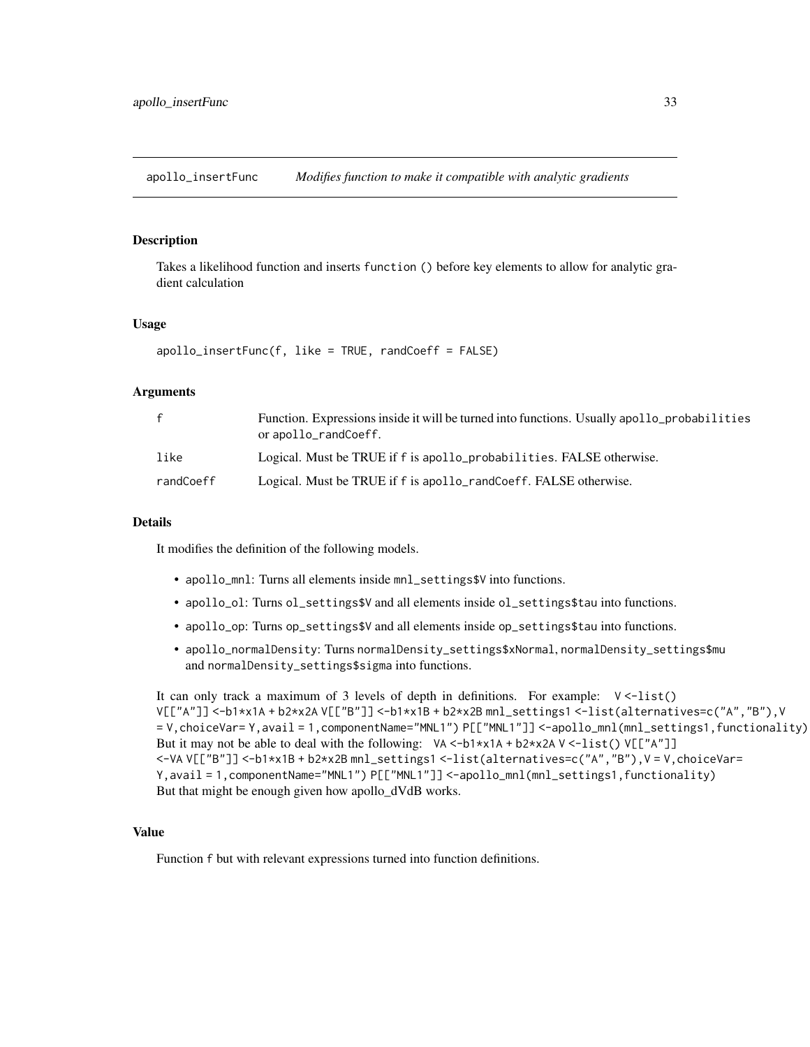## apollo_insertFunc *Modifies function to make it compatible with analytic gradients*

### Description

Takes a likelihood function and inserts `function ()` before key elements to allow for analytic gradient calculation

### Usage

```
apollo_insertFunc(f, like = TRUE, randCoeff = FALSE)
```

### Arguments

| | |
|---|---|
| f | Function. Expressions inside it will be turned into functions. Usually `apollo_probabilities` or `apollo_randCoeff`. |
| like | Logical. Must be TRUE if f is `apollo_probabilities`. FALSE otherwise. |
| randCoeff | Logical. Must be TRUE if f is `apollo_randCoeff`. FALSE otherwise. |

### Details

It modifies the definition of the following models.

- `apollo_mnl`: Turns all elements inside `mnl_settings$V` into functions.
- `apollo_ol`: Turns `ol_settings$V` and all elements inside `ol_settings$tau` into functions.
- `apollo_op`: Turns `op_settings$V` and all elements inside `op_settings$tau` into functions.
- `apollo_normalDensity`: Turns `normalDensity_settings$xNormal`, `normalDensity_settings$mu` and `normalDensity_settings$sigma` into functions.

It can only track a maximum of 3 levels of depth in definitions. For example: `V <-list() V[["A"]] <-b1*x1A + b2*x2A V[["B"]] <-b1*x1B + b2*x2B mnl_settings1 <-list(alternatives=c("A","B"),V = V,choiceVar= Y,avail = 1,componentName="MNL1") P[["MNL1"]] <-apollo_mnl(mnl_settings1,functionality)` But it may not be able to deal with the following: `VA <-b1*x1A + b2*x2A V <-list() V[["A"]] <-VA V[["B"]] <-b1*x1B + b2*x2B mnl_settings1 <-list(alternatives=c("A","B"),V = V,choiceVar= Y,avail = 1,componentName="MNL1") P[["MNL1"]] <-apollo_mnl(mnl_settings1,functionality)` But that might be enough given how apollo_dVdB works.

### Value

Function f but with relevant expressions turned into function definitions.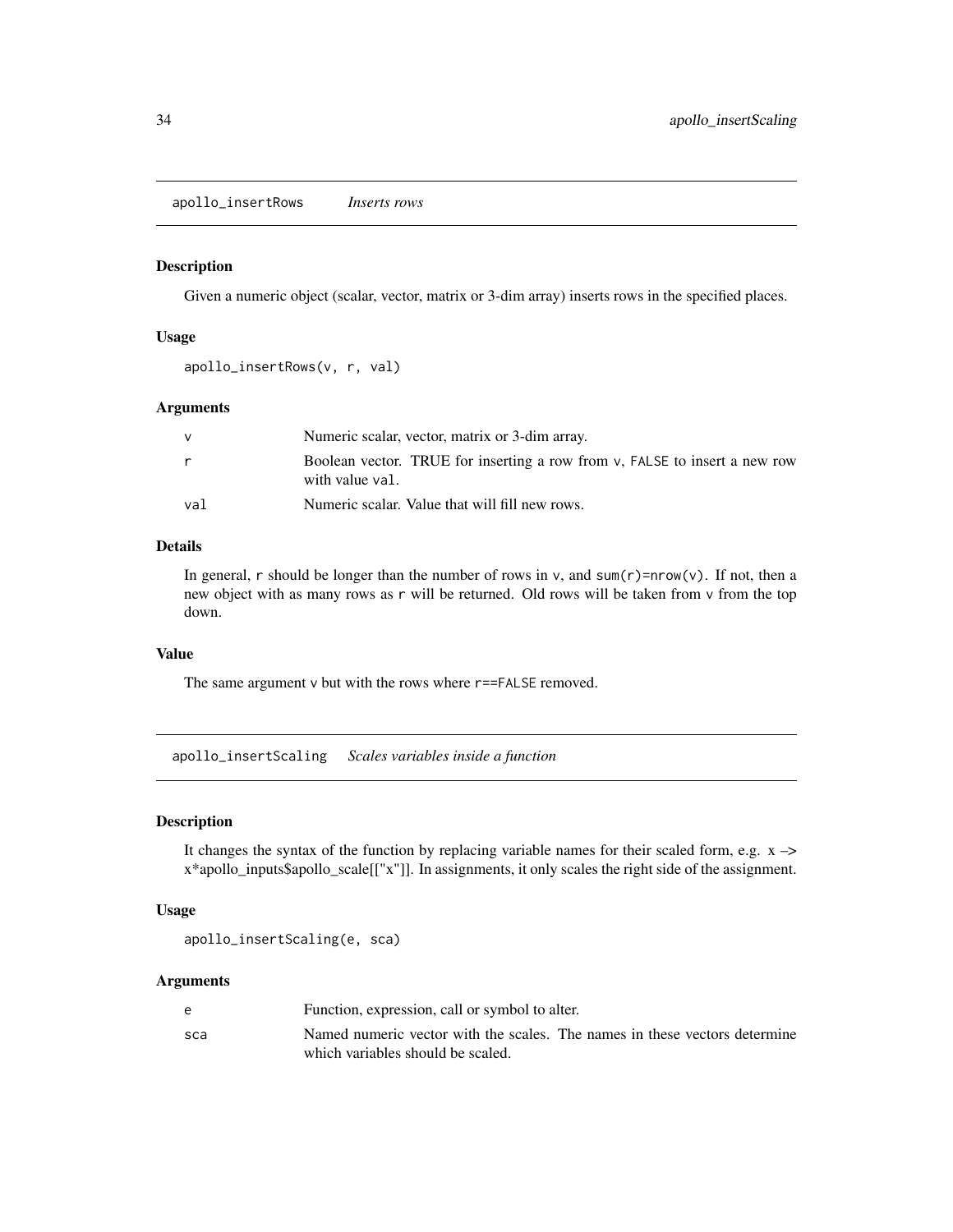## apollo_insertRows — *Inserts rows*

### Description

Given a numeric object (scalar, vector, matrix or 3-dim array) inserts rows in the specified places.

### Usage

```
apollo_insertRows(v, r, val)
```

### Arguments

| | |
|---|---|
| `v` | Numeric scalar, vector, matrix or 3-dim array. |
| `r` | Boolean vector. TRUE for inserting a row from `v`, `FALSE` to insert a new row with value `val`. |
| `val` | Numeric scalar. Value that will fill new rows. |

### Details

In general, `r` should be longer than the number of rows in `v`, and `sum(r)=nrow(v)`. If not, then a new object with as many rows as `r` will be returned. Old rows will be taken from `v` from the top down.

### Value

The same argument `v` but with the rows where `r==FALSE` removed.

## apollo_insertScaling — *Scales variables inside a function*

### Description

It changes the syntax of the function by replacing variable names for their scaled form, e.g. x –> x*apollo_inputs$apollo_scale[["x"]]. In assignments, it only scales the right side of the assignment.

### Usage

```
apollo_insertScaling(e, sca)
```

### Arguments

| | |
|---|---|
| `e` | Function, expression, call or symbol to alter. |
| `sca` | Named numeric vector with the scales. The names in these vectors determine which variables should be scaled. |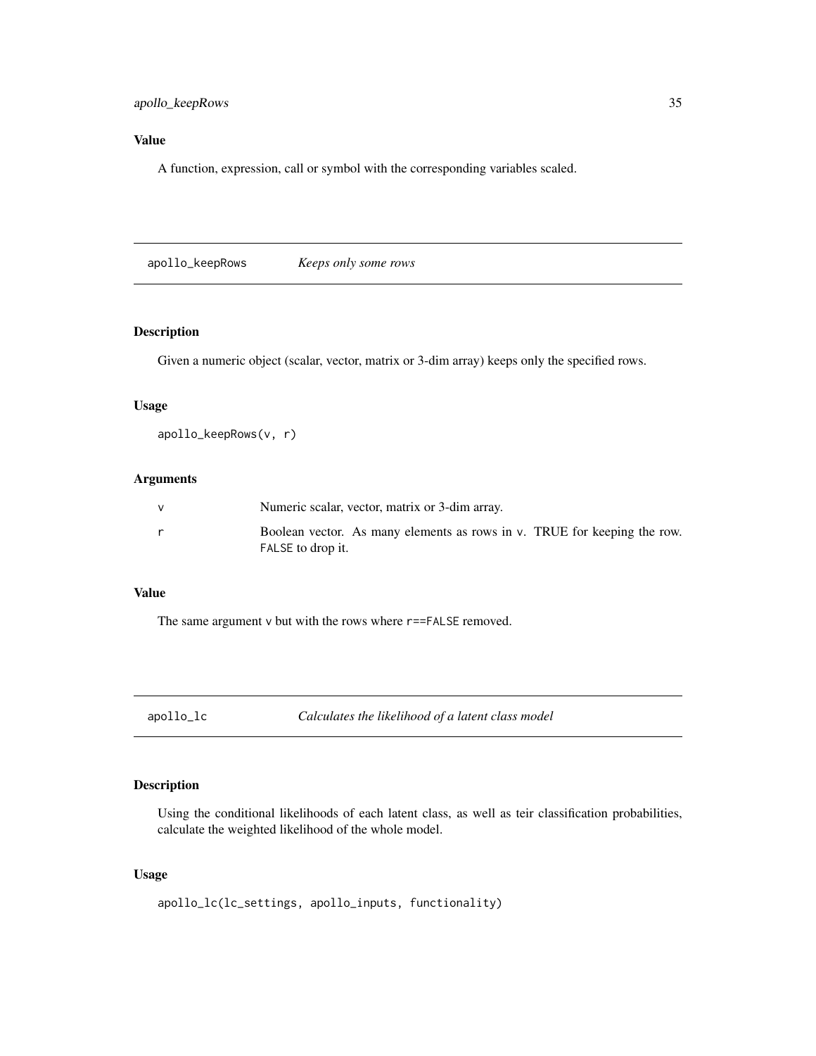### Value

A function, expression, call or symbol with the corresponding variables scaled.

---

## apollo_keepRows — *Keeps only some rows*

### Description

Given a numeric object (scalar, vector, matrix or 3-dim array) keeps only the specified rows.

### Usage

```
apollo_keepRows(v, r)
```

### Arguments

| | |
|---|---|
| v | Numeric scalar, vector, matrix or 3-dim array. |
| r | Boolean vector. As many elements as rows in v. TRUE for keeping the row. FALSE to drop it. |

### Value

The same argument v but with the rows where r==FALSE removed.

---

## apollo_lc — *Calculates the likelihood of a latent class model*

### Description

Using the conditional likelihoods of each latent class, as well as teir classification probabilities, calculate the weighted likelihood of the whole model.

### Usage

```
apollo_lc(lc_settings, apollo_inputs, functionality)
```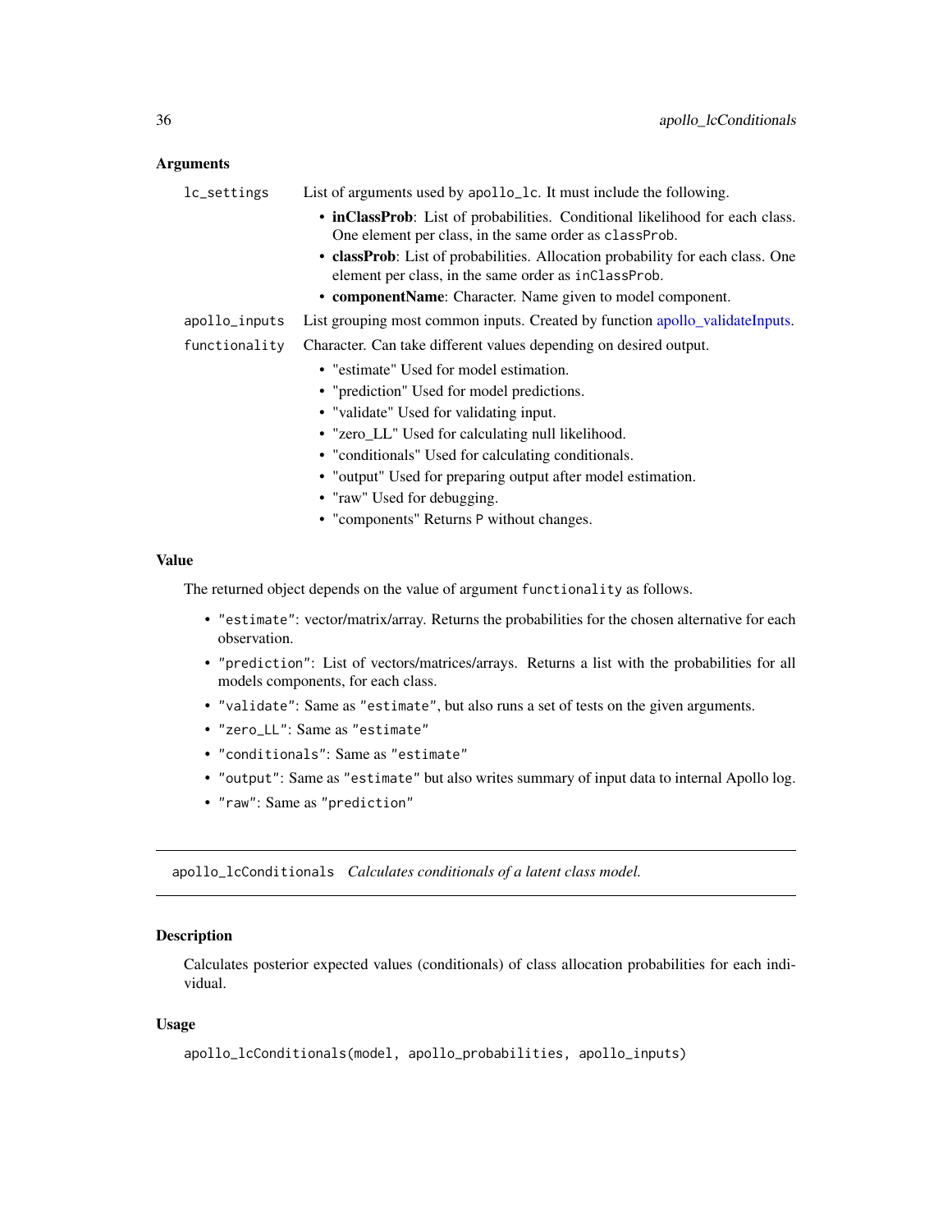### Arguments

**lc_settings** List of arguments used by apollo_lc. It must include the following.

- **inClassProb**: List of probabilities. Conditional likelihood for each class. One element per class, in the same order as classProb.
- **classProb**: List of probabilities. Allocation probability for each class. One element per class, in the same order as inClassProb.
- **componentName**: Character. Name given to model component.

**apollo_inputs** List grouping most common inputs. Created by function apollo_validateInputs.

**functionality** Character. Can take different values depending on desired output.

- "estimate" Used for model estimation.
- "prediction" Used for model predictions.
- "validate" Used for validating input.
- "zero_LL" Used for calculating null likelihood.
- "conditionals" Used for calculating conditionals.
- "output" Used for preparing output after model estimation.
- "raw" Used for debugging.
- "components" Returns P without changes.

### Value

The returned object depends on the value of argument functionality as follows.

- "estimate": vector/matrix/array. Returns the probabilities for the chosen alternative for each observation.
- "prediction": List of vectors/matrices/arrays. Returns a list with the probabilities for all models components, for each class.
- "validate": Same as "estimate", but also runs a set of tests on the given arguments.
- "zero_LL": Same as "estimate"
- "conditionals": Same as "estimate"
- "output": Same as "estimate" but also writes summary of input data to internal Apollo log.
- "raw": Same as "prediction"

---

## apollo_lcConditionals *Calculates conditionals of a latent class model.*

### Description

Calculates posterior expected values (conditionals) of class allocation probabilities for each individual.

### Usage

```
apollo_lcConditionals(model, apollo_probabilities, apollo_inputs)
```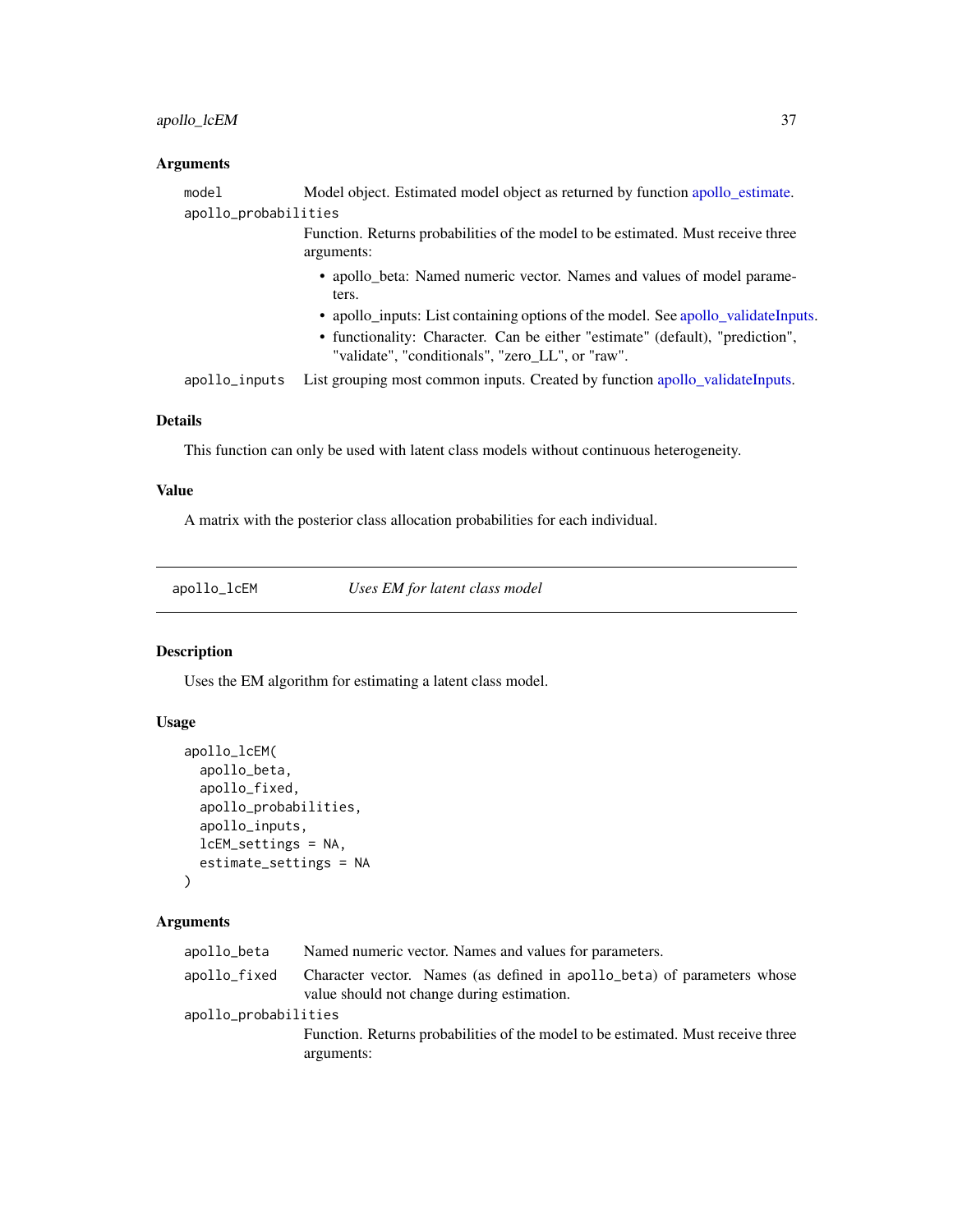### Arguments

- `model` Model object. Estimated model object as returned by function apollo_estimate.
- `apollo_probabilities` Function. Returns probabilities of the model to be estimated. Must receive three arguments:
  - apollo_beta: Named numeric vector. Names and values of model parameters.
  - apollo_inputs: List containing options of the model. See apollo_validateInputs.
  - functionality: Character. Can be either "estimate" (default), "prediction", "validate", "conditionals", "zero_LL", or "raw".
- `apollo_inputs` List grouping most common inputs. Created by function apollo_validateInputs.

### Details

This function can only be used with latent class models without continuous heterogeneity.

### Value

A matrix with the posterior class allocation probabilities for each individual.

---

## apollo_lcEM — *Uses EM for latent class model*

### Description

Uses the EM algorithm for estimating a latent class model.

### Usage

```
apollo_lcEM(
  apollo_beta,
  apollo_fixed,
  apollo_probabilities,
  apollo_inputs,
  lcEM_settings = NA,
  estimate_settings = NA
)
```

### Arguments

- `apollo_beta` Named numeric vector. Names and values for parameters.
- `apollo_fixed` Character vector. Names (as defined in `apollo_beta`) of parameters whose value should not change during estimation.
- `apollo_probabilities` Function. Returns probabilities of the model to be estimated. Must receive three arguments: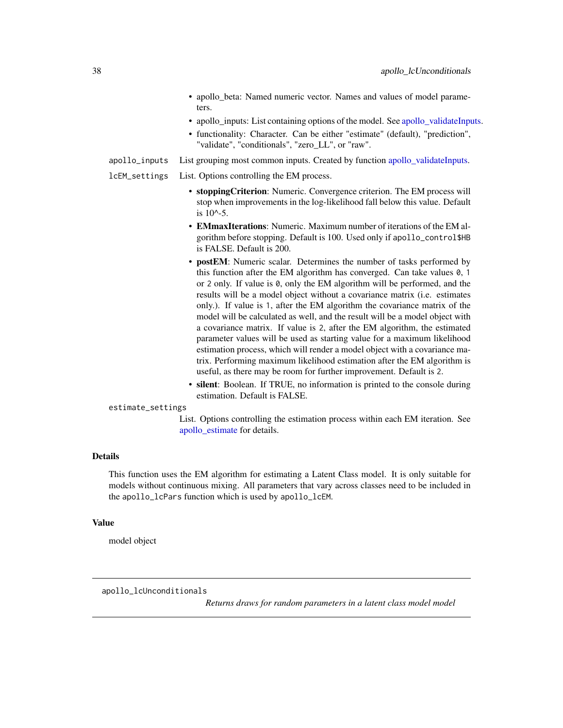- apollo_beta: Named numeric vector. Names and values of model parameters.
- apollo_inputs: List containing options of the model. See apollo_validateInputs.
- functionality: Character. Can be either "estimate" (default), "prediction", "validate", "conditionals", "zero_LL", or "raw".

`apollo_inputs` List grouping most common inputs. Created by function apollo_validateInputs.

`lcEM_settings` List. Options controlling the EM process.

- **stoppingCriterion**: Numeric. Convergence criterion. The EM process will stop when improvements in the log-likelihood fall below this value. Default is 10^-5.
- **EMmaxIterations**: Numeric. Maximum number of iterations of the EM algorithm before stopping. Default is 100. Used only if `apollo_control$HB` is FALSE. Default is 200.
- **postEM**: Numeric scalar. Determines the number of tasks performed by this function after the EM algorithm has converged. Can take values `0`, `1` or `2` only. If value is `0`, only the EM algorithm will be performed, and the results will be a model object without a covariance matrix (i.e. estimates only.). If value is `1`, after the EM algorithm the covariance matrix of the model will be calculated as well, and the result will be a model object with a covariance matrix. If value is `2`, after the EM algorithm, the estimated parameter values will be used as starting value for a maximum likelihood estimation process, which will render a model object with a covariance matrix. Performing maximum likelihood estimation after the EM algorithm is useful, as there may be room for further improvement. Default is `2`.
- **silent**: Boolean. If TRUE, no information is printed to the console during estimation. Default is FALSE.

`estimate_settings`
List. Options controlling the estimation process within each EM iteration. See apollo_estimate for details.

## Details

This function uses the EM algorithm for estimating a Latent Class model. It is only suitable for models without continuous mixing. All parameters that vary across classes need to be included in the `apollo_lcPars` function which is used by `apollo_lcEM`.

## Value

model object

---

# apollo_lcUnconditionals

*Returns draws for random parameters in a latent class model model*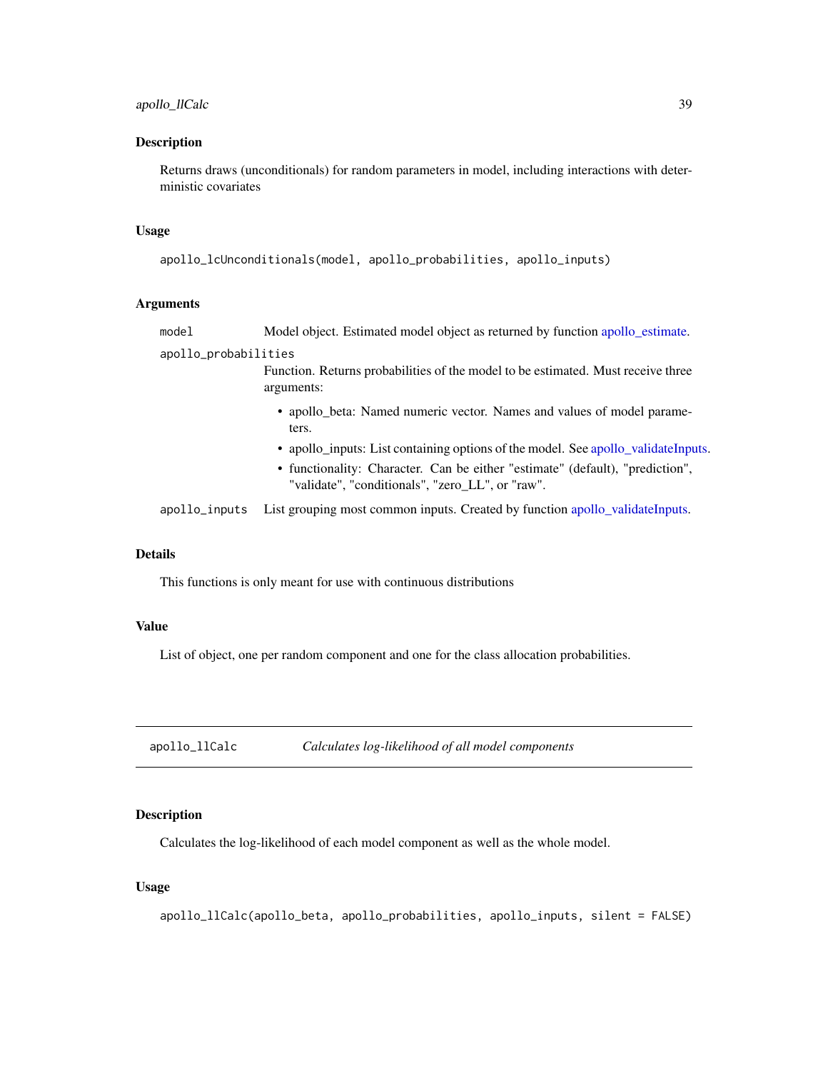### Description

Returns draws (unconditionals) for random parameters in model, including interactions with deterministic covariates

### Usage

```
apollo_lcUnconditionals(model, apollo_probabilities, apollo_inputs)
```

### Arguments

| | |
|---|---|
| `model` | Model object. Estimated model object as returned by function apollo_estimate. |
| `apollo_probabilities` | Function. Returns probabilities of the model to be estimated. Must receive three arguments:<br>• apollo_beta: Named numeric vector. Names and values of model parameters.<br>• apollo_inputs: List containing options of the model. See apollo_validateInputs.<br>• functionality: Character. Can be either "estimate" (default), "prediction", "validate", "conditionals", "zero_LL", or "raw". |
| `apollo_inputs` | List grouping most common inputs. Created by function apollo_validateInputs. |

### Details

This functions is only meant for use with continuous distributions

### Value

List of object, one per random component and one for the class allocation probabilities.

---

## `apollo_llCalc` *Calculates log-likelihood of all model components*

---

### Description

Calculates the log-likelihood of each model component as well as the whole model.

### Usage

```
apollo_llCalc(apollo_beta, apollo_probabilities, apollo_inputs, silent = FALSE)
```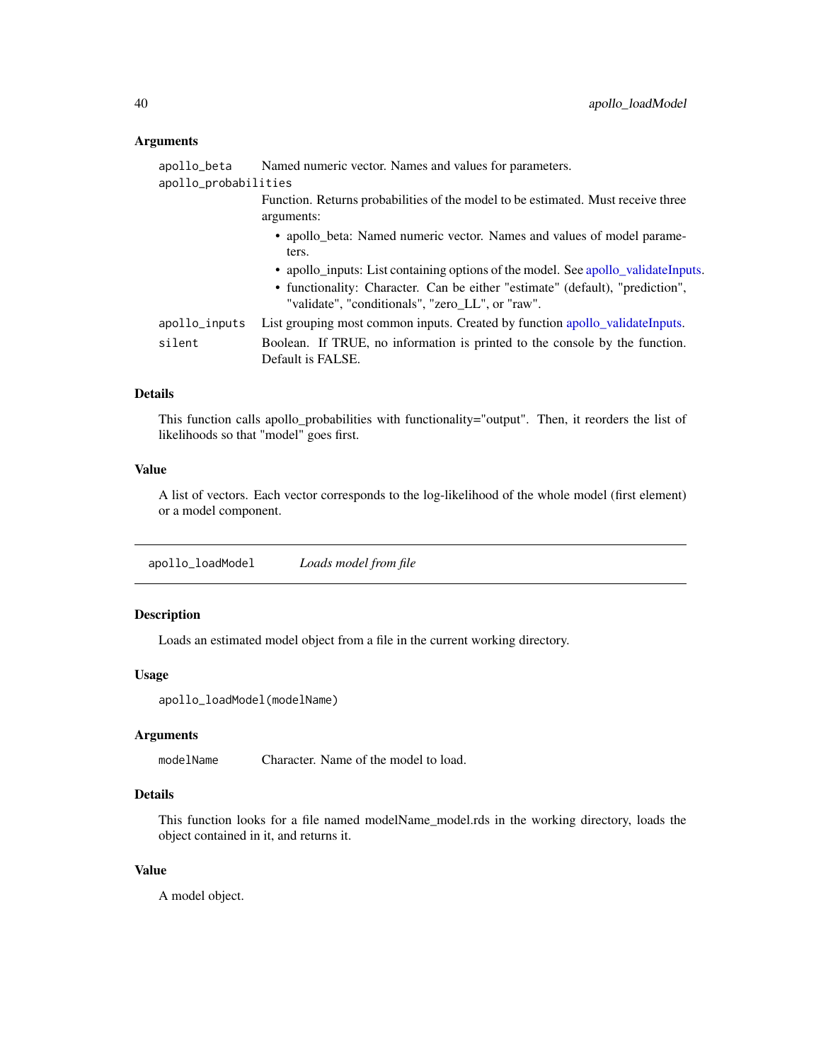### Arguments

`apollo_beta` Named numeric vector. Names and values for parameters.

`apollo_probabilities` Function. Returns probabilities of the model to be estimated. Must receive three arguments:

- apollo_beta: Named numeric vector. Names and values of model parameters.
- apollo_inputs: List containing options of the model. See apollo_validateInputs.
- functionality: Character. Can be either "estimate" (default), "prediction", "validate", "conditionals", "zero_LL", or "raw".

`apollo_inputs` List grouping most common inputs. Created by function apollo_validateInputs.

`silent` Boolean. If TRUE, no information is printed to the console by the function. Default is FALSE.

### Details

This function calls apollo_probabilities with functionality="output". Then, it reorders the list of likelihoods so that "model" goes first.

### Value

A list of vectors. Each vector corresponds to the log-likelihood of the whole model (first element) or a model component.

---

## apollo_loadModel *Loads model from file*

### Description

Loads an estimated model object from a file in the current working directory.

### Usage

```
apollo_loadModel(modelName)
```

### Arguments

`modelName` Character. Name of the model to load.

### Details

This function looks for a file named modelName_model.rds in the working directory, loads the object contained in it, and returns it.

### Value

A model object.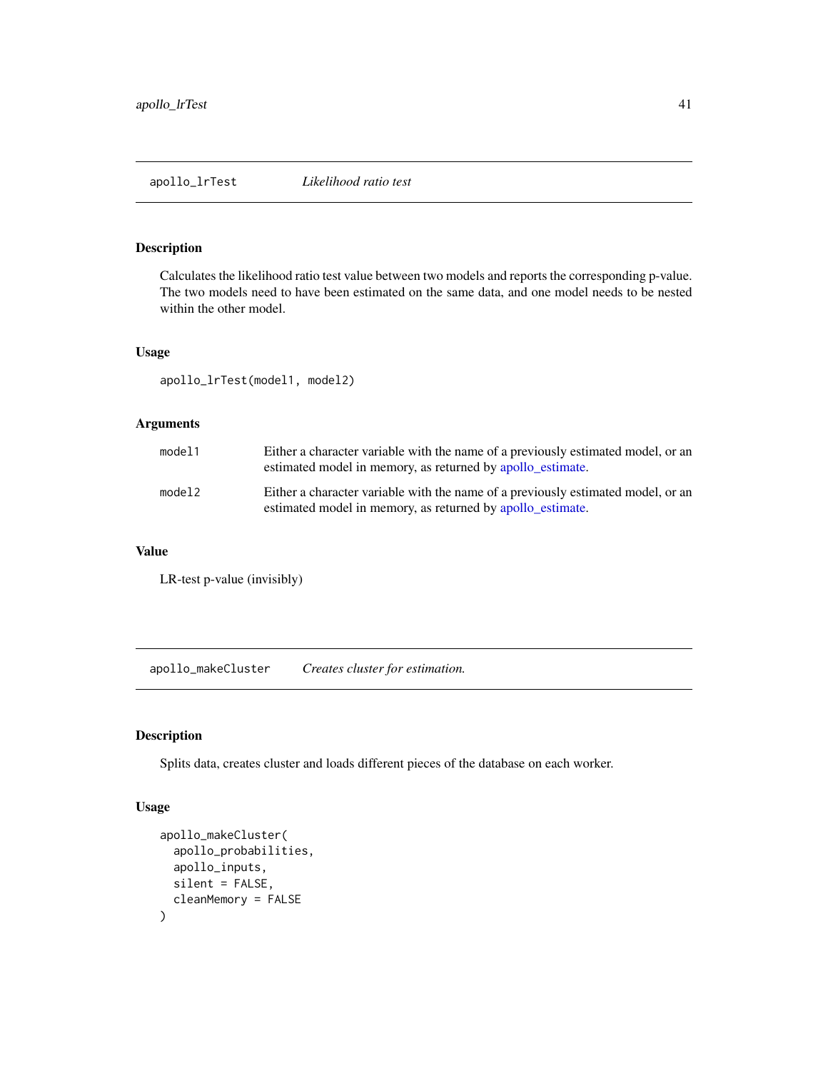## apollo_lrTest *Likelihood ratio test*

### Description

Calculates the likelihood ratio test value between two models and reports the corresponding p-value. The two models need to have been estimated on the same data, and one model needs to be nested within the other model.

### Usage

```
apollo_lrTest(model1, model2)
```

### Arguments

| | |
|---|---|
| model1 | Either a character variable with the name of a previously estimated model, or an estimated model in memory, as returned by apollo_estimate. |
| model2 | Either a character variable with the name of a previously estimated model, or an estimated model in memory, as returned by apollo_estimate. |

### Value

LR-test p-value (invisibly)

## apollo_makeCluster *Creates cluster for estimation.*

### Description

Splits data, creates cluster and loads different pieces of the database on each worker.

### Usage

```
apollo_makeCluster(
  apollo_probabilities,
  apollo_inputs,
  silent = FALSE,
  cleanMemory = FALSE
)
```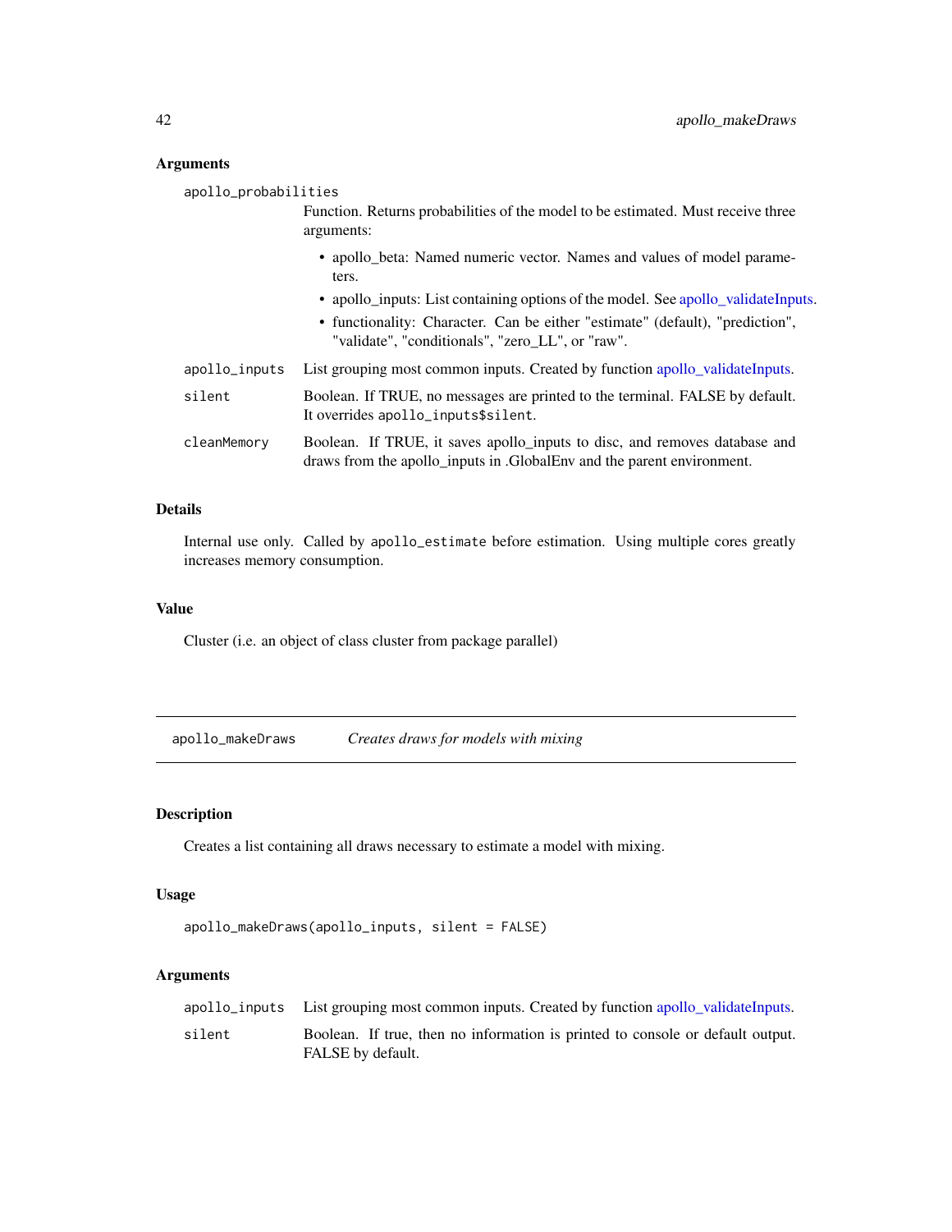### Arguments

`apollo_probabilities`
: Function. Returns probabilities of the model to be estimated. Must receive three arguments:
  - apollo_beta: Named numeric vector. Names and values of model parameters.
  - apollo_inputs: List containing options of the model. See apollo_validateInputs.
  - functionality: Character. Can be either "estimate" (default), "prediction", "validate", "conditionals", "zero_LL", or "raw".

`apollo_inputs`
: List grouping most common inputs. Created by function apollo_validateInputs.

`silent`
: Boolean. If TRUE, no messages are printed to the terminal. FALSE by default. It overrides `apollo_inputs$silent`.

`cleanMemory`
: Boolean. If TRUE, it saves apollo_inputs to disc, and removes database and draws from the apollo_inputs in .GlobalEnv and the parent environment.

### Details

Internal use only. Called by `apollo_estimate` before estimation. Using multiple cores greatly increases memory consumption.

### Value

Cluster (i.e. an object of class cluster from package parallel)

---

## apollo_makeDraws — *Creates draws for models with mixing*

### Description

Creates a list containing all draws necessary to estimate a model with mixing.

### Usage

```
apollo_makeDraws(apollo_inputs, silent = FALSE)
```

### Arguments

`apollo_inputs`
: List grouping most common inputs. Created by function apollo_validateInputs.

`silent`
: Boolean. If true, then no information is printed to console or default output. FALSE by default.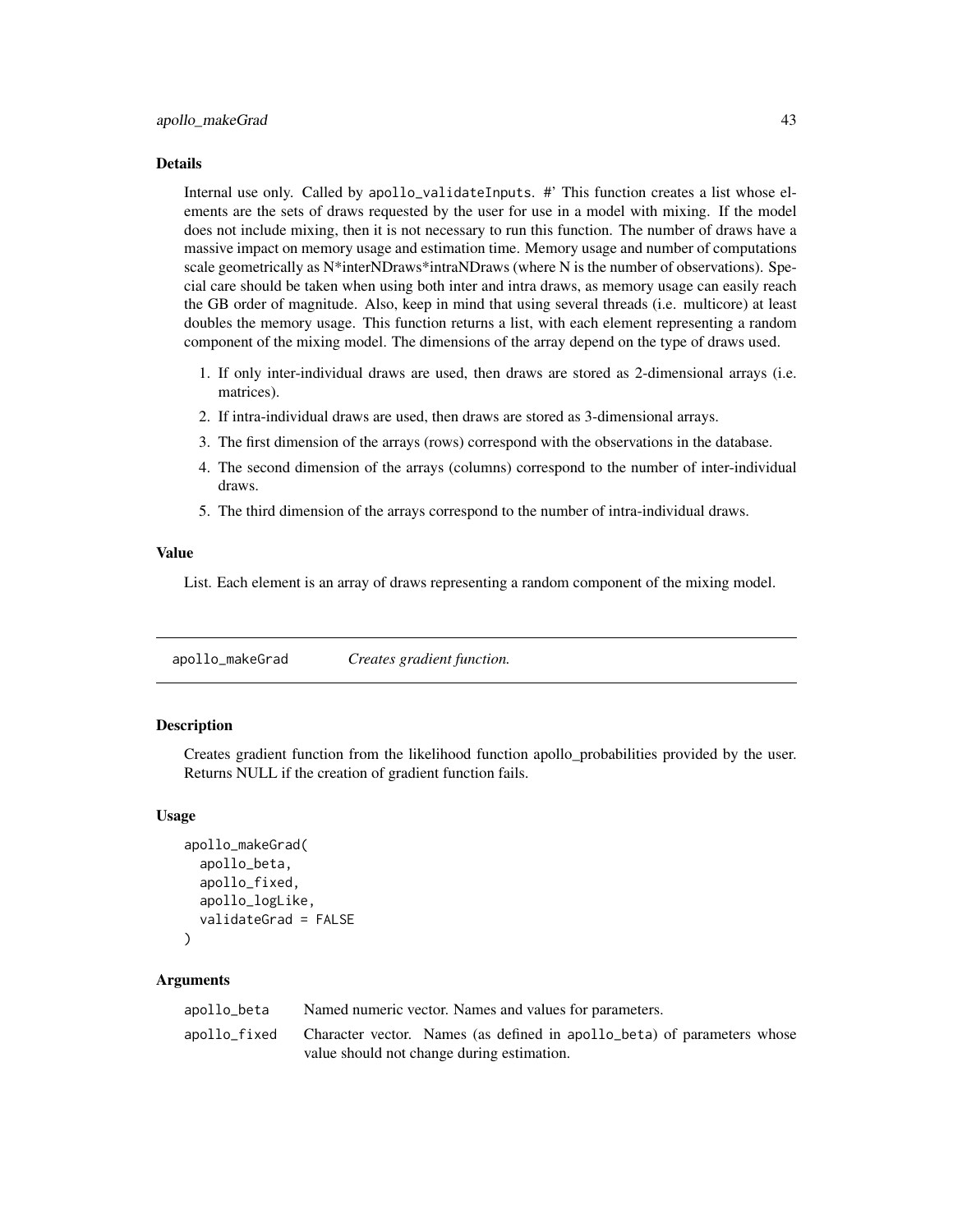### Details

Internal use only. Called by `apollo_validateInputs`. #' This function creates a list whose elements are the sets of draws requested by the user for use in a model with mixing. If the model does not include mixing, then it is not necessary to run this function. The number of draws have a massive impact on memory usage and estimation time. Memory usage and number of computations scale geometrically as N*interNDraws*intraNDraws (where N is the number of observations). Special care should be taken when using both inter and intra draws, as memory usage can easily reach the GB order of magnitude. Also, keep in mind that using several threads (i.e. multicore) at least doubles the memory usage. This function returns a list, with each element representing a random component of the mixing model. The dimensions of the array depend on the type of draws used.

1. If only inter-individual draws are used, then draws are stored as 2-dimensional arrays (i.e. matrices).
2. If intra-individual draws are used, then draws are stored as 3-dimensional arrays.
3. The first dimension of the arrays (rows) correspond with the observations in the database.
4. The second dimension of the arrays (columns) correspond to the number of inter-individual draws.
5. The third dimension of the arrays correspond to the number of intra-individual draws.

### Value

List. Each element is an array of draws representing a random component of the mixing model.

---

## apollo_makeGrad — *Creates gradient function.*

---

### Description

Creates gradient function from the likelihood function apollo_probabilities provided by the user. Returns NULL if the creation of gradient function fails.

### Usage

```
apollo_makeGrad(
  apollo_beta,
  apollo_fixed,
  apollo_logLike,
  validateGrad = FALSE
)
```

### Arguments

| | |
|---|---|
| `apollo_beta` | Named numeric vector. Names and values for parameters. |
| `apollo_fixed` | Character vector. Names (as defined in `apollo_beta`) of parameters whose value should not change during estimation. |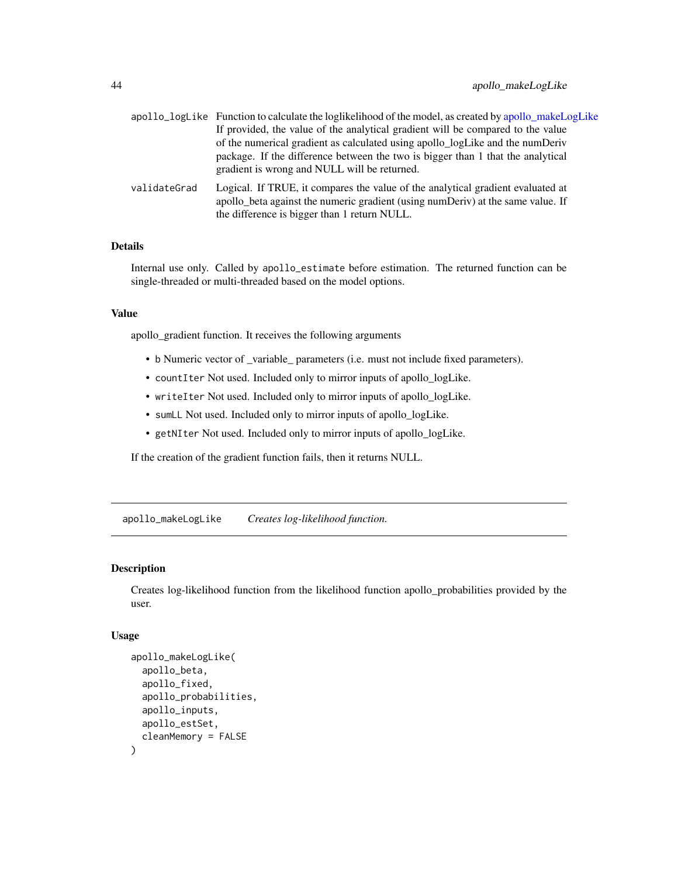| | |
|---|---|
| apollo_logLike | Function to calculate the loglikelihood of the model, as created by apollo_makeLogLike If provided, the value of the analytical gradient will be compared to the value of the numerical gradient as calculated using apollo_logLike and the numDeriv package. If the difference between the two is bigger than 1 that the analytical gradient is wrong and NULL will be returned. |
| validateGrad | Logical. If TRUE, it compares the value of the analytical gradient evaluated at apollo_beta against the numeric gradient (using numDeriv) at the same value. If the difference is bigger than 1 return NULL. |

### Details

Internal use only. Called by `apollo_estimate` before estimation. The returned function can be single-threaded or multi-threaded based on the model options.

### Value

apollo_gradient function. It receives the following arguments

- `b` Numeric vector of _variable_ parameters (i.e. must not include fixed parameters).
- `countIter` Not used. Included only to mirror inputs of apollo_logLike.
- `writeIter` Not used. Included only to mirror inputs of apollo_logLike.
- `sumLL` Not used. Included only to mirror inputs of apollo_logLike.
- `getNIter` Not used. Included only to mirror inputs of apollo_logLike.

If the creation of the gradient function fails, then it returns NULL.

---

## apollo_makeLogLike — *Creates log-likelihood function.*

### Description

Creates log-likelihood function from the likelihood function apollo_probabilities provided by the user.

### Usage

```
apollo_makeLogLike(
  apollo_beta,
  apollo_fixed,
  apollo_probabilities,
  apollo_inputs,
  apollo_estSet,
  cleanMemory = FALSE
)
```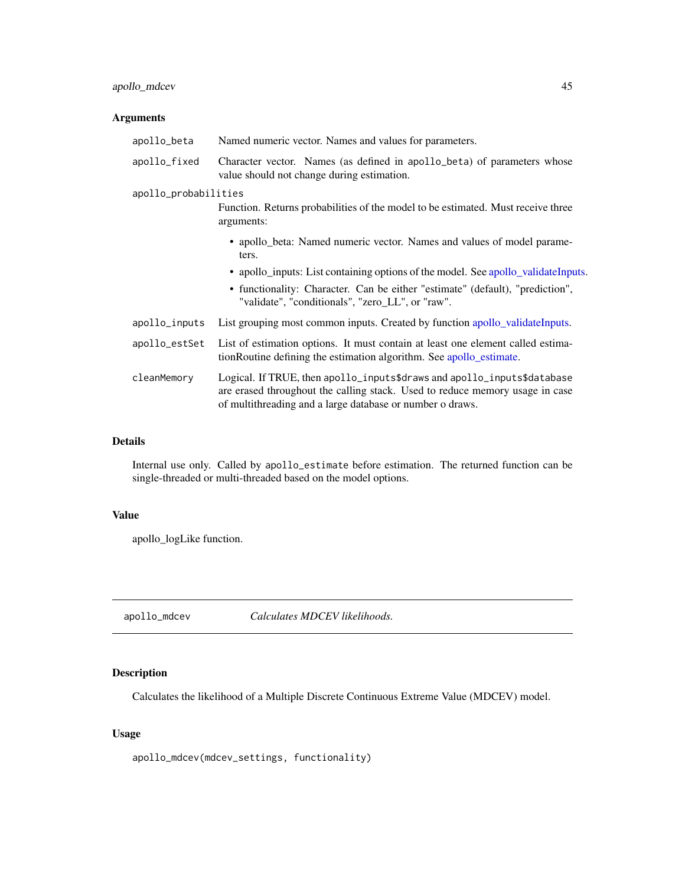## Arguments

- `apollo_beta` Named numeric vector. Names and values for parameters.
- `apollo_fixed` Character vector. Names (as defined in `apollo_beta`) of parameters whose value should not change during estimation.
- `apollo_probabilities` Function. Returns probabilities of the model to be estimated. Must receive three arguments:
  - apollo_beta: Named numeric vector. Names and values of model parameters.
  - apollo_inputs: List containing options of the model. See apollo_validateInputs.
  - functionality: Character. Can be either "estimate" (default), "prediction", "validate", "conditionals", "zero_LL", or "raw".
- `apollo_inputs` List grouping most common inputs. Created by function apollo_validateInputs.
- `apollo_estSet` List of estimation options. It must contain at least one element called estimationRoutine defining the estimation algorithm. See apollo_estimate.
- `cleanMemory` Logical. If TRUE, then `apollo_inputs$draws` and `apollo_inputs$database` are erased throughout the calling stack. Used to reduce memory usage in case of multithreading and a large database or number o draws.

## Details

Internal use only. Called by `apollo_estimate` before estimation. The returned function can be single-threaded or multi-threaded based on the model options.

## Value

apollo_logLike function.

---

# apollo_mdcev — *Calculates MDCEV likelihoods.*

## Description

Calculates the likelihood of a Multiple Discrete Continuous Extreme Value (MDCEV) model.

## Usage

```
apollo_mdcev(mdcev_settings, functionality)
```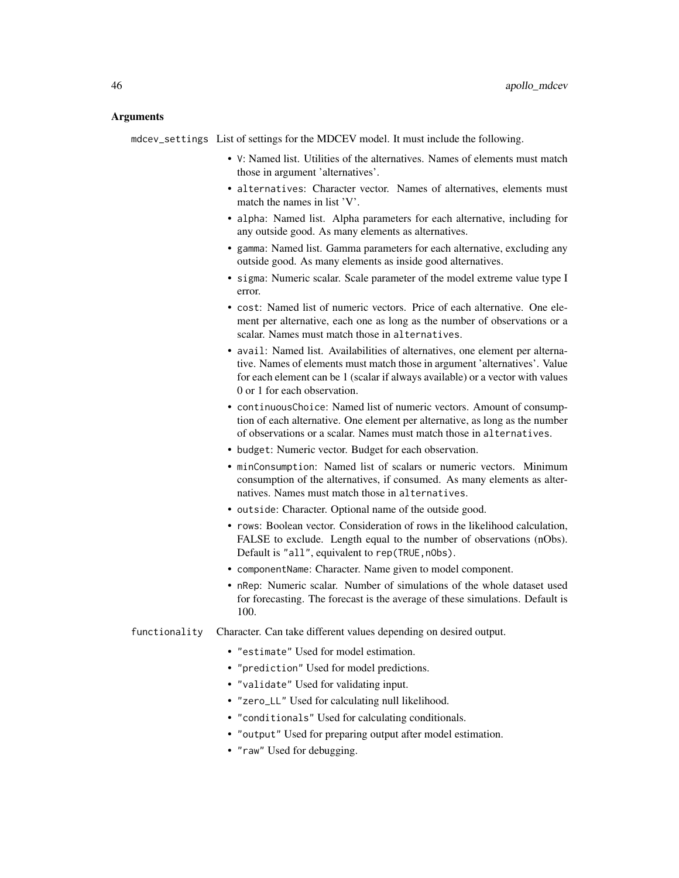### Arguments

**mdcev_settings** List of settings for the MDCEV model. It must include the following.

- `V`: Named list. Utilities of the alternatives. Names of elements must match those in argument 'alternatives'.
- `alternatives`: Character vector. Names of alternatives, elements must match the names in list 'V'.
- `alpha`: Named list. Alpha parameters for each alternative, including for any outside good. As many elements as alternatives.
- `gamma`: Named list. Gamma parameters for each alternative, excluding any outside good. As many elements as inside good alternatives.
- `sigma`: Numeric scalar. Scale parameter of the model extreme value type I error.
- `cost`: Named list of numeric vectors. Price of each alternative. One element per alternative, each one as long as the number of observations or a scalar. Names must match those in `alternatives`.
- `avail`: Named list. Availabilities of alternatives, one element per alternative. Names of elements must match those in argument 'alternatives'. Value for each element can be 1 (scalar if always available) or a vector with values 0 or 1 for each observation.
- `continuousChoice`: Named list of numeric vectors. Amount of consumption of each alternative. One element per alternative, as long as the number of observations or a scalar. Names must match those in `alternatives`.
- `budget`: Numeric vector. Budget for each observation.
- `minConsumption`: Named list of scalars or numeric vectors. Minimum consumption of the alternatives, if consumed. As many elements as alternatives. Names must match those in `alternatives`.
- `outside`: Character. Optional name of the outside good.
- `rows`: Boolean vector. Consideration of rows in the likelihood calculation, FALSE to exclude. Length equal to the number of observations (nObs). Default is `"all"`, equivalent to `rep(TRUE,nObs)`.
- `componentName`: Character. Name given to model component.
- `nRep`: Numeric scalar. Number of simulations of the whole dataset used for forecasting. The forecast is the average of these simulations. Default is 100.

**functionality** Character. Can take different values depending on desired output.

- `"estimate"` Used for model estimation.
- `"prediction"` Used for model predictions.
- `"validate"` Used for validating input.
- `"zero_LL"` Used for calculating null likelihood.
- `"conditionals"` Used for calculating conditionals.
- `"output"` Used for preparing output after model estimation.
- `"raw"` Used for debugging.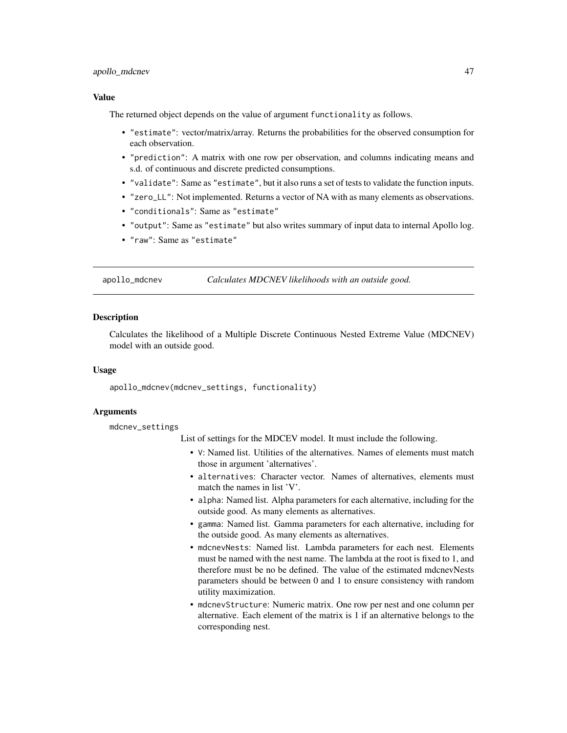### Value

The returned object depends on the value of argument functionality as follows.

- "estimate": vector/matrix/array. Returns the probabilities for the observed consumption for each observation.
- "prediction": A matrix with one row per observation, and columns indicating means and s.d. of continuous and discrete predicted consumptions.
- "validate": Same as "estimate", but it also runs a set of tests to validate the function inputs.
- "zero_LL": Not implemented. Returns a vector of NA with as many elements as observations.
- "conditionals": Same as "estimate"
- "output": Same as "estimate" but also writes summary of input data to internal Apollo log.
- "raw": Same as "estimate"

---

## apollo_mdcnev — *Calculates MDCNEV likelihoods with an outside good.*

### Description

Calculates the likelihood of a Multiple Discrete Continuous Nested Extreme Value (MDCNEV) model with an outside good.

### Usage

```
apollo_mdcnev(mdcnev_settings, functionality)
```

### Arguments

mdcnev_settings

List of settings for the MDCEV model. It must include the following.

- V: Named list. Utilities of the alternatives. Names of elements must match those in argument 'alternatives'.
- alternatives: Character vector. Names of alternatives, elements must match the names in list 'V'.
- alpha: Named list. Alpha parameters for each alternative, including for the outside good. As many elements as alternatives.
- gamma: Named list. Gamma parameters for each alternative, including for the outside good. As many elements as alternatives.
- mdcnevNests: Named list. Lambda parameters for each nest. Elements must be named with the nest name. The lambda at the root is fixed to 1, and therefore must be no be defined. The value of the estimated mdcnevNests parameters should be between 0 and 1 to ensure consistency with random utility maximization.
- mdcnevStructure: Numeric matrix. One row per nest and one column per alternative. Each element of the matrix is 1 if an alternative belongs to the corresponding nest.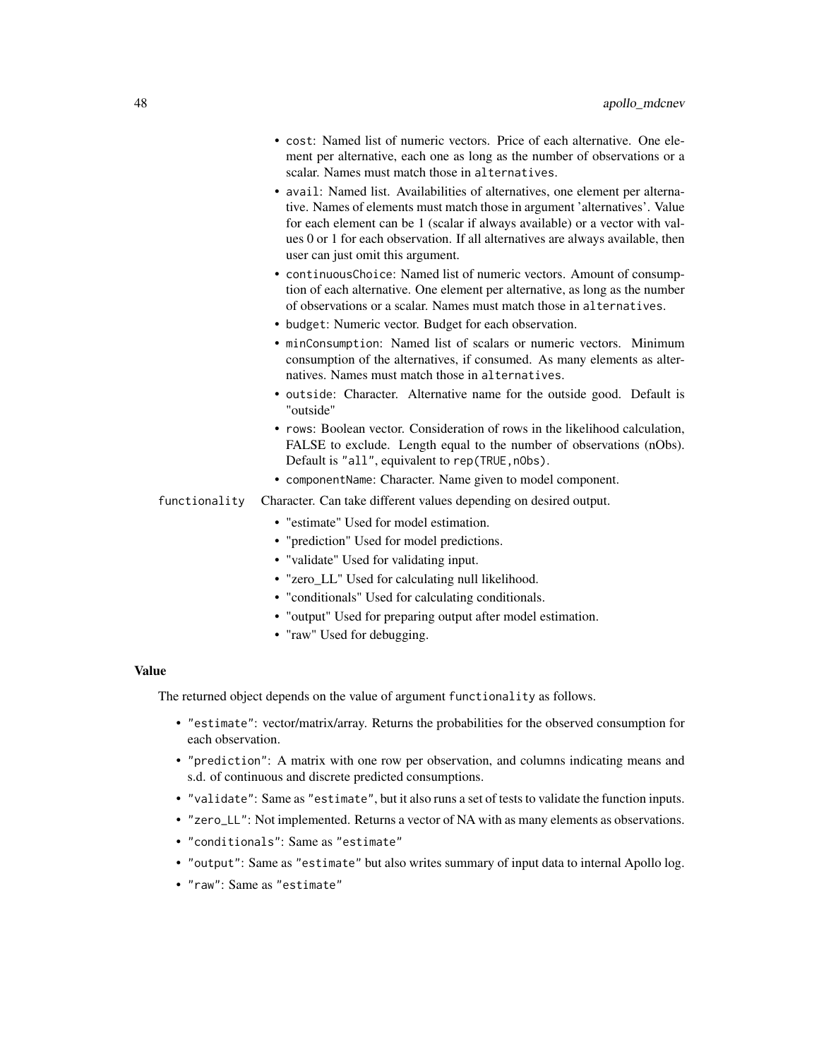- cost: Named list of numeric vectors. Price of each alternative. One element per alternative, each one as long as the number of observations or a scalar. Names must match those in alternatives.
- avail: Named list. Availabilities of alternatives, one element per alternative. Names of elements must match those in argument 'alternatives'. Value for each element can be 1 (scalar if always available) or a vector with values 0 or 1 for each observation. If all alternatives are always available, then user can just omit this argument.
- continuousChoice: Named list of numeric vectors. Amount of consumption of each alternative. One element per alternative, as long as the number of observations or a scalar. Names must match those in alternatives.
- budget: Numeric vector. Budget for each observation.
- minConsumption: Named list of scalars or numeric vectors. Minimum consumption of the alternatives, if consumed. As many elements as alternatives. Names must match those in alternatives.
- outside: Character. Alternative name for the outside good. Default is "outside"
- rows: Boolean vector. Consideration of rows in the likelihood calculation, FALSE to exclude. Length equal to the number of observations (nObs). Default is "all", equivalent to rep(TRUE,nObs).
- componentName: Character. Name given to model component.

functionality
: Character. Can take different values depending on desired output.

- "estimate" Used for model estimation.
- "prediction" Used for model predictions.
- "validate" Used for validating input.
- "zero_LL" Used for calculating null likelihood.
- "conditionals" Used for calculating conditionals.
- "output" Used for preparing output after model estimation.
- "raw" Used for debugging.

### Value

The returned object depends on the value of argument functionality as follows.

- "estimate": vector/matrix/array. Returns the probabilities for the observed consumption for each observation.
- "prediction": A matrix with one row per observation, and columns indicating means and s.d. of continuous and discrete predicted consumptions.
- "validate": Same as "estimate", but it also runs a set of tests to validate the function inputs.
- "zero_LL": Not implemented. Returns a vector of NA with as many elements as observations.
- "conditionals": Same as "estimate"
- "output": Same as "estimate" but also writes summary of input data to internal Apollo log.
- "raw": Same as "estimate"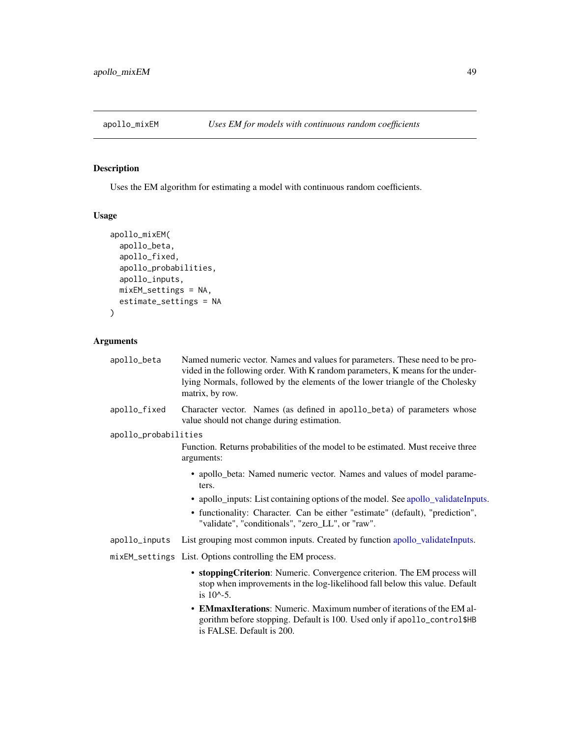## apollo_mixEM — *Uses EM for models with continuous random coefficients*

### Description

Uses the EM algorithm for estimating a model with continuous random coefficients.

### Usage

```
apollo_mixEM(
  apollo_beta,
  apollo_fixed,
  apollo_probabilities,
  apollo_inputs,
  mixEM_settings = NA,
  estimate_settings = NA
)
```

### Arguments

`apollo_beta` — Named numeric vector. Names and values for parameters. These need to be provided in the following order. With K random parameters, K means for the underlying Normals, followed by the elements of the lower triangle of the Cholesky matrix, by row.

`apollo_fixed` — Character vector. Names (as defined in `apollo_beta`) of parameters whose value should not change during estimation.

`apollo_probabilities` — Function. Returns probabilities of the model to be estimated. Must receive three arguments:

- apollo_beta: Named numeric vector. Names and values of model parameters.
- apollo_inputs: List containing options of the model. See apollo_validateInputs.
- functionality: Character. Can be either "estimate" (default), "prediction", "validate", "conditionals", "zero_LL", or "raw".

`apollo_inputs` — List grouping most common inputs. Created by function apollo_validateInputs.

`mixEM_settings` — List. Options controlling the EM process.

- **stoppingCriterion**: Numeric. Convergence criterion. The EM process will stop when improvements in the log-likelihood fall below this value. Default is 10^-5.
- **EMmaxIterations**: Numeric. Maximum number of iterations of the EM algorithm before stopping. Default is 100. Used only if `apollo_control$HB` is FALSE. Default is 200.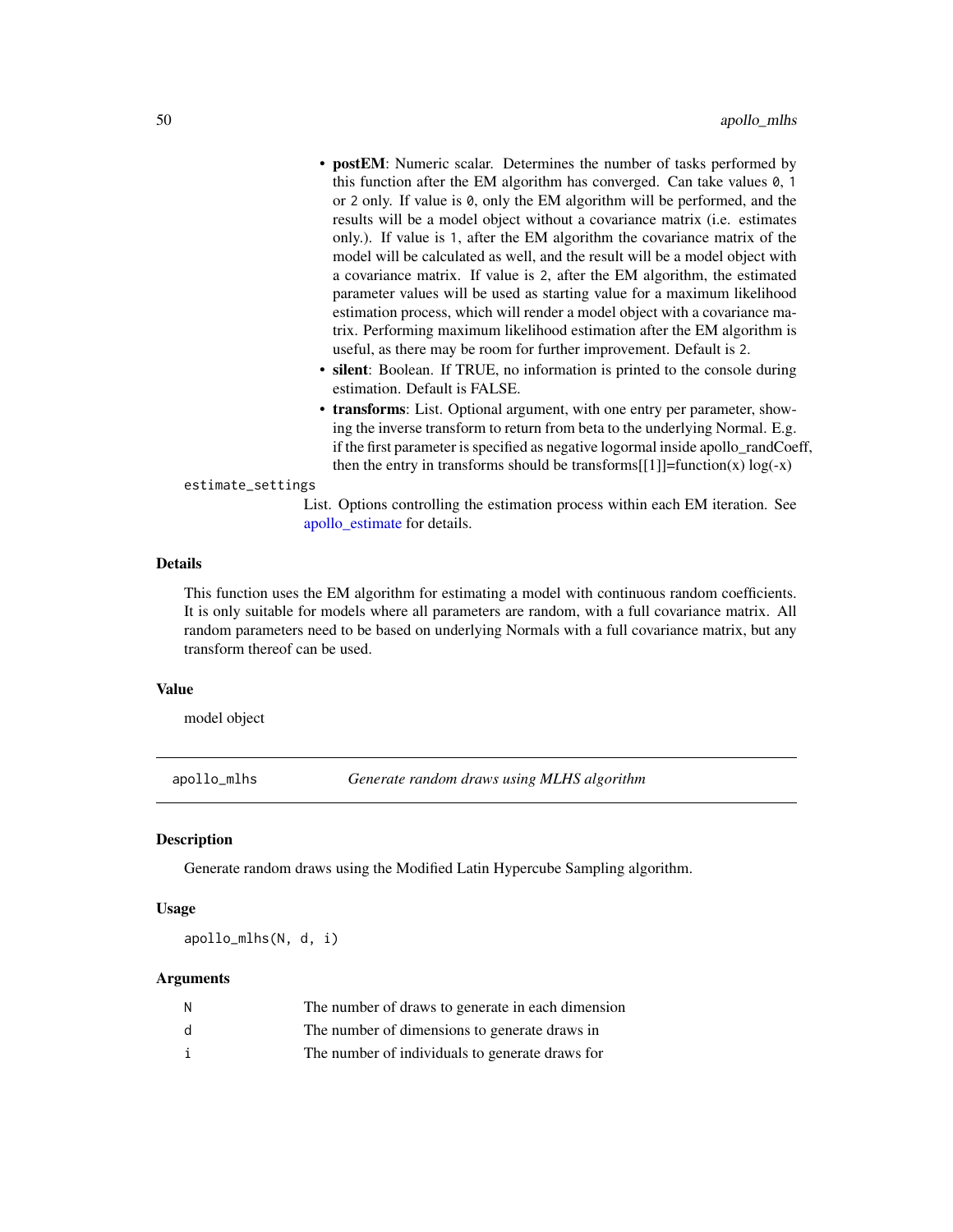- **postEM**: Numeric scalar. Determines the number of tasks performed by this function after the EM algorithm has converged. Can take values `0`, `1` or `2` only. If value is `0`, only the EM algorithm will be performed, and the results will be a model object without a covariance matrix (i.e. estimates only.). If value is `1`, after the EM algorithm the covariance matrix of the model will be calculated as well, and the result will be a model object with a covariance matrix. If value is `2`, after the EM algorithm, the estimated parameter values will be used as starting value for a maximum likelihood estimation process, which will render a model object with a covariance matrix. Performing maximum likelihood estimation after the EM algorithm is useful, as there may be room for further improvement. Default is `2`.
- **silent**: Boolean. If TRUE, no information is printed to the console during estimation. Default is FALSE.
- **transforms**: List. Optional argument, with one entry per parameter, showing the inverse transform to return from beta to the underlying Normal. E.g. if the first parameter is specified as negative logormal inside apollo_randCoeff, then the entry in transforms should be transforms[[1]]=function(x) log(-x)

`estimate_settings`
: List. Options controlling the estimation process within each EM iteration. See apollo_estimate for details.

### Details

This function uses the EM algorithm for estimating a model with continuous random coefficients. It is only suitable for models where all parameters are random, with a full covariance matrix. All random parameters need to be based on underlying Normals with a full covariance matrix, but any transform thereof can be used.

### Value

model object

---

## apollo_mlhs — *Generate random draws using MLHS algorithm*

### Description

Generate random draws using the Modified Latin Hypercube Sampling algorithm.

### Usage

```
apollo_mlhs(N, d, i)
```

### Arguments

| | |
|---|---|
| `N` | The number of draws to generate in each dimension |
| `d` | The number of dimensions to generate draws in |
| `i` | The number of individuals to generate draws for |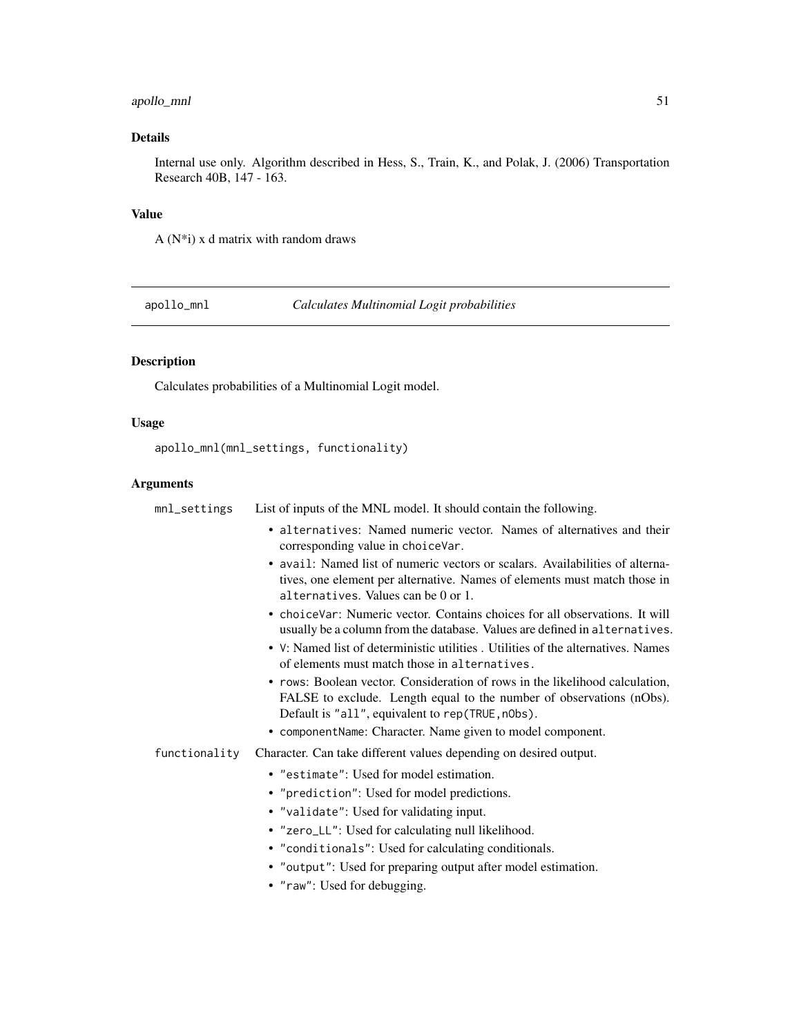### Details

Internal use only. Algorithm described in Hess, S., Train, K., and Polak, J. (2006) Transportation Research 40B, 147 - 163.

### Value

A (N*i) x d matrix with random draws

---

## apollo_mnl — *Calculates Multinomial Logit probabilities*

---

### Description

Calculates probabilities of a Multinomial Logit model.

### Usage

```
apollo_mnl(mnl_settings, functionality)
```

### Arguments

`mnl_settings` List of inputs of the MNL model. It should contain the following.

- `alternatives`: Named numeric vector. Names of alternatives and their corresponding value in `choiceVar`.
- `avail`: Named list of numeric vectors or scalars. Availabilities of alternatives, one element per alternative. Names of elements must match those in `alternatives`. Values can be 0 or 1.
- `choiceVar`: Numeric vector. Contains choices for all observations. It will usually be a column from the database. Values are defined in `alternatives`.
- `V`: Named list of deterministic utilities . Utilities of the alternatives. Names of elements must match those in `alternatives.`
- `rows`: Boolean vector. Consideration of rows in the likelihood calculation, FALSE to exclude. Length equal to the number of observations (nObs). Default is `"all"`, equivalent to `rep(TRUE,nObs)`.
- `componentName`: Character. Name given to model component.

`functionality` Character. Can take different values depending on desired output.

- `"estimate"`: Used for model estimation.
- `"prediction"`: Used for model predictions.
- `"validate"`: Used for validating input.
- `"zero_LL"`: Used for calculating null likelihood.
- `"conditionals"`: Used for calculating conditionals.
- `"output"`: Used for preparing output after model estimation.
- `"raw"`: Used for debugging.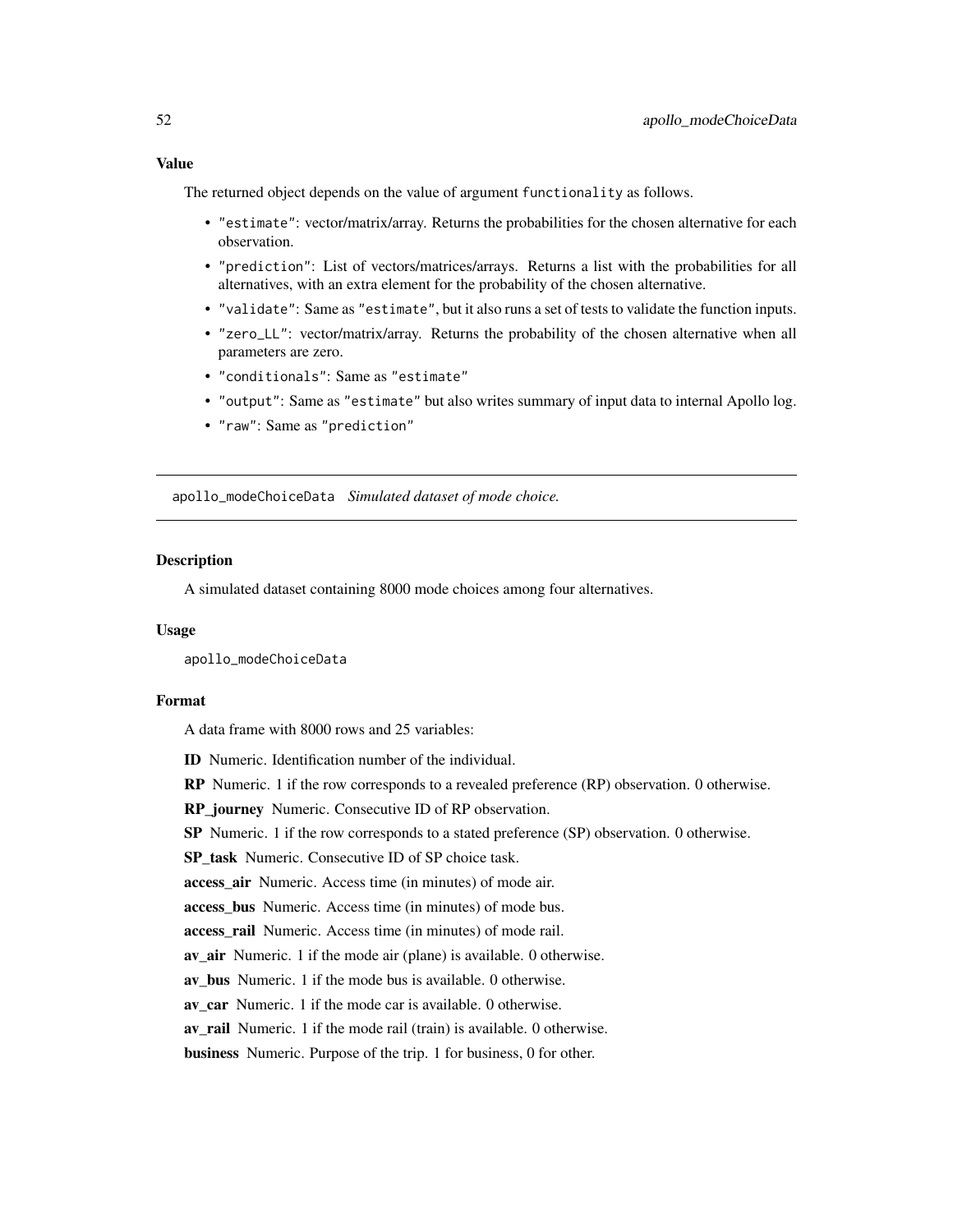### Value

The returned object depends on the value of argument functionality as follows.

- "estimate": vector/matrix/array. Returns the probabilities for the chosen alternative for each observation.
- "prediction": List of vectors/matrices/arrays. Returns a list with the probabilities for all alternatives, with an extra element for the probability of the chosen alternative.
- "validate": Same as "estimate", but it also runs a set of tests to validate the function inputs.
- "zero_LL": vector/matrix/array. Returns the probability of the chosen alternative when all parameters are zero.
- "conditionals": Same as "estimate"
- "output": Same as "estimate" but also writes summary of input data to internal Apollo log.
- "raw": Same as "prediction"

---

## apollo_modeChoiceData *Simulated dataset of mode choice.*

### Description

A simulated dataset containing 8000 mode choices among four alternatives.

### Usage

```
apollo_modeChoiceData
```

### Format

A data frame with 8000 rows and 25 variables:

**ID** Numeric. Identification number of the individual.

**RP** Numeric. 1 if the row corresponds to a revealed preference (RP) observation. 0 otherwise.

**RP_journey** Numeric. Consecutive ID of RP observation.

**SP** Numeric. 1 if the row corresponds to a stated preference (SP) observation. 0 otherwise.

**SP_task** Numeric. Consecutive ID of SP choice task.

**access_air** Numeric. Access time (in minutes) of mode air.

**access_bus** Numeric. Access time (in minutes) of mode bus.

**access_rail** Numeric. Access time (in minutes) of mode rail.

**av_air** Numeric. 1 if the mode air (plane) is available. 0 otherwise.

**av_bus** Numeric. 1 if the mode bus is available. 0 otherwise.

**av_car** Numeric. 1 if the mode car is available. 0 otherwise.

**av_rail** Numeric. 1 if the mode rail (train) is available. 0 otherwise.

**business** Numeric. Purpose of the trip. 1 for business, 0 for other.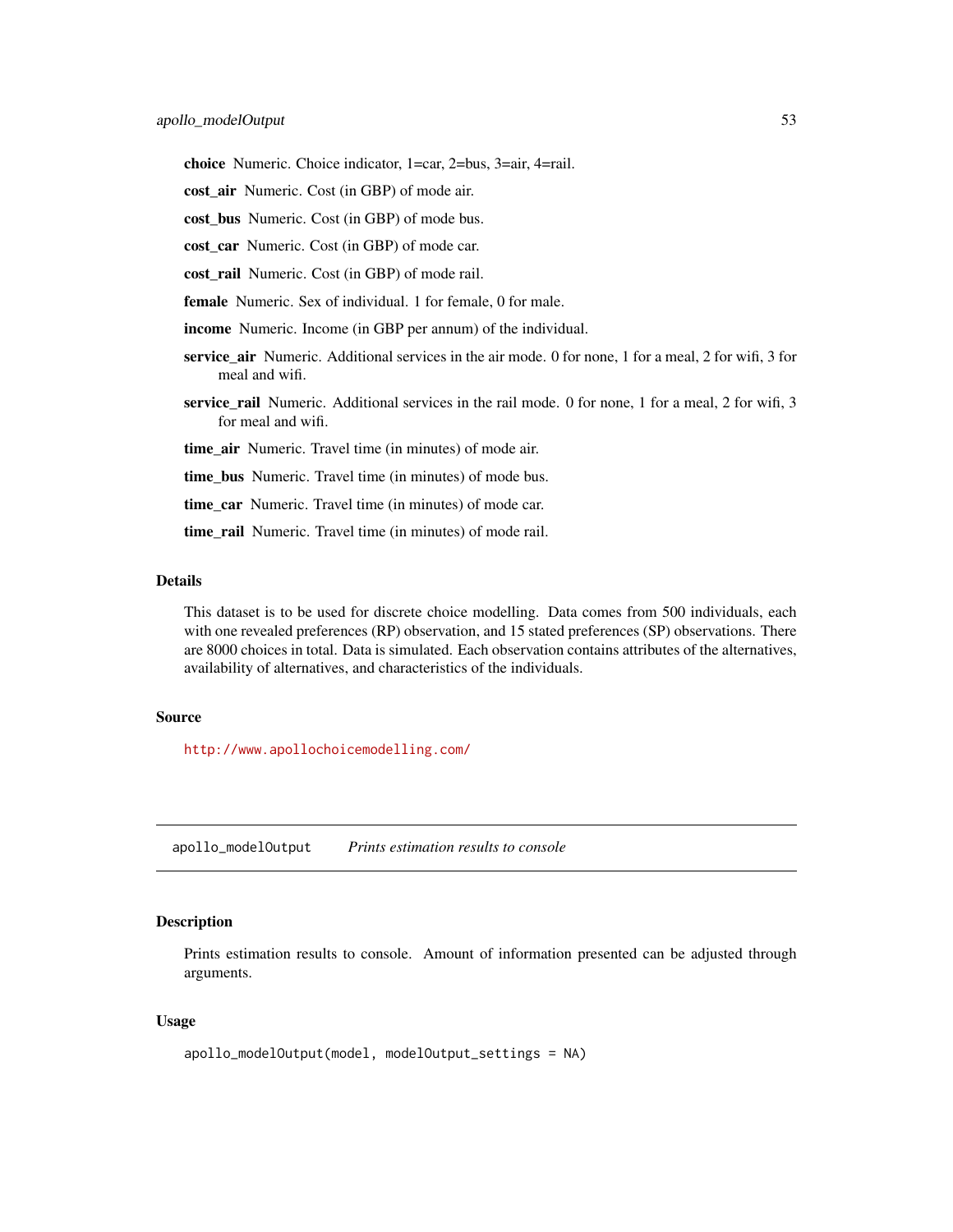**choice** Numeric. Choice indicator, 1=car, 2=bus, 3=air, 4=rail.

**cost_air** Numeric. Cost (in GBP) of mode air.

**cost_bus** Numeric. Cost (in GBP) of mode bus.

**cost_car** Numeric. Cost (in GBP) of mode car.

**cost_rail** Numeric. Cost (in GBP) of mode rail.

**female** Numeric. Sex of individual. 1 for female, 0 for male.

**income** Numeric. Income (in GBP per annum) of the individual.

**service_air** Numeric. Additional services in the air mode. 0 for none, 1 for a meal, 2 for wifi, 3 for meal and wifi.

**service_rail** Numeric. Additional services in the rail mode. 0 for none, 1 for a meal, 2 for wifi, 3 for meal and wifi.

**time_air** Numeric. Travel time (in minutes) of mode air.

**time_bus** Numeric. Travel time (in minutes) of mode bus.

**time_car** Numeric. Travel time (in minutes) of mode car.

**time_rail** Numeric. Travel time (in minutes) of mode rail.

### Details

This dataset is to be used for discrete choice modelling. Data comes from 500 individuals, each with one revealed preferences (RP) observation, and 15 stated preferences (SP) observations. There are 8000 choices in total. Data is simulated. Each observation contains attributes of the alternatives, availability of alternatives, and characteristics of the individuals.

### Source

http://www.apollochoicemodelling.com/

---

## apollo_modelOutput *Prints estimation results to console*

### Description

Prints estimation results to console. Amount of information presented can be adjusted through arguments.

### Usage

```
apollo_modelOutput(model, modelOutput_settings = NA)
```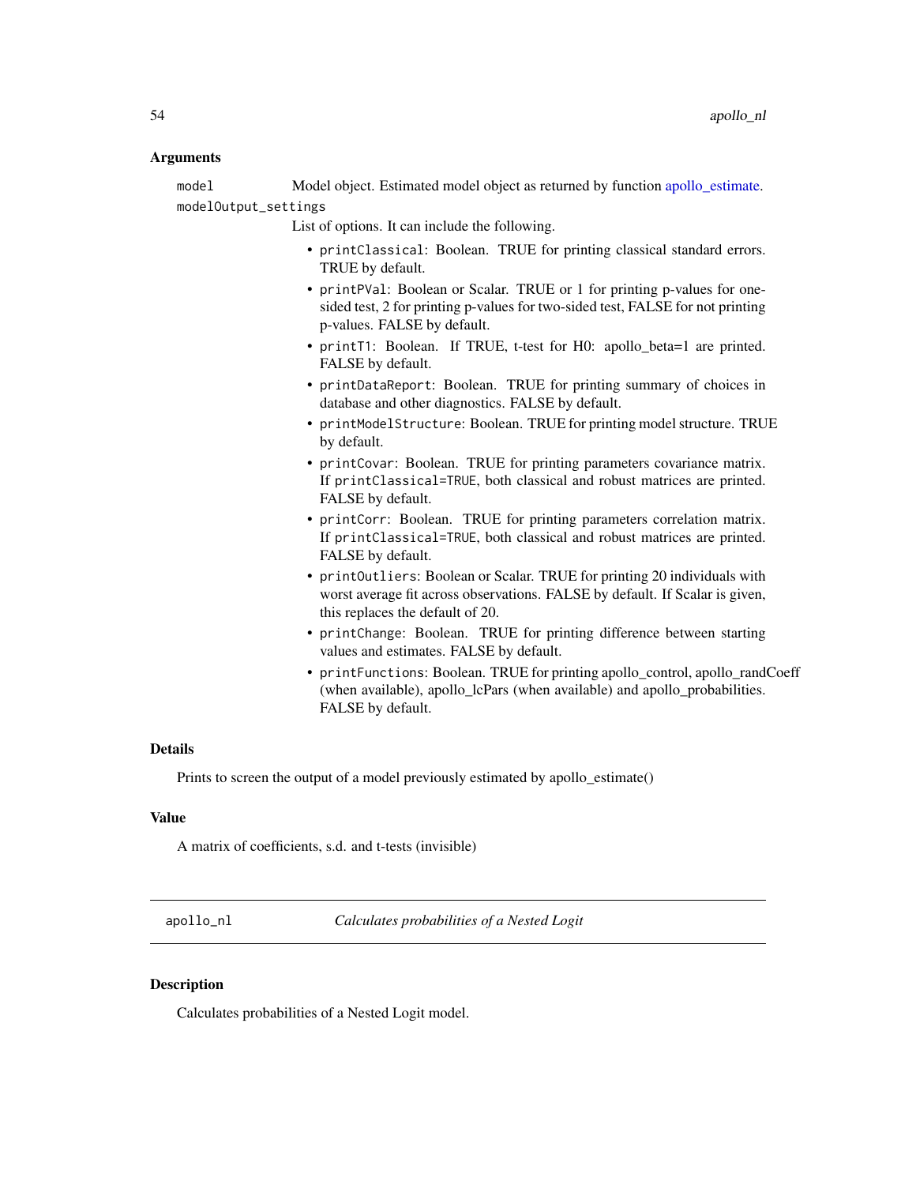### Arguments

`model` Model object. Estimated model object as returned by function apollo_estimate.

`modelOutput_settings`
List of options. It can include the following.

- `printClassical`: Boolean. TRUE for printing classical standard errors. TRUE by default.
- `printPVal`: Boolean or Scalar. TRUE or 1 for printing p-values for one-sided test, 2 for printing p-values for two-sided test, FALSE for not printing p-values. FALSE by default.
- `printT1`: Boolean. If TRUE, t-test for H0: apollo_beta=1 are printed. FALSE by default.
- `printDataReport`: Boolean. TRUE for printing summary of choices in database and other diagnostics. FALSE by default.
- `printModelStructure`: Boolean. TRUE for printing model structure. TRUE by default.
- `printCovar`: Boolean. TRUE for printing parameters covariance matrix. If `printClassical=TRUE`, both classical and robust matrices are printed. FALSE by default.
- `printCorr`: Boolean. TRUE for printing parameters correlation matrix. If `printClassical=TRUE`, both classical and robust matrices are printed. FALSE by default.
- `printOutliers`: Boolean or Scalar. TRUE for printing 20 individuals with worst average fit across observations. FALSE by default. If Scalar is given, this replaces the default of 20.
- `printChange`: Boolean. TRUE for printing difference between starting values and estimates. FALSE by default.
- `printFunctions`: Boolean. TRUE for printing apollo_control, apollo_randCoeff (when available), apollo_lcPars (when available) and apollo_probabilities. FALSE by default.

### Details

Prints to screen the output of a model previously estimated by apollo_estimate()

### Value

A matrix of coefficients, s.d. and t-tests (invisible)

---

## apollo_nl — *Calculates probabilities of a Nested Logit*

### Description

Calculates probabilities of a Nested Logit model.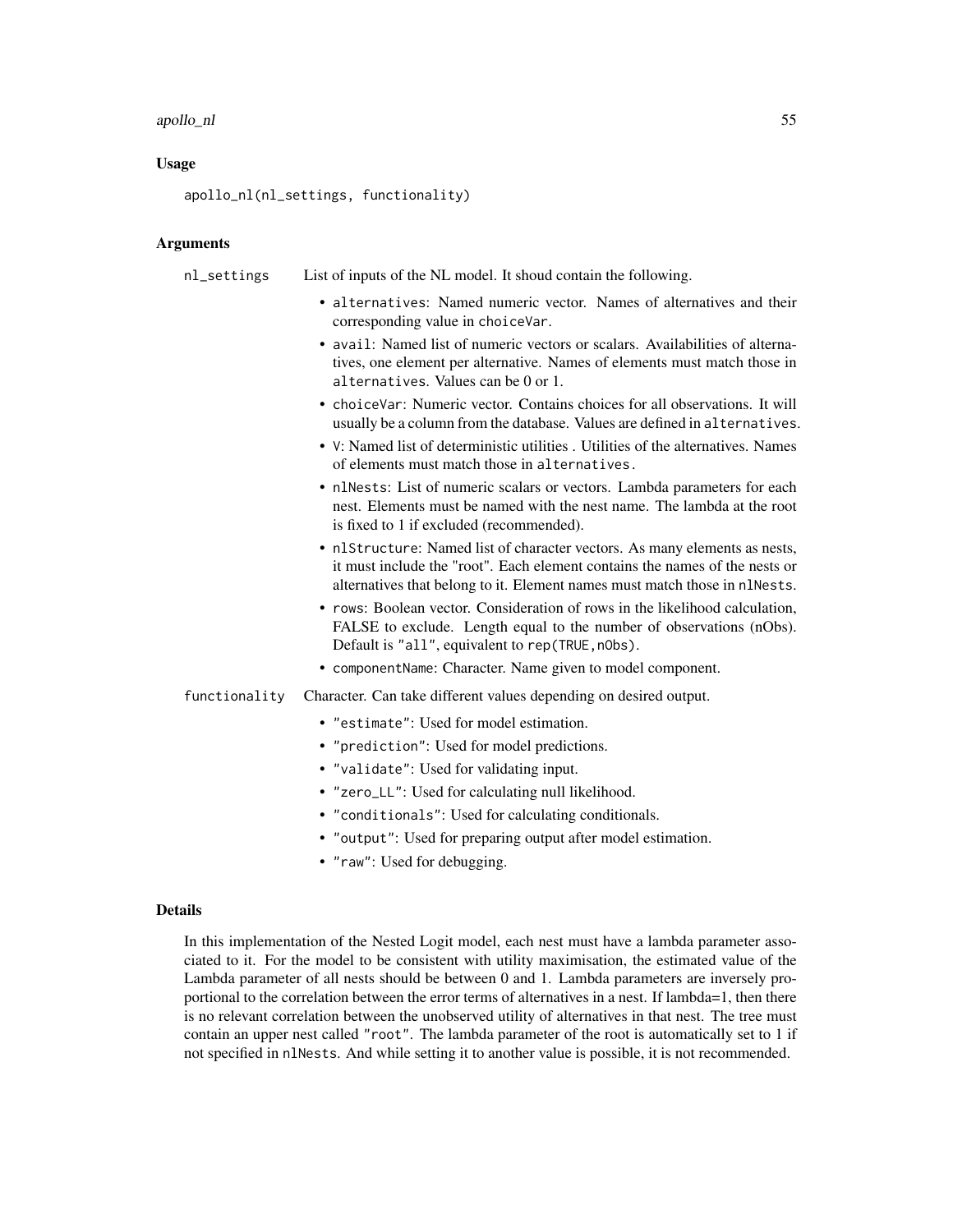### Usage

```
apollo_nl(nl_settings, functionality)
```

### Arguments

**nl_settings** List of inputs of the NL model. It shoud contain the following.

- `alternatives`: Named numeric vector. Names of alternatives and their corresponding value in `choiceVar`.
- `avail`: Named list of numeric vectors or scalars. Availabilities of alternatives, one element per alternative. Names of elements must match those in `alternatives`. Values can be 0 or 1.
- `choiceVar`: Numeric vector. Contains choices for all observations. It will usually be a column from the database. Values are defined in `alternatives`.
- `V`: Named list of deterministic utilities . Utilities of the alternatives. Names of elements must match those in `alternatives`.
- `nlNests`: List of numeric scalars or vectors. Lambda parameters for each nest. Elements must be named with the nest name. The lambda at the root is fixed to 1 if excluded (recommended).
- `nlStructure`: Named list of character vectors. As many elements as nests, it must include the "root". Each element contains the names of the nests or alternatives that belong to it. Element names must match those in `nlNests`.
- `rows`: Boolean vector. Consideration of rows in the likelihood calculation, FALSE to exclude. Length equal to the number of observations (nObs). Default is `"all"`, equivalent to `rep(TRUE,nObs)`.
- `componentName`: Character. Name given to model component.

**functionality** Character. Can take different values depending on desired output.

- `"estimate"`: Used for model estimation.
- `"prediction"`: Used for model predictions.
- `"validate"`: Used for validating input.
- `"zero_LL"`: Used for calculating null likelihood.
- `"conditionals"`: Used for calculating conditionals.
- `"output"`: Used for preparing output after model estimation.
- `"raw"`: Used for debugging.

### Details

In this implementation of the Nested Logit model, each nest must have a lambda parameter associated to it. For the model to be consistent with utility maximisation, the estimated value of the Lambda parameter of all nests should be between 0 and 1. Lambda parameters are inversely proportional to the correlation between the error terms of alternatives in a nest. If lambda=1, then there is no relevant correlation between the unobserved utility of alternatives in that nest. The tree must contain an upper nest called `"root"`. The lambda parameter of the root is automatically set to 1 if not specified in `nlNests`. And while setting it to another value is possible, it is not recommended.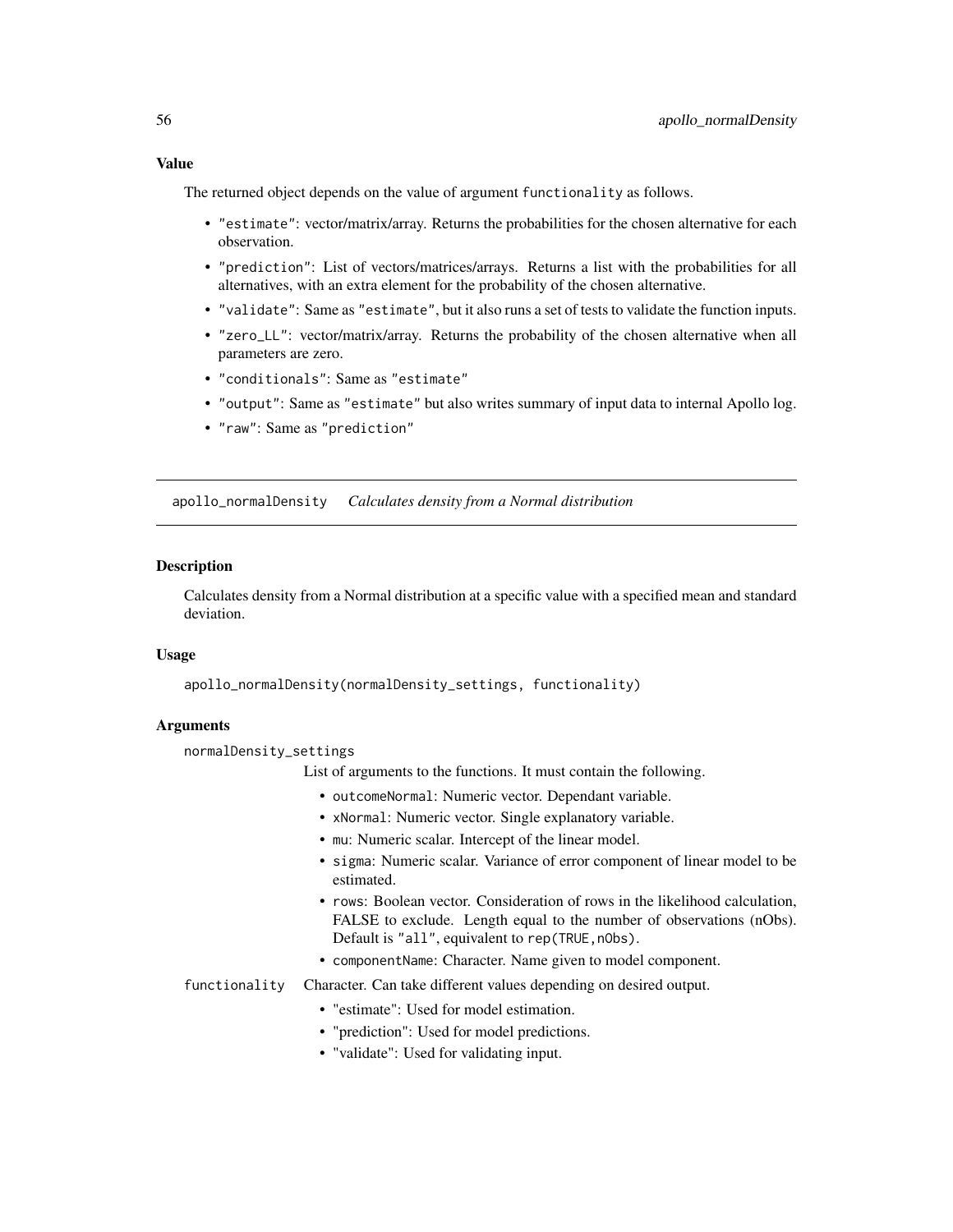### Value

The returned object depends on the value of argument functionality as follows.

- "estimate": vector/matrix/array. Returns the probabilities for the chosen alternative for each observation.
- "prediction": List of vectors/matrices/arrays. Returns a list with the probabilities for all alternatives, with an extra element for the probability of the chosen alternative.
- "validate": Same as "estimate", but it also runs a set of tests to validate the function inputs.
- "zero_LL": vector/matrix/array. Returns the probability of the chosen alternative when all parameters are zero.
- "conditionals": Same as "estimate"
- "output": Same as "estimate" but also writes summary of input data to internal Apollo log.
- "raw": Same as "prediction"

---

## apollo_normalDensity — *Calculates density from a Normal distribution*

### Description

Calculates density from a Normal distribution at a specific value with a specified mean and standard deviation.

### Usage

```
apollo_normalDensity(normalDensity_settings, functionality)
```

### Arguments

normalDensity_settings
: List of arguments to the functions. It must contain the following.
  - outcomeNormal: Numeric vector. Dependant variable.
  - xNormal: Numeric vector. Single explanatory variable.
  - mu: Numeric scalar. Intercept of the linear model.
  - sigma: Numeric scalar. Variance of error component of linear model to be estimated.
  - rows: Boolean vector. Consideration of rows in the likelihood calculation, FALSE to exclude. Length equal to the number of observations (nObs). Default is "all", equivalent to rep(TRUE,nObs).
  - componentName: Character. Name given to model component.

functionality
: Character. Can take different values depending on desired output.
  - "estimate": Used for model estimation.
  - "prediction": Used for model predictions.
  - "validate": Used for validating input.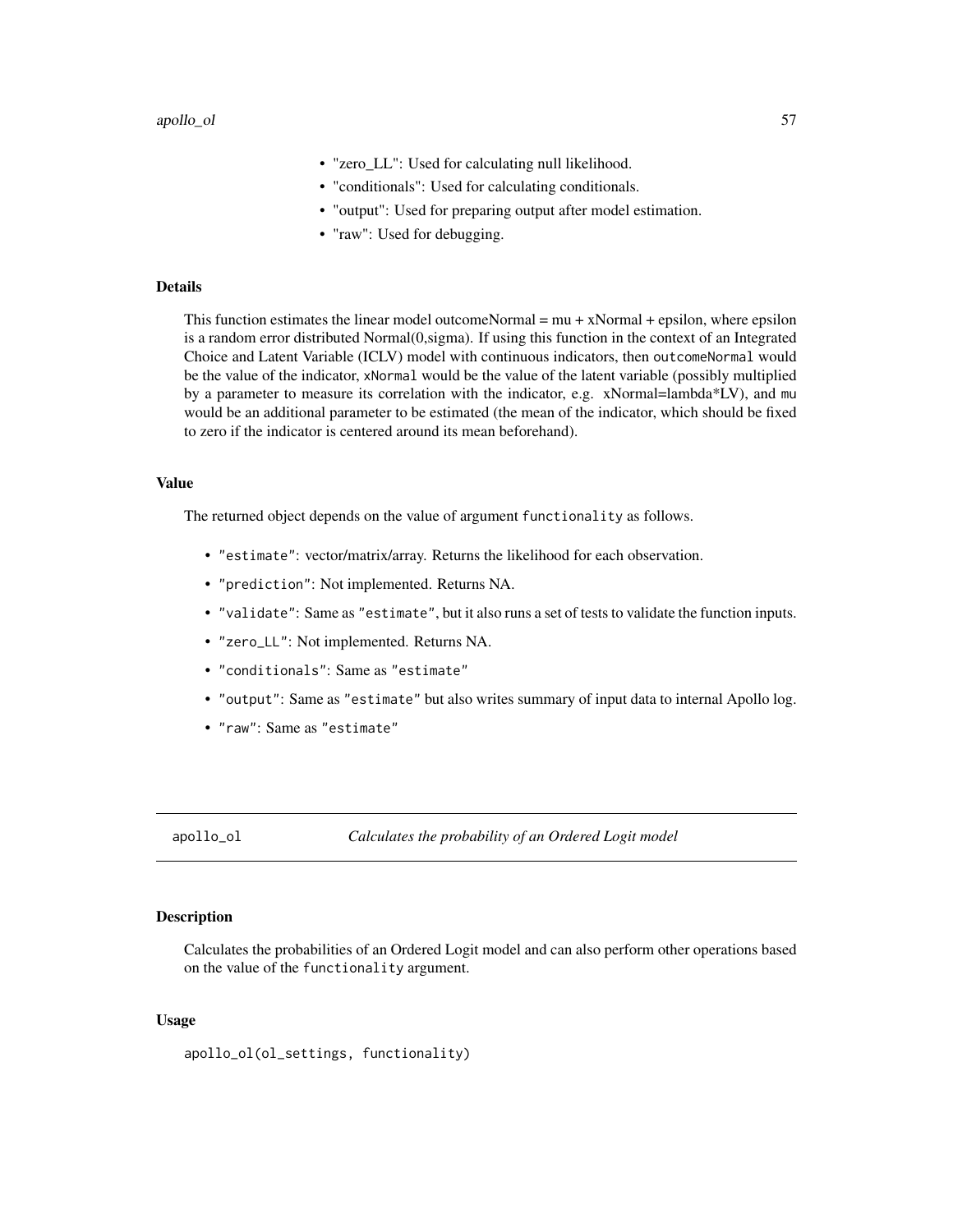- "zero_LL": Used for calculating null likelihood.
- "conditionals": Used for calculating conditionals.
- "output": Used for preparing output after model estimation.
- "raw": Used for debugging.

### Details

This function estimates the linear model outcomeNormal = mu + xNormal + epsilon, where epsilon is a random error distributed Normal(0,sigma). If using this function in the context of an Integrated Choice and Latent Variable (ICLV) model with continuous indicators, then `outcomeNormal` would be the value of the indicator, `xNormal` would be the value of the latent variable (possibly multiplied by a parameter to measure its correlation with the indicator, e.g. xNormal=lambda*LV), and `mu` would be an additional parameter to be estimated (the mean of the indicator, which should be fixed to zero if the indicator is centered around its mean beforehand).

### Value

The returned object depends on the value of argument `functionality` as follows.

- `"estimate"`: vector/matrix/array. Returns the likelihood for each observation.
- `"prediction"`: Not implemented. Returns NA.
- `"validate"`: Same as `"estimate"`, but it also runs a set of tests to validate the function inputs.
- `"zero_LL"`: Not implemented. Returns NA.
- `"conditionals"`: Same as `"estimate"`
- `"output"`: Same as `"estimate"` but also writes summary of input data to internal Apollo log.
- `"raw"`: Same as `"estimate"`

---

## apollo_ol — *Calculates the probability of an Ordered Logit model*

---

### Description

Calculates the probabilities of an Ordered Logit model and can also perform other operations based on the value of the `functionality` argument.

### Usage

```
apollo_ol(ol_settings, functionality)
```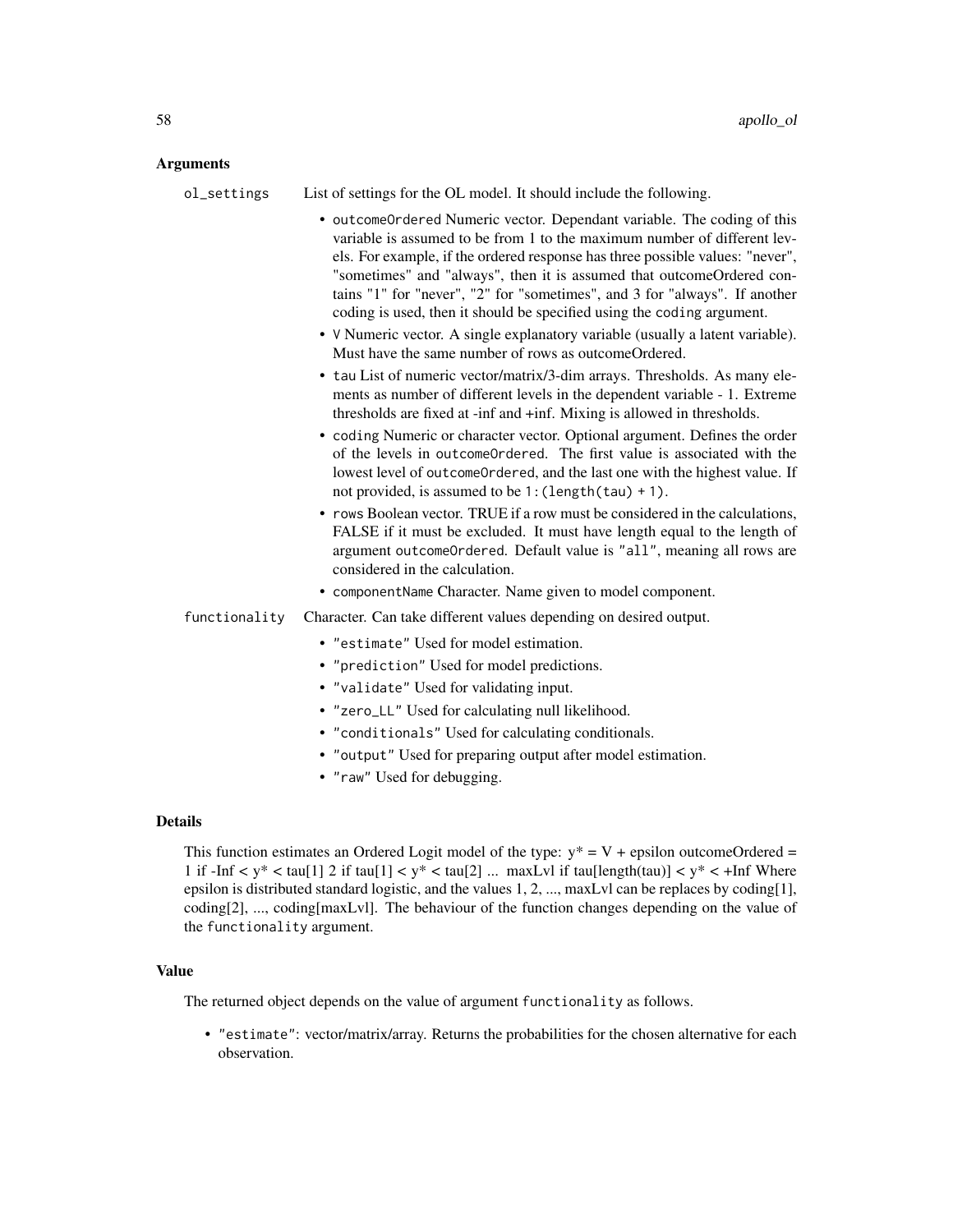## Arguments

**ol_settings** List of settings for the OL model. It should include the following.

- `outcomeOrdered` Numeric vector. Dependant variable. The coding of this variable is assumed to be from 1 to the maximum number of different levels. For example, if the ordered response has three possible values: "never", "sometimes" and "always", then it is assumed that outcomeOrdered contains "1" for "never", "2" for "sometimes", and 3 for "always". If another coding is used, then it should be specified using the `coding` argument.
- `V` Numeric vector. A single explanatory variable (usually a latent variable). Must have the same number of rows as outcomeOrdered.
- `tau` List of numeric vector/matrix/3-dim arrays. Thresholds. As many elements as number of different levels in the dependent variable - 1. Extreme thresholds are fixed at -inf and +inf. Mixing is allowed in thresholds.
- `coding` Numeric or character vector. Optional argument. Defines the order of the levels in `outcomeOrdered`. The first value is associated with the lowest level of `outcomeOrdered`, and the last one with the highest value. If not provided, is assumed to be `1:(length(tau) + 1)`.
- `rows` Boolean vector. TRUE if a row must be considered in the calculations, FALSE if it must be excluded. It must have length equal to the length of argument `outcomeOrdered`. Default value is `"all"`, meaning all rows are considered in the calculation.
- `componentName` Character. Name given to model component.

**functionality** Character. Can take different values depending on desired output.

- `"estimate"` Used for model estimation.
- `"prediction"` Used for model predictions.
- `"validate"` Used for validating input.
- `"zero_LL"` Used for calculating null likelihood.
- `"conditionals"` Used for calculating conditionals.
- `"output"` Used for preparing output after model estimation.
- `"raw"` Used for debugging.

## Details

This function estimates an Ordered Logit model of the type: y* = V + epsilon outcomeOrdered = 1 if -Inf < y* < tau[1] 2 if tau[1] < y* < tau[2] ... maxLvl if tau[length(tau)] < y* < +Inf Where epsilon is distributed standard logistic, and the values 1, 2, ..., maxLvl can be replaces by coding[1], coding[2], ..., coding[maxLvl]. The behaviour of the function changes depending on the value of the `functionality` argument.

## Value

The returned object depends on the value of argument `functionality` as follows.

- `"estimate"`: vector/matrix/array. Returns the probabilities for the chosen alternative for each observation.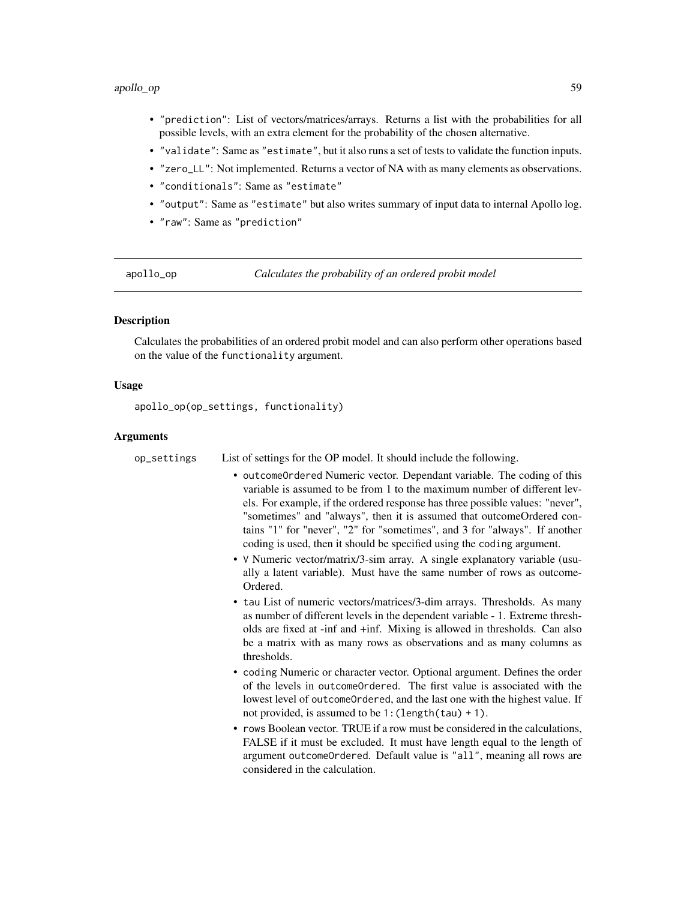- "prediction": List of vectors/matrices/arrays. Returns a list with the probabilities for all possible levels, with an extra element for the probability of the chosen alternative.
- "validate": Same as "estimate", but it also runs a set of tests to validate the function inputs.
- "zero_LL": Not implemented. Returns a vector of NA with as many elements as observations.
- "conditionals": Same as "estimate"
- "output": Same as "estimate" but also writes summary of input data to internal Apollo log.
- "raw": Same as "prediction"

## apollo_op *Calculates the probability of an ordered probit model*

### Description

Calculates the probabilities of an ordered probit model and can also perform other operations based on the value of the functionality argument.

### Usage

```
apollo_op(op_settings, functionality)
```

### Arguments

op_settings List of settings for the OP model. It should include the following.

- outcomeOrdered Numeric vector. Dependant variable. The coding of this variable is assumed to be from 1 to the maximum number of different levels. For example, if the ordered response has three possible values: "never", "sometimes" and "always", then it is assumed that outcomeOrdered contains "1" for "never", "2" for "sometimes", and 3 for "always". If another coding is used, then it should be specified using the coding argument.
- V Numeric vector/matrix/3-sim array. A single explanatory variable (usually a latent variable). Must have the same number of rows as outcomeOrdered.
- tau List of numeric vectors/matrices/3-dim arrays. Thresholds. As many as number of different levels in the dependent variable - 1. Extreme thresholds are fixed at -inf and +inf. Mixing is allowed in thresholds. Can also be a matrix with as many rows as observations and as many columns as thresholds.
- coding Numeric or character vector. Optional argument. Defines the order of the levels in outcomeOrdered. The first value is associated with the lowest level of outcomeOrdered, and the last one with the highest value. If not provided, is assumed to be 1:(length(tau) + 1).
- rows Boolean vector. TRUE if a row must be considered in the calculations, FALSE if it must be excluded. It must have length equal to the length of argument outcomeOrdered. Default value is "all", meaning all rows are considered in the calculation.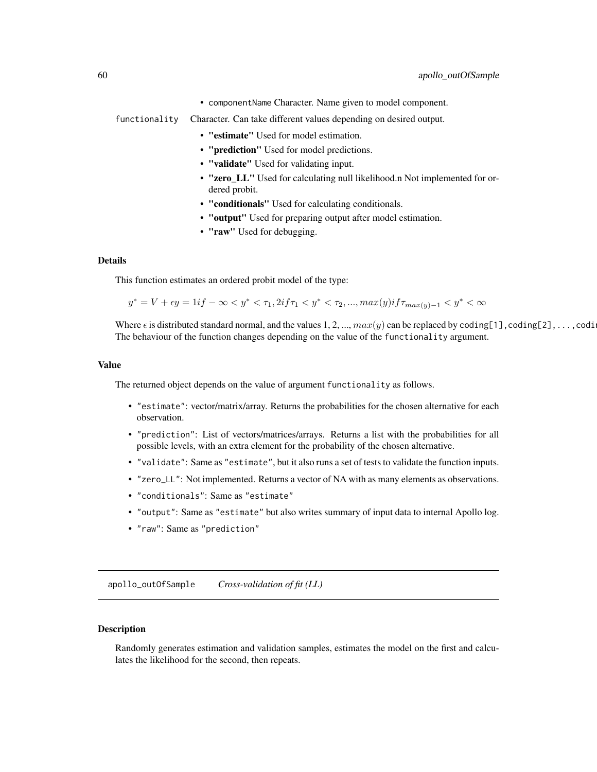- componentName Character. Name given to model component.

functionality
: Character. Can take different values depending on desired output.

- **"estimate"** Used for model estimation.
- **"prediction"** Used for model predictions.
- **"validate"** Used for validating input.
- **"zero_LL"** Used for calculating null likelihood.n Not implemented for ordered probit.
- **"conditionals"** Used for calculating conditionals.
- **"output"** Used for preparing output after model estimation.
- **"raw"** Used for debugging.

### Details

This function estimates an ordered probit model of the type:

$$y^* = V + \epsilon y = 1 if - \infty < y^* < \tau_1, 2 if \tau_1 < y^* < \tau_2, ..., max(y) if \tau_{max(y)-1} < y^* < \infty$$

Where $\epsilon$ is distributed standard normal, and the values 1, 2, ..., $max(y)$ can be replaced by coding[1],coding[2],...,codi
The behaviour of the function changes depending on the value of the functionality argument.

### Value

The returned object depends on the value of argument functionality as follows.

- "estimate": vector/matrix/array. Returns the probabilities for the chosen alternative for each observation.
- "prediction": List of vectors/matrices/arrays. Returns a list with the probabilities for all possible levels, with an extra element for the probability of the chosen alternative.
- "validate": Same as "estimate", but it also runs a set of tests to validate the function inputs.
- "zero_LL": Not implemented. Returns a vector of NA with as many elements as observations.
- "conditionals": Same as "estimate"
- "output": Same as "estimate" but also writes summary of input data to internal Apollo log.
- "raw": Same as "prediction"

---

## apollo_outOfSample    *Cross-validation of fit (LL)*

---

### Description

Randomly generates estimation and validation samples, estimates the model on the first and calculates the likelihood for the second, then repeats.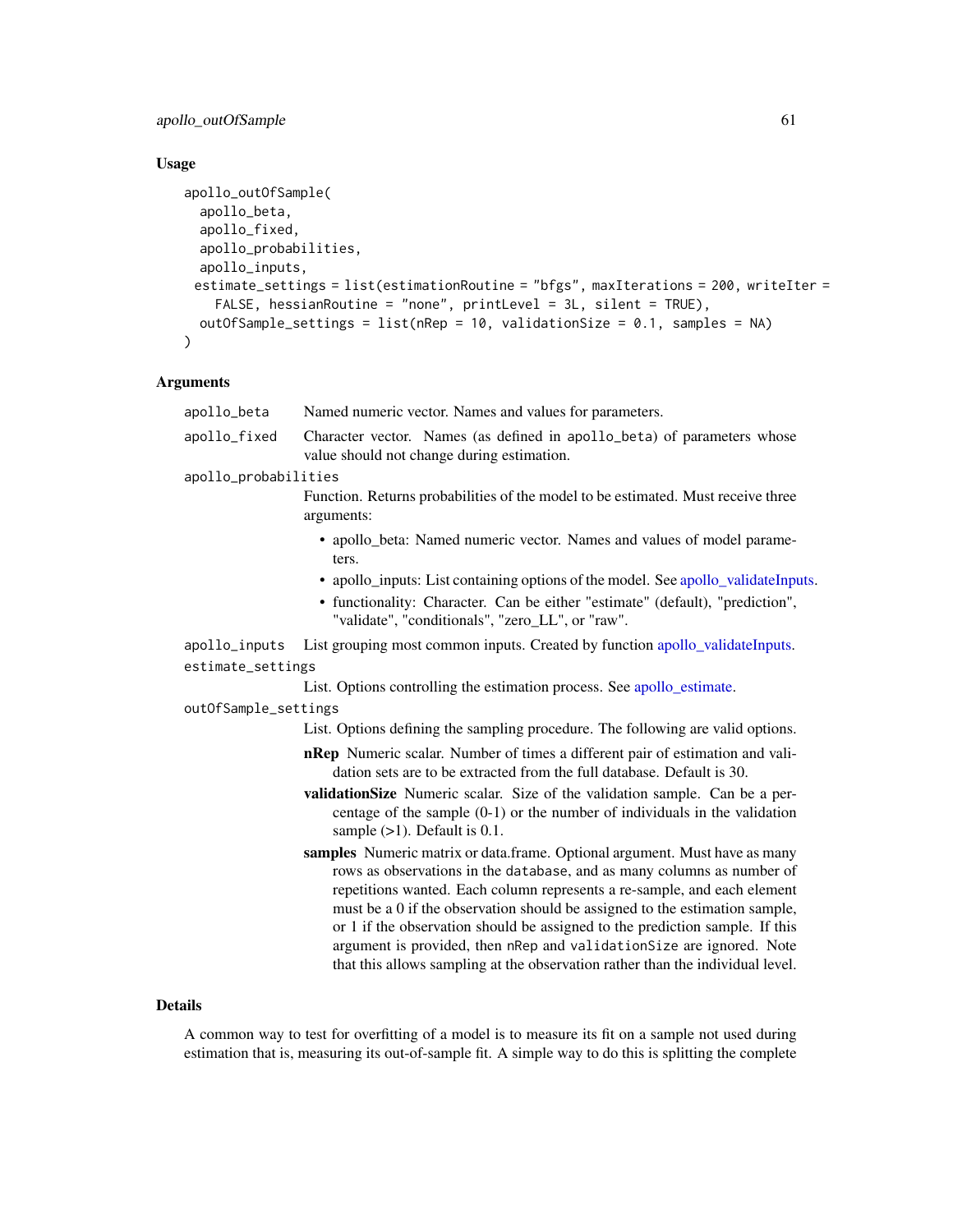### Usage

```
apollo_outOfSample(
  apollo_beta,
  apollo_fixed,
  apollo_probabilities,
  apollo_inputs,
 estimate_settings = list(estimationRoutine = "bfgs", maxIterations = 200, writeIter =
    FALSE, hessianRoutine = "none", printLevel = 3L, silent = TRUE),
  outOfSample_settings = list(nRep = 10, validationSize = 0.1, samples = NA)
)
```

### Arguments

`apollo_beta` Named numeric vector. Names and values for parameters.

`apollo_fixed` Character vector. Names (as defined in `apollo_beta`) of parameters whose value should not change during estimation.

`apollo_probabilities`
Function. Returns probabilities of the model to be estimated. Must receive three arguments:

- apollo_beta: Named numeric vector. Names and values of model parameters.
- apollo_inputs: List containing options of the model. See apollo_validateInputs.
- functionality: Character. Can be either "estimate" (default), "prediction", "validate", "conditionals", "zero_LL", or "raw".

`apollo_inputs` List grouping most common inputs. Created by function apollo_validateInputs.

`estimate_settings`
List. Options controlling the estimation process. See apollo_estimate.

`outOfSample_settings`
List. Options defining the sampling procedure. The following are valid options.

**nRep** Numeric scalar. Number of times a different pair of estimation and validation sets are to be extracted from the full database. Default is 30.

**validationSize** Numeric scalar. Size of the validation sample. Can be a percentage of the sample (0-1) or the number of individuals in the validation sample (>1). Default is 0.1.

**samples** Numeric matrix or data.frame. Optional argument. Must have as many rows as observations in the `database`, and as many columns as number of repetitions wanted. Each column represents a re-sample, and each element must be a 0 if the observation should be assigned to the estimation sample, or 1 if the observation should be assigned to the prediction sample. If this argument is provided, then `nRep` and `validationSize` are ignored. Note that this allows sampling at the observation rather than the individual level.

### Details

A common way to test for overfitting of a model is to measure its fit on a sample not used during estimation that is, measuring its out-of-sample fit. A simple way to do this is splitting the complete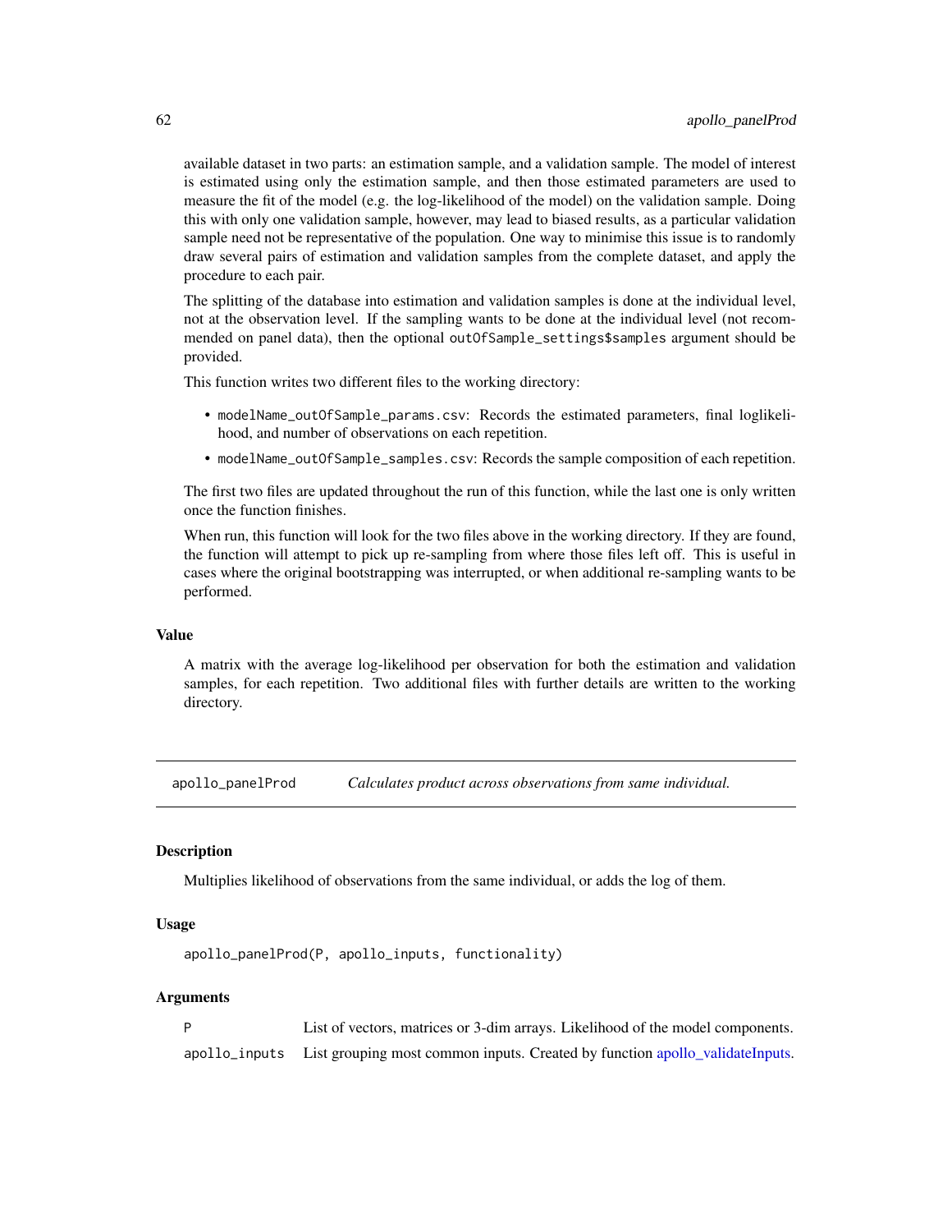available dataset in two parts: an estimation sample, and a validation sample. The model of interest is estimated using only the estimation sample, and then those estimated parameters are used to measure the fit of the model (e.g. the log-likelihood of the model) on the validation sample. Doing this with only one validation sample, however, may lead to biased results, as a particular validation sample need not be representative of the population. One way to minimise this issue is to randomly draw several pairs of estimation and validation samples from the complete dataset, and apply the procedure to each pair.

The splitting of the database into estimation and validation samples is done at the individual level, not at the observation level. If the sampling wants to be done at the individual level (not recommended on panel data), then the optional `outOfSample_settings$samples` argument should be provided.

This function writes two different files to the working directory:

- `modelName_outOfSample_params.csv`: Records the estimated parameters, final loglikelihood, and number of observations on each repetition.
- `modelName_outOfSample_samples.csv`: Records the sample composition of each repetition.

The first two files are updated throughout the run of this function, while the last one is only written once the function finishes.

When run, this function will look for the two files above in the working directory. If they are found, the function will attempt to pick up re-sampling from where those files left off. This is useful in cases where the original bootstrapping was interrupted, or when additional re-sampling wants to be performed.

### Value

A matrix with the average log-likelihood per observation for both the estimation and validation samples, for each repetition. Two additional files with further details are written to the working directory.

---

## apollo_panelProd — *Calculates product across observations from same individual.*

### Description

Multiplies likelihood of observations from the same individual, or adds the log of them.

### Usage

```
apollo_panelProd(P, apollo_inputs, functionality)
```

### Arguments

| | |
|---|---|
| P | List of vectors, matrices or 3-dim arrays. Likelihood of the model components. |
| apollo_inputs | List grouping most common inputs. Created by function apollo_validateInputs. |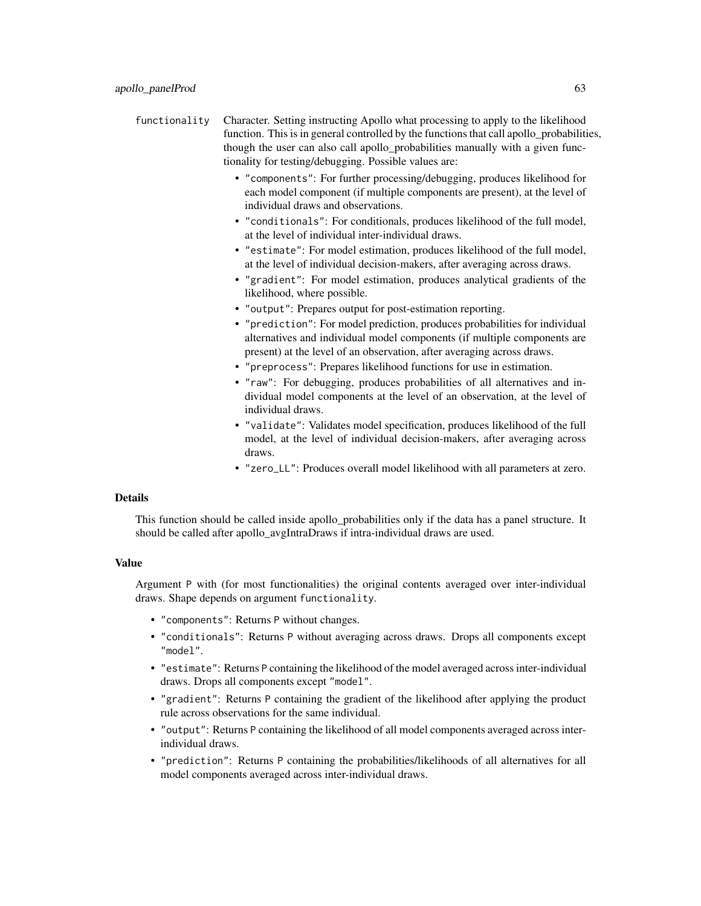functionality Character. Setting instructing Apollo what processing to apply to the likelihood function. This is in general controlled by the functions that call apollo_probabilities, though the user can also call apollo_probabilities manually with a given functionality for testing/debugging. Possible values are:

- "components": For further processing/debugging, produces likelihood for each model component (if multiple components are present), at the level of individual draws and observations.
- "conditionals": For conditionals, produces likelihood of the full model, at the level of individual inter-individual draws.
- "estimate": For model estimation, produces likelihood of the full model, at the level of individual decision-makers, after averaging across draws.
- "gradient": For model estimation, produces analytical gradients of the likelihood, where possible.
- "output": Prepares output for post-estimation reporting.
- "prediction": For model prediction, produces probabilities for individual alternatives and individual model components (if multiple components are present) at the level of an observation, after averaging across draws.
- "preprocess": Prepares likelihood functions for use in estimation.
- "raw": For debugging, produces probabilities of all alternatives and individual model components at the level of an observation, at the level of individual draws.
- "validate": Validates model specification, produces likelihood of the full model, at the level of individual decision-makers, after averaging across draws.
- "zero_LL": Produces overall model likelihood with all parameters at zero.

### Details

This function should be called inside apollo_probabilities only if the data has a panel structure. It should be called after apollo_avgIntraDraws if intra-individual draws are used.

### Value

Argument P with (for most functionalities) the original contents averaged over inter-individual draws. Shape depends on argument functionality.

- "components": Returns P without changes.
- "conditionals": Returns P without averaging across draws. Drops all components except "model".
- "estimate": Returns P containing the likelihood of the model averaged across inter-individual draws. Drops all components except "model".
- "gradient": Returns P containing the gradient of the likelihood after applying the product rule across observations for the same individual.
- "output": Returns P containing the likelihood of all model components averaged across inter-individual draws.
- "prediction": Returns P containing the probabilities/likelihoods of all alternatives for all model components averaged across inter-individual draws.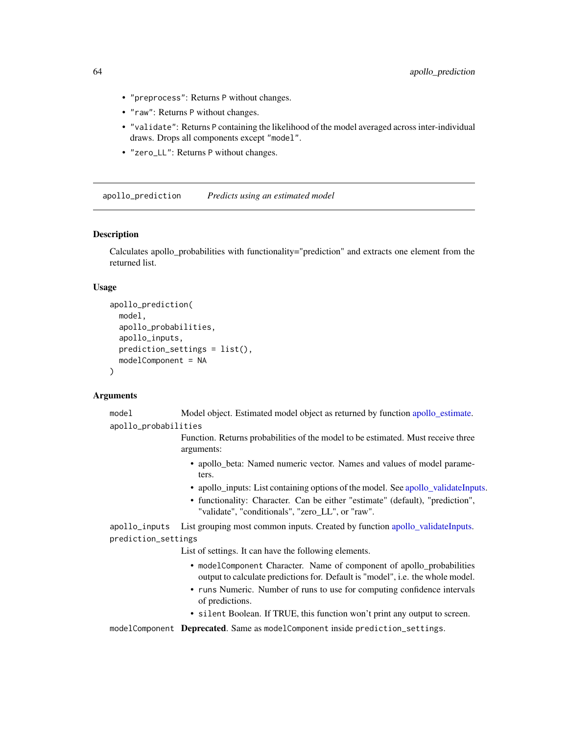- "preprocess": Returns P without changes.
- "raw": Returns P without changes.
- "validate": Returns P containing the likelihood of the model averaged across inter-individual draws. Drops all components except "model".
- "zero_LL": Returns P without changes.

---

## apollo_prediction — *Predicts using an estimated model*

### Description

Calculates apollo_probabilities with functionality="prediction" and extracts one element from the returned list.

### Usage

```
apollo_prediction(
  model,
  apollo_probabilities,
  apollo_inputs,
  prediction_settings = list(),
  modelComponent = NA
)
```

### Arguments

**model** Model object. Estimated model object as returned by function apollo_estimate.

**apollo_probabilities** Function. Returns probabilities of the model to be estimated. Must receive three arguments:

- apollo_beta: Named numeric vector. Names and values of model parameters.
- apollo_inputs: List containing options of the model. See apollo_validateInputs.
- functionality: Character. Can be either "estimate" (default), "prediction", "validate", "conditionals", "zero_LL", or "raw".

**apollo_inputs** List grouping most common inputs. Created by function apollo_validateInputs.

**prediction_settings** List of settings. It can have the following elements.

- modelComponent Character. Name of component of apollo_probabilities output to calculate predictions for. Default is "model", i.e. the whole model.
- runs Numeric. Number of runs to use for computing confidence intervals of predictions.
- silent Boolean. If TRUE, this function won't print any output to screen.

**modelComponent** **Deprecated**. Same as modelComponent inside prediction_settings.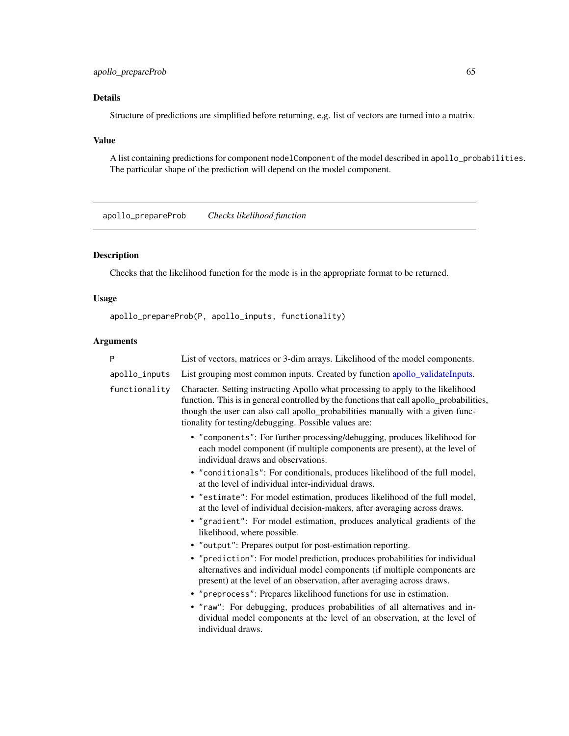### Details

Structure of predictions are simplified before returning, e.g. list of vectors are turned into a matrix.

### Value

A list containing predictions for component `modelComponent` of the model described in `apollo_probabilities`. The particular shape of the prediction will depend on the model component.

---

## apollo_prepareProb — *Checks likelihood function*

### Description

Checks that the likelihood function for the mode is in the appropriate format to be returned.

### Usage

```
apollo_prepareProb(P, apollo_inputs, functionality)
```

### Arguments

| Argument | Description |
|---|---|
| `P` | List of vectors, matrices or 3-dim arrays. Likelihood of the model components. |
| `apollo_inputs` | List grouping most common inputs. Created by function apollo_validateInputs. |
| `functionality` | Character. Setting instructing Apollo what processing to apply to the likelihood function. This is in general controlled by the functions that call apollo_probabilities, though the user can also call apollo_probabilities manually with a given functionality for testing/debugging. Possible values are: |

- `"components"`: For further processing/debugging, produces likelihood for each model component (if multiple components are present), at the level of individual draws and observations.
- `"conditionals"`: For conditionals, produces likelihood of the full model, at the level of individual inter-individual draws.
- `"estimate"`: For model estimation, produces likelihood of the full model, at the level of individual decision-makers, after averaging across draws.
- `"gradient"`: For model estimation, produces analytical gradients of the likelihood, where possible.
- `"output"`: Prepares output for post-estimation reporting.
- `"prediction"`: For model prediction, produces probabilities for individual alternatives and individual model components (if multiple components are present) at the level of an observation, after averaging across draws.
- `"preprocess"`: Prepares likelihood functions for use in estimation.
- `"raw"`: For debugging, produces probabilities of all alternatives and individual model components at the level of an observation, at the level of individual draws.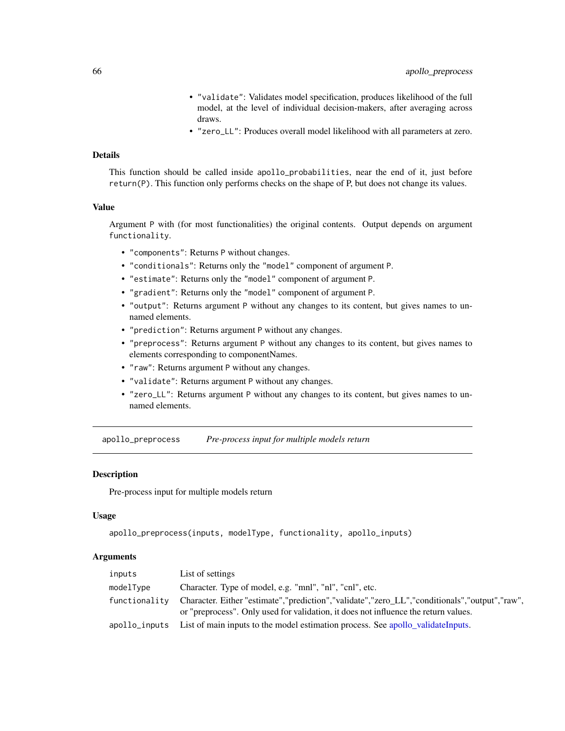- "validate": Validates model specification, produces likelihood of the full model, at the level of individual decision-makers, after averaging across draws.
- "zero_LL": Produces overall model likelihood with all parameters at zero.

### Details

This function should be called inside apollo_probabilities, near the end of it, just before return(P). This function only performs checks on the shape of P, but does not change its values.

### Value

Argument P with (for most functionalities) the original contents. Output depends on argument functionality.

- "components": Returns P without changes.
- "conditionals": Returns only the "model" component of argument P.
- "estimate": Returns only the "model" component of argument P.
- "gradient": Returns only the "model" component of argument P.
- "output": Returns argument P without any changes to its content, but gives names to unnamed elements.
- "prediction": Returns argument P without any changes.
- "preprocess": Returns argument P without any changes to its content, but gives names to elements corresponding to componentNames.
- "raw": Returns argument P without any changes.
- "validate": Returns argument P without any changes.
- "zero_LL": Returns argument P without any changes to its content, but gives names to unnamed elements.

---

## apollo_preprocess *Pre-process input for multiple models return*

### Description

Pre-process input for multiple models return

### Usage

```
apollo_preprocess(inputs, modelType, functionality, apollo_inputs)
```

### Arguments

| | |
|---|---|
| inputs | List of settings |
| modelType | Character. Type of model, e.g. "mnl", "nl", "cnl", etc. |
| functionality | Character. Either "estimate","prediction","validate","zero_LL","conditionals","output","raw", or "preprocess". Only used for validation, it does not influence the return values. |
| apollo_inputs | List of main inputs to the model estimation process. See apollo_validateInputs. |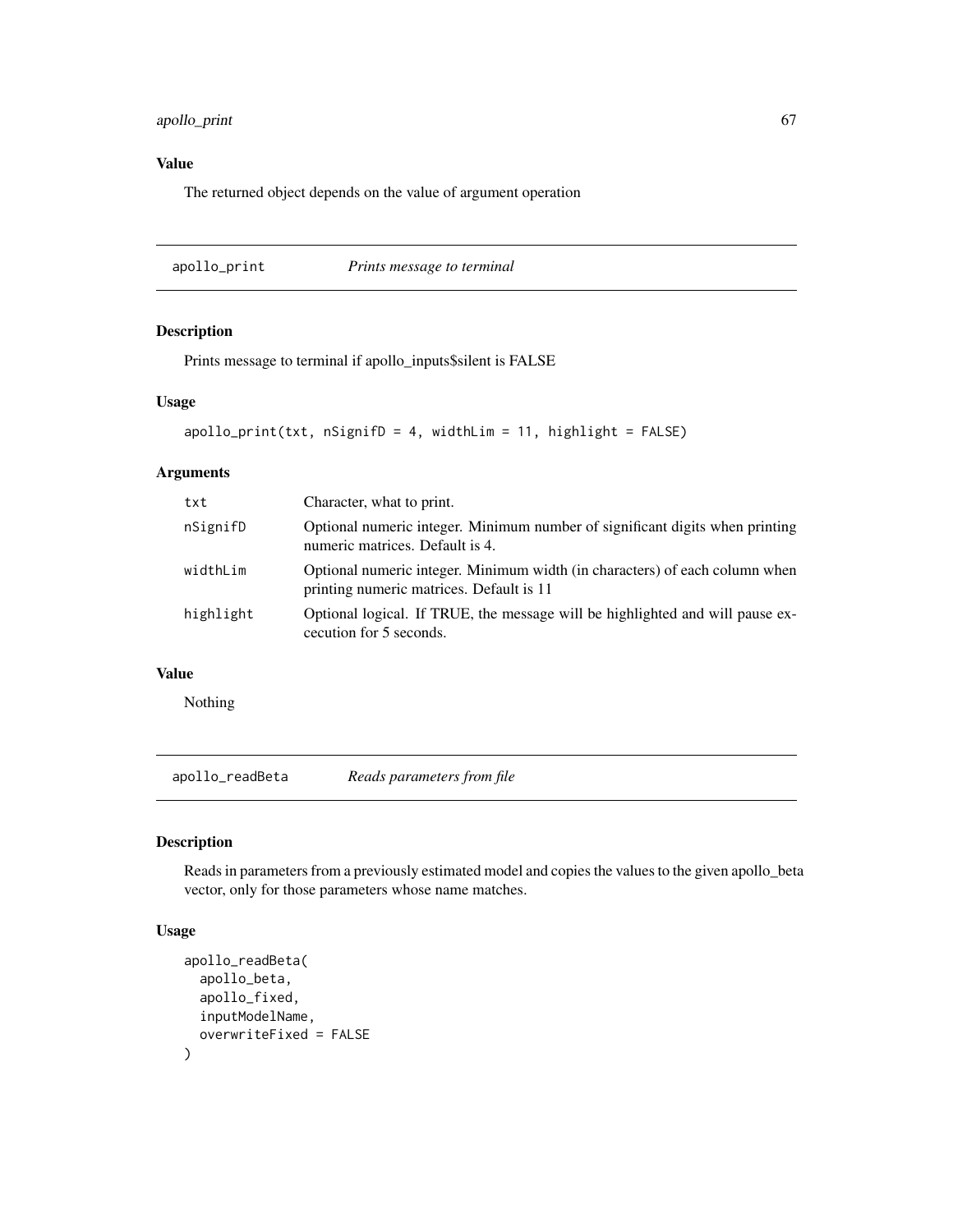## Value

The returned object depends on the value of argument operation

---

## apollo_print — *Prints message to terminal*

### Description

Prints message to terminal if apollo_inputs$silent is FALSE

### Usage

```
apollo_print(txt, nSignifD = 4, widthLim = 11, highlight = FALSE)
```

### Arguments

| | |
|---|---|
| txt | Character, what to print. |
| nSignifD | Optional numeric integer. Minimum number of significant digits when printing numeric matrices. Default is 4. |
| widthLim | Optional numeric integer. Minimum width (in characters) of each column when printing numeric matrices. Default is 11 |
| highlight | Optional logical. If TRUE, the message will be highlighted and will pause excecution for 5 seconds. |

### Value

Nothing

---

## apollo_readBeta — *Reads parameters from file*

### Description

Reads in parameters from a previously estimated model and copies the values to the given apollo_beta vector, only for those parameters whose name matches.

### Usage

```
apollo_readBeta(
  apollo_beta,
  apollo_fixed,
  inputModelName,
  overwriteFixed = FALSE
)
```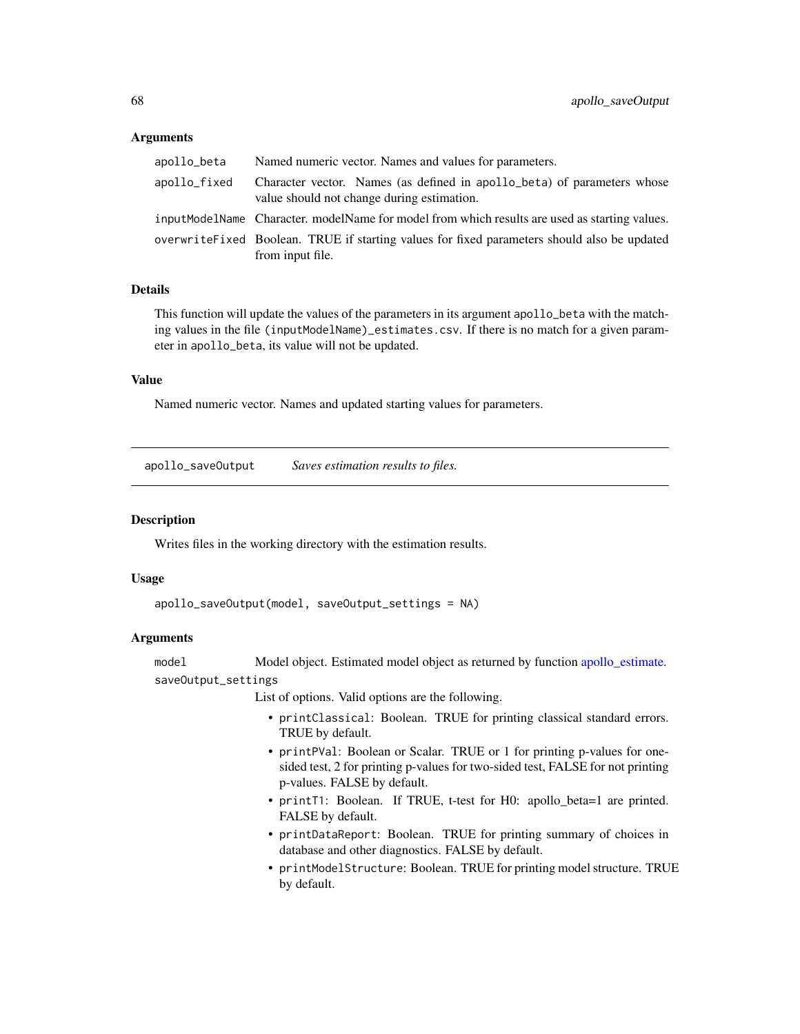### Arguments

| | |
|---|---|
| `apollo_beta` | Named numeric vector. Names and values for parameters. |
| `apollo_fixed` | Character vector. Names (as defined in `apollo_beta`) of parameters whose value should not change during estimation. |
| `inputModelName` | Character. modelName for model from which results are used as starting values. |
| `overwriteFixed` | Boolean. TRUE if starting values for fixed parameters should also be updated from input file. |

### Details

This function will update the values of the parameters in its argument `apollo_beta` with the matching values in the file `(inputModelName)_estimates.csv`. If there is no match for a given parameter in `apollo_beta`, its value will not be updated.

### Value

Named numeric vector. Names and updated starting values for parameters.

---

## `apollo_saveOutput` *Saves estimation results to files.*

---

### Description

Writes files in the working directory with the estimation results.

### Usage

```
apollo_saveOutput(model, saveOutput_settings = NA)
```

### Arguments

`model` Model object. Estimated model object as returned by function apollo_estimate.

`saveOutput_settings`
List of options. Valid options are the following.

- `printClassical`: Boolean. TRUE for printing classical standard errors. TRUE by default.
- `printPVal`: Boolean or Scalar. TRUE or 1 for printing p-values for one-sided test, 2 for printing p-values for two-sided test, FALSE for not printing p-values. FALSE by default.
- `printT1`: Boolean. If TRUE, t-test for H0: apollo_beta=1 are printed. FALSE by default.
- `printDataReport`: Boolean. TRUE for printing summary of choices in database and other diagnostics. FALSE by default.
- `printModelStructure`: Boolean. TRUE for printing model structure. TRUE by default.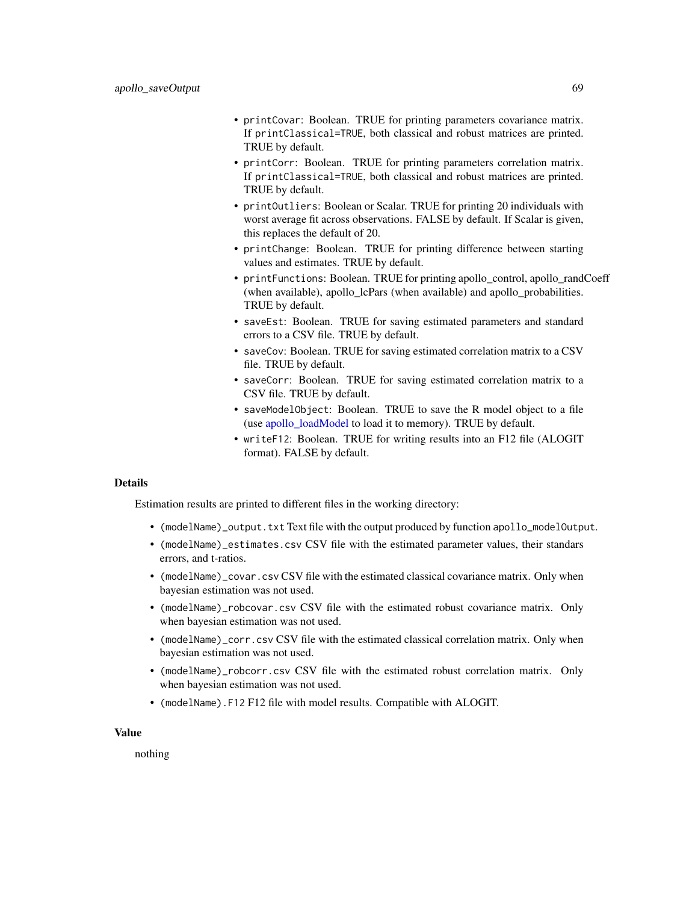- `printCovar`: Boolean. TRUE for printing parameters covariance matrix. If `printClassical=TRUE`, both classical and robust matrices are printed. TRUE by default.
- `printCorr`: Boolean. TRUE for printing parameters correlation matrix. If `printClassical=TRUE`, both classical and robust matrices are printed. TRUE by default.
- `printOutliers`: Boolean or Scalar. TRUE for printing 20 individuals with worst average fit across observations. FALSE by default. If Scalar is given, this replaces the default of 20.
- `printChange`: Boolean. TRUE for printing difference between starting values and estimates. TRUE by default.
- `printFunctions`: Boolean. TRUE for printing apollo_control, apollo_randCoeff (when available), apollo_lcPars (when available) and apollo_probabilities. TRUE by default.
- `saveEst`: Boolean. TRUE for saving estimated parameters and standard errors to a CSV file. TRUE by default.
- `saveCov`: Boolean. TRUE for saving estimated correlation matrix to a CSV file. TRUE by default.
- `saveCorr`: Boolean. TRUE for saving estimated correlation matrix to a CSV file. TRUE by default.
- `saveModelObject`: Boolean. TRUE to save the R model object to a file (use apollo_loadModel to load it to memory). TRUE by default.
- `writeF12`: Boolean. TRUE for writing results into an F12 file (ALOGIT format). FALSE by default.

## Details

Estimation results are printed to different files in the working directory:

- `(modelName)_output.txt` Text file with the output produced by function `apollo_modelOutput`.
- `(modelName)_estimates.csv` CSV file with the estimated parameter values, their standars errors, and t-ratios.
- `(modelName)_covar.csv` CSV file with the estimated classical covariance matrix. Only when bayesian estimation was not used.
- `(modelName)_robcovar.csv` CSV file with the estimated robust covariance matrix. Only when bayesian estimation was not used.
- `(modelName)_corr.csv` CSV file with the estimated classical correlation matrix. Only when bayesian estimation was not used.
- `(modelName)_robcorr.csv` CSV file with the estimated robust correlation matrix. Only when bayesian estimation was not used.
- `(modelName).F12` F12 file with model results. Compatible with ALOGIT.

## Value

nothing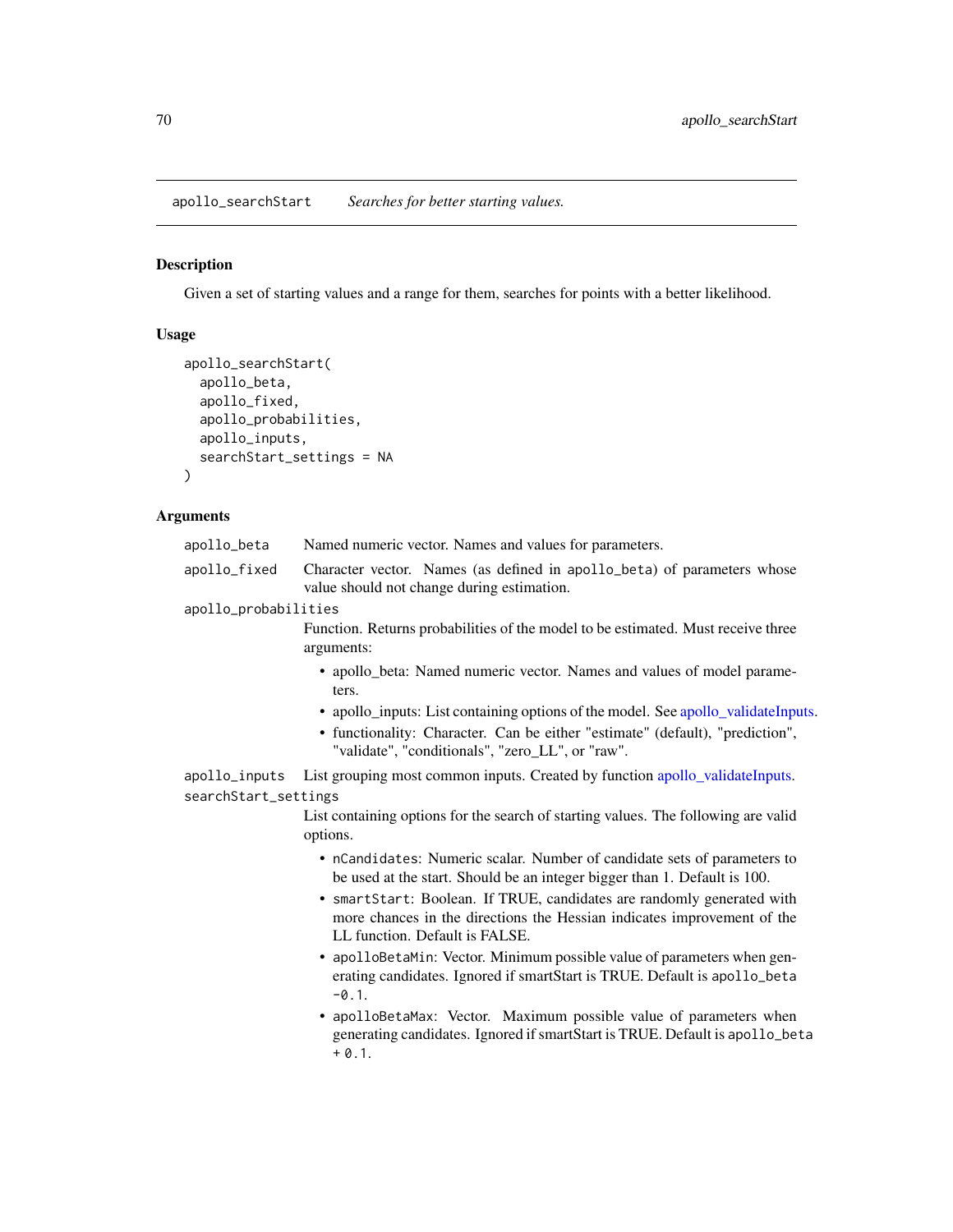## apollo_searchStart — *Searches for better starting values.*

### Description

Given a set of starting values and a range for them, searches for points with a better likelihood.

### Usage

```
apollo_searchStart(
  apollo_beta,
  apollo_fixed,
  apollo_probabilities,
  apollo_inputs,
  searchStart_settings = NA
)
```

### Arguments

`apollo_beta`
: Named numeric vector. Names and values for parameters.

`apollo_fixed`
: Character vector. Names (as defined in `apollo_beta`) of parameters whose value should not change during estimation.

`apollo_probabilities`
: Function. Returns probabilities of the model to be estimated. Must receive three arguments:
  - apollo_beta: Named numeric vector. Names and values of model parameters.
  - apollo_inputs: List containing options of the model. See apollo_validateInputs.
  - functionality: Character. Can be either "estimate" (default), "prediction", "validate", "conditionals", "zero_LL", or "raw".

`apollo_inputs`
: List grouping most common inputs. Created by function apollo_validateInputs.

`searchStart_settings`
: List containing options for the search of starting values. The following are valid options.
  - `nCandidates`: Numeric scalar. Number of candidate sets of parameters to be used at the start. Should be an integer bigger than 1. Default is 100.
  - `smartStart`: Boolean. If TRUE, candidates are randomly generated with more chances in the directions the Hessian indicates improvement of the LL function. Default is FALSE.
  - `apolloBetaMin`: Vector. Minimum possible value of parameters when generating candidates. Ignored if smartStart is TRUE. Default is `apollo_beta -0.1`.
  - `apolloBetaMax`: Vector. Maximum possible value of parameters when generating candidates. Ignored if smartStart is TRUE. Default is `apollo_beta + 0.1`.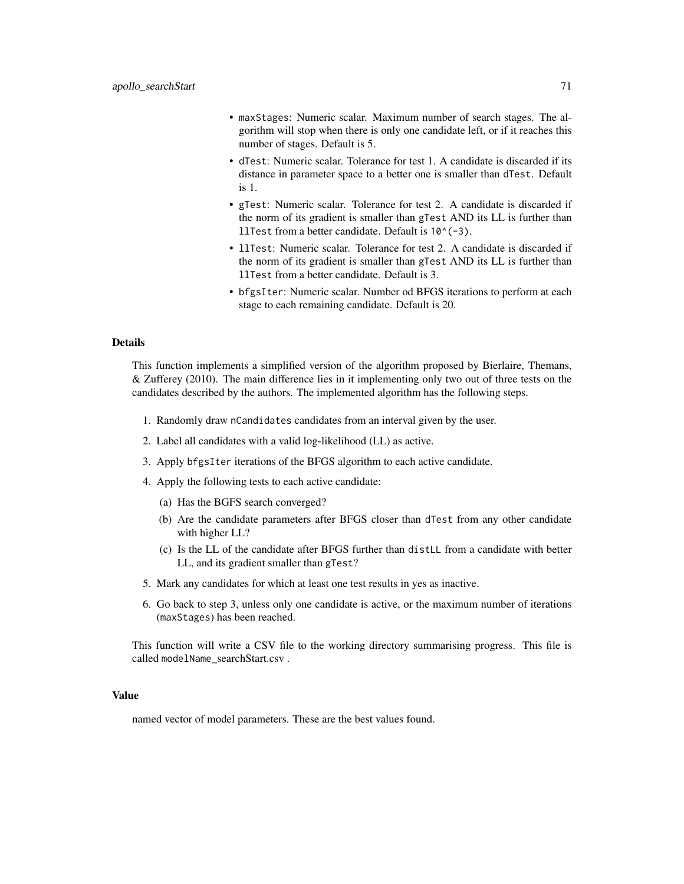- maxStages: Numeric scalar. Maximum number of search stages. The algorithm will stop when there is only one candidate left, or if it reaches this number of stages. Default is 5.
- dTest: Numeric scalar. Tolerance for test 1. A candidate is discarded if its distance in parameter space to a better one is smaller than dTest. Default is 1.
- gTest: Numeric scalar. Tolerance for test 2. A candidate is discarded if the norm of its gradient is smaller than gTest AND its LL is further than llTest from a better candidate. Default is `10^(-3)`.
- llTest: Numeric scalar. Tolerance for test 2. A candidate is discarded if the norm of its gradient is smaller than gTest AND its LL is further than llTest from a better candidate. Default is 3.
- bfgsIter: Numeric scalar. Number od BFGS iterations to perform at each stage to each remaining candidate. Default is 20.

### Details

This function implements a simplified version of the algorithm proposed by Bierlaire, Themans, & Zufferey (2010). The main difference lies in it implementing only two out of three tests on the candidates described by the authors. The implemented algorithm has the following steps.

1. Randomly draw nCandidates candidates from an interval given by the user.
2. Label all candidates with a valid log-likelihood (LL) as active.
3. Apply bfgsIter iterations of the BFGS algorithm to each active candidate.
4. Apply the following tests to each active candidate:
   (a) Has the BGFS search converged?
   (b) Are the candidate parameters after BFGS closer than dTest from any other candidate with higher LL?
   (c) Is the LL of the candidate after BFGS further than distLL from a candidate with better LL, and its gradient smaller than gTest?
5. Mark any candidates for which at least one test results in yes as inactive.
6. Go back to step 3, unless only one candidate is active, or the maximum number of iterations (maxStages) has been reached.

This function will write a CSV file to the working directory summarising progress. This file is called modelName_searchStart.csv .

### Value

named vector of model parameters. These are the best values found.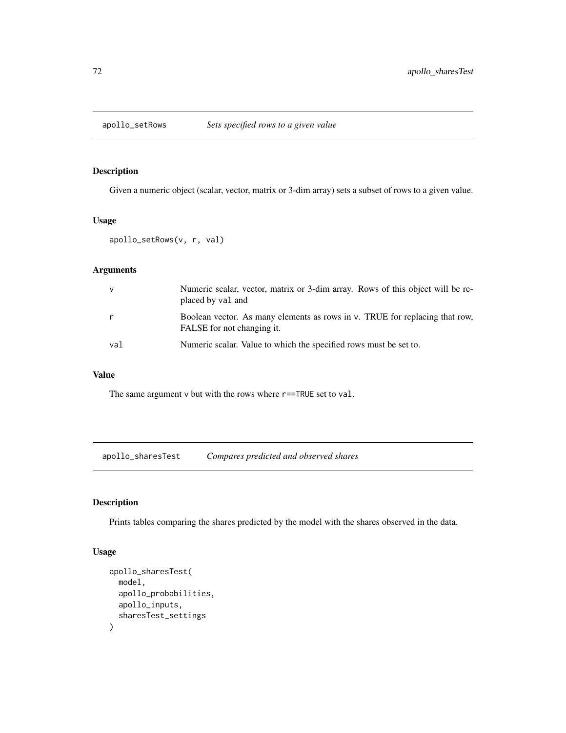## apollo_setRows *Sets specified rows to a given value*

### Description

Given a numeric object (scalar, vector, matrix or 3-dim array) sets a subset of rows to a given value.

### Usage

```
apollo_setRows(v, r, val)
```

### Arguments

| | |
|---|---|
| v | Numeric scalar, vector, matrix or 3-dim array. Rows of this object will be replaced by val and |
| r | Boolean vector. As many elements as rows in v. TRUE for replacing that row, FALSE for not changing it. |
| val | Numeric scalar. Value to which the specified rows must be set to. |

### Value

The same argument v but with the rows where r==TRUE set to val.

## apollo_sharesTest *Compares predicted and observed shares*

### Description

Prints tables comparing the shares predicted by the model with the shares observed in the data.

### Usage

```
apollo_sharesTest(
  model,
  apollo_probabilities,
  apollo_inputs,
  sharesTest_settings
)
```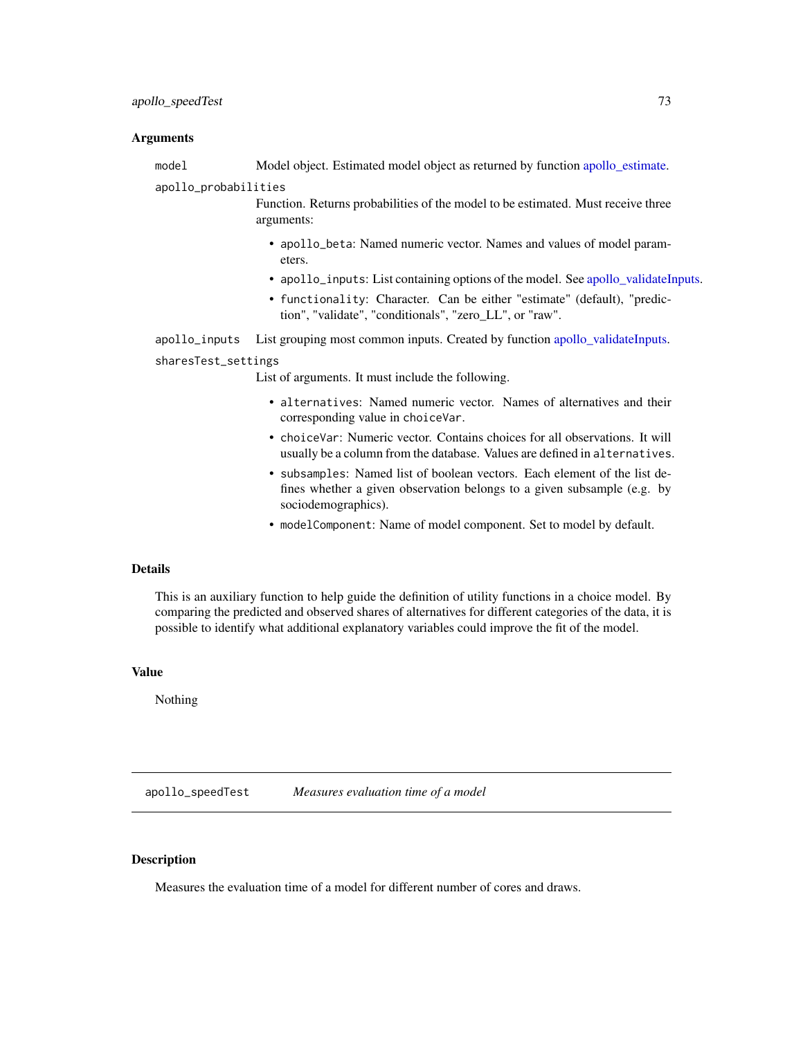### Arguments

`model` Model object. Estimated model object as returned by function apollo_estimate.

`apollo_probabilities` Function. Returns probabilities of the model to be estimated. Must receive three arguments:

- `apollo_beta`: Named numeric vector. Names and values of model parameters.
- `apollo_inputs`: List containing options of the model. See apollo_validateInputs.
- `functionality`: Character. Can be either "estimate" (default), "prediction", "validate", "conditionals", "zero_LL", or "raw".

`apollo_inputs` List grouping most common inputs. Created by function apollo_validateInputs.

`sharesTest_settings` List of arguments. It must include the following.

- `alternatives`: Named numeric vector. Names of alternatives and their corresponding value in `choiceVar`.
- `choiceVar`: Numeric vector. Contains choices for all observations. It will usually be a column from the database. Values are defined in `alternatives`.
- `subsamples`: Named list of boolean vectors. Each element of the list defines whether a given observation belongs to a given subsample (e.g. by sociodemographics).
- `modelComponent`: Name of model component. Set to model by default.

### Details

This is an auxiliary function to help guide the definition of utility functions in a choice model. By comparing the predicted and observed shares of alternatives for different categories of the data, it is possible to identify what additional explanatory variables could improve the fit of the model.

### Value

Nothing

---

## apollo_speedTest *Measures evaluation time of a model*

### Description

Measures the evaluation time of a model for different number of cores and draws.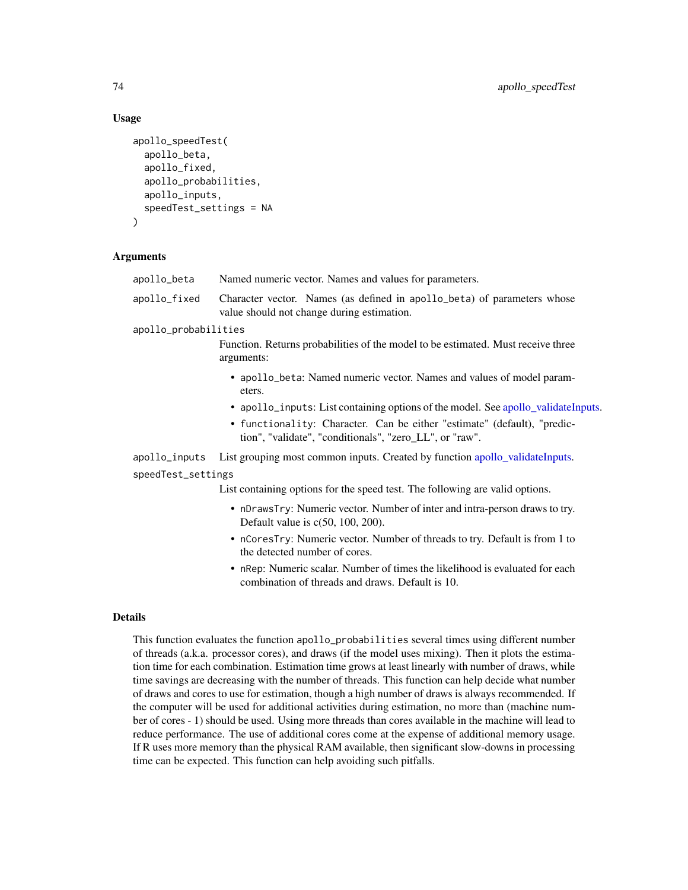### Usage

```
apollo_speedTest(
  apollo_beta,
  apollo_fixed,
  apollo_probabilities,
  apollo_inputs,
  speedTest_settings = NA
)
```

### Arguments

- `apollo_beta` Named numeric vector. Names and values for parameters.
- `apollo_fixed` Character vector. Names (as defined in `apollo_beta`) of parameters whose value should not change during estimation.
- `apollo_probabilities` Function. Returns probabilities of the model to be estimated. Must receive three arguments:
  - `apollo_beta`: Named numeric vector. Names and values of model parameters.
  - `apollo_inputs`: List containing options of the model. See apollo_validateInputs.
  - `functionality`: Character. Can be either "estimate" (default), "prediction", "validate", "conditionals", "zero_LL", or "raw".
- `apollo_inputs` List grouping most common inputs. Created by function apollo_validateInputs.
- `speedTest_settings` List containing options for the speed test. The following are valid options.
  - `nDrawsTry`: Numeric vector. Number of inter and intra-person draws to try. Default value is c(50, 100, 200).
  - `nCoresTry`: Numeric vector. Number of threads to try. Default is from 1 to the detected number of cores.
  - `nRep`: Numeric scalar. Number of times the likelihood is evaluated for each combination of threads and draws. Default is 10.

### Details

This function evaluates the function `apollo_probabilities` several times using different number of threads (a.k.a. processor cores), and draws (if the model uses mixing). Then it plots the estimation time for each combination. Estimation time grows at least linearly with number of draws, while time savings are decreasing with the number of threads. This function can help decide what number of draws and cores to use for estimation, though a high number of draws is always recommended. If the computer will be used for additional activities during estimation, no more than (machine number of cores - 1) should be used. Using more threads than cores available in the machine will lead to reduce performance. The use of additional cores come at the expense of additional memory usage. If R uses more memory than the physical RAM available, then significant slow-downs in processing time can be expected. This function can help avoiding such pitfalls.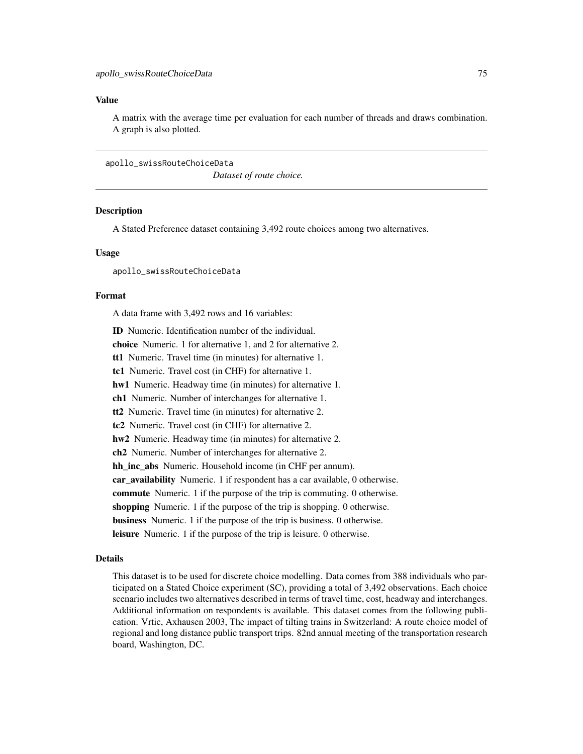## Value

A matrix with the average time per evaluation for each number of threads and draws combination. A graph is also plotted.

---

# apollo_swissRouteChoiceData

*Dataset of route choice.*

---

## Description

A Stated Preference dataset containing 3,492 route choices among two alternatives.

## Usage

```
apollo_swissRouteChoiceData
```

## Format

A data frame with 3,492 rows and 16 variables:

**ID** Numeric. Identification number of the individual.

**choice** Numeric. 1 for alternative 1, and 2 for alternative 2.

**tt1** Numeric. Travel time (in minutes) for alternative 1.

**tc1** Numeric. Travel cost (in CHF) for alternative 1.

**hw1** Numeric. Headway time (in minutes) for alternative 1.

**ch1** Numeric. Number of interchanges for alternative 1.

**tt2** Numeric. Travel time (in minutes) for alternative 2.

**tc2** Numeric. Travel cost (in CHF) for alternative 2.

**hw2** Numeric. Headway time (in minutes) for alternative 2.

**ch2** Numeric. Number of interchanges for alternative 2.

**hh_inc_abs** Numeric. Household income (in CHF per annum).

**car_availability** Numeric. 1 if respondent has a car available, 0 otherwise.

**commute** Numeric. 1 if the purpose of the trip is commuting. 0 otherwise.

**shopping** Numeric. 1 if the purpose of the trip is shopping. 0 otherwise.

**business** Numeric. 1 if the purpose of the trip is business. 0 otherwise.

**leisure** Numeric. 1 if the purpose of the trip is leisure. 0 otherwise.

## Details

This dataset is to be used for discrete choice modelling. Data comes from 388 individuals who participated on a Stated Choice experiment (SC), providing a total of 3,492 observations. Each choice scenario includes two alternatives described in terms of travel time, cost, headway and interchanges. Additional information on respondents is available. This dataset comes from the following publication. Vrtic, Axhausen 2003, The impact of tilting trains in Switzerland: A route choice model of regional and long distance public transport trips. 82nd annual meeting of the transportation research board, Washington, DC.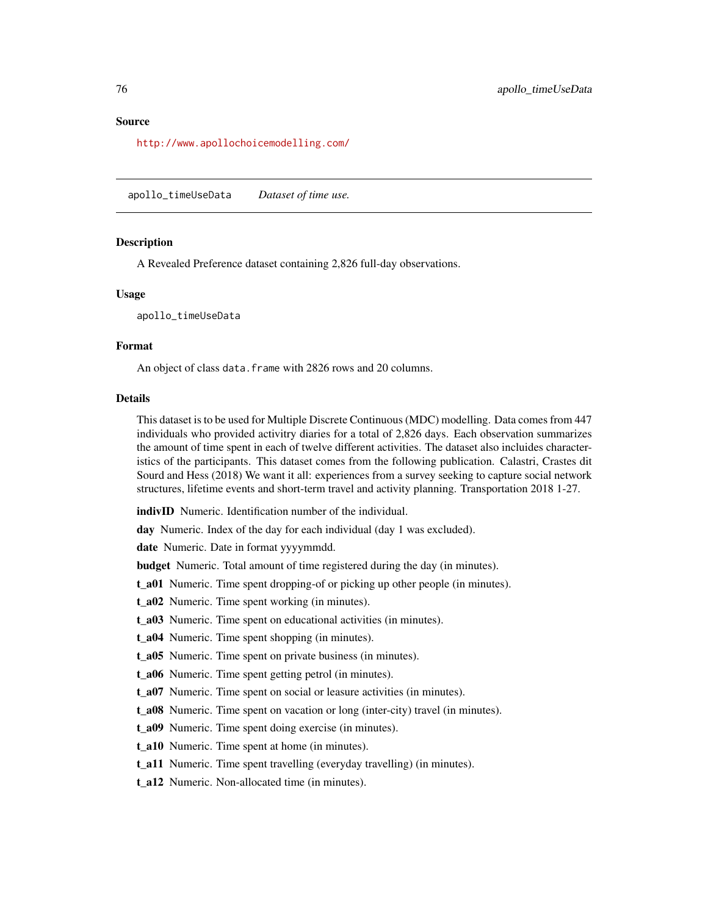## Source

http://www.apollochoicemodelling.com/

---

# apollo_timeUseData *Dataset of time use.*

## Description

A Revealed Preference dataset containing 2,826 full-day observations.

## Usage

```
apollo_timeUseData
```

## Format

An object of class `data.frame` with 2826 rows and 20 columns.

## Details

This dataset is to be used for Multiple Discrete Continuous (MDC) modelling. Data comes from 447 individuals who provided activitry diaries for a total of 2,826 days. Each observation summarizes the amount of time spent in each of twelve different activities. The dataset also incluides characteristics of the participants. This dataset comes from the following publication. Calastri, Crastes dit Sourd and Hess (2018) We want it all: experiences from a survey seeking to capture social network structures, lifetime events and short-term travel and activity planning. Transportation 2018 1-27.

**indivID** Numeric. Identification number of the individual.

**day** Numeric. Index of the day for each individual (day 1 was excluded).

**date** Numeric. Date in format yyyymmdd.

**budget** Numeric. Total amount of time registered during the day (in minutes).

**t_a01** Numeric. Time spent dropping-of or picking up other people (in minutes).

**t_a02** Numeric. Time spent working (in minutes).

**t_a03** Numeric. Time spent on educational activities (in minutes).

**t_a04** Numeric. Time spent shopping (in minutes).

**t_a05** Numeric. Time spent on private business (in minutes).

**t_a06** Numeric. Time spent getting petrol (in minutes).

**t_a07** Numeric. Time spent on social or leasure activities (in minutes).

**t_a08** Numeric. Time spent on vacation or long (inter-city) travel (in minutes).

**t_a09** Numeric. Time spent doing exercise (in minutes).

**t_a10** Numeric. Time spent at home (in minutes).

**t_a11** Numeric. Time spent travelling (everyday travelling) (in minutes).

**t_a12** Numeric. Non-allocated time (in minutes).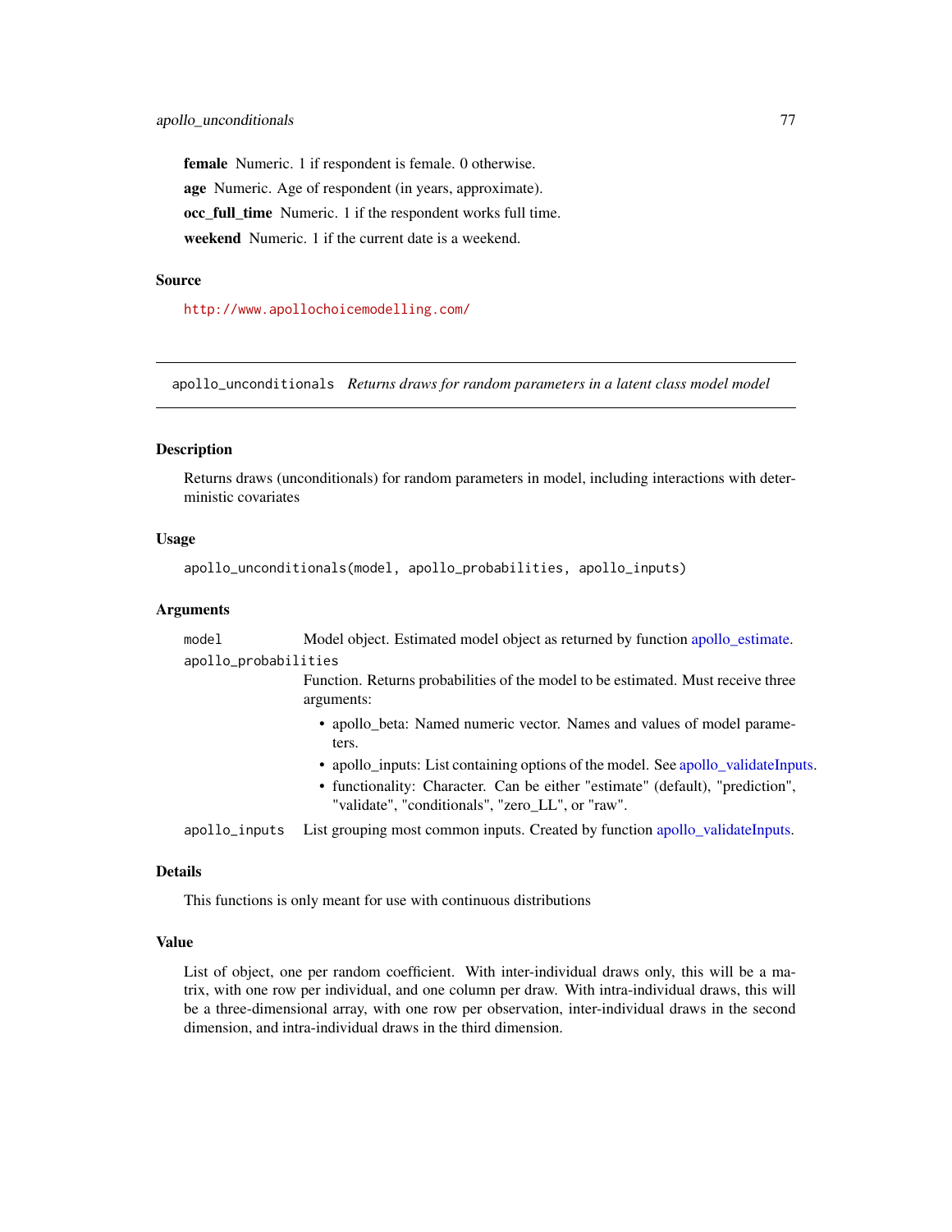**female** Numeric. 1 if respondent is female. 0 otherwise.

**age** Numeric. Age of respondent (in years, approximate).

**occ_full_time** Numeric. 1 if the respondent works full time.

**weekend** Numeric. 1 if the current date is a weekend.

### Source

http://www.apollochoicemodelling.com/

---

## apollo_unconditionals *Returns draws for random parameters in a latent class model model*

---

### Description

Returns draws (unconditionals) for random parameters in model, including interactions with deterministic covariates

### Usage

```
apollo_unconditionals(model, apollo_probabilities, apollo_inputs)
```

### Arguments

`model` Model object. Estimated model object as returned by function apollo_estimate.

`apollo_probabilities` Function. Returns probabilities of the model to be estimated. Must receive three arguments:

- apollo_beta: Named numeric vector. Names and values of model parameters.
- apollo_inputs: List containing options of the model. See apollo_validateInputs.
- functionality: Character. Can be either "estimate" (default), "prediction", "validate", "conditionals", "zero_LL", or "raw".

`apollo_inputs` List grouping most common inputs. Created by function apollo_validateInputs.

### Details

This functions is only meant for use with continuous distributions

### Value

List of object, one per random coefficient. With inter-individual draws only, this will be a matrix, with one row per individual, and one column per draw. With intra-individual draws, this will be a three-dimensional array, with one row per observation, inter-individual draws in the second dimension, and intra-individual draws in the third dimension.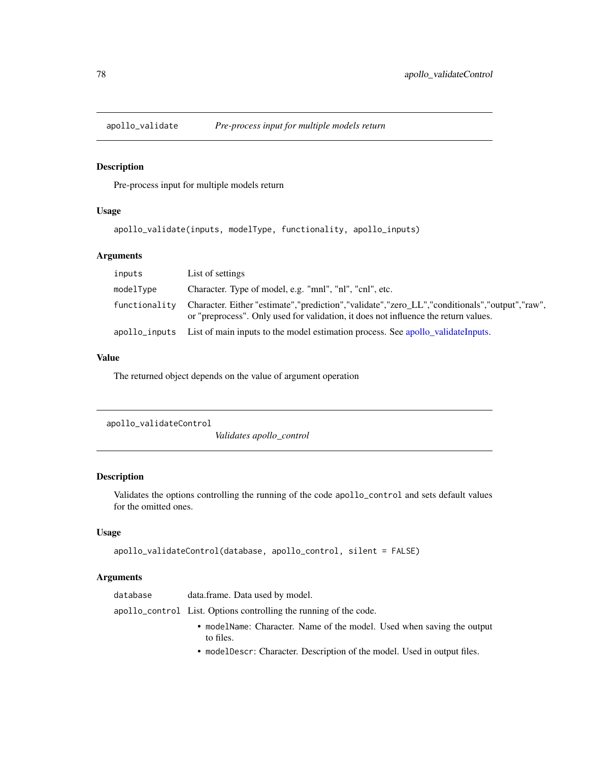## apollo_validate *Pre-process input for multiple models return*

### Description

Pre-process input for multiple models return

### Usage

```
apollo_validate(inputs, modelType, functionality, apollo_inputs)
```

### Arguments

| | |
|---|---|
| inputs | List of settings |
| modelType | Character. Type of model, e.g. "mnl", "nl", "cnl", etc. |
| functionality | Character. Either "estimate","prediction","validate","zero_LL","conditionals","output","raw", or "preprocess". Only used for validation, it does not influence the return values. |
| apollo_inputs | List of main inputs to the model estimation process. See apollo_validateInputs. |

### Value

The returned object depends on the value of argument operation

## apollo_validateControl *Validates apollo_control*

### Description

Validates the options controlling the running of the code apollo_control and sets default values for the omitted ones.

### Usage

```
apollo_validateControl(database, apollo_control, silent = FALSE)
```

### Arguments

| | |
|---|---|
| database | data.frame. Data used by model. |
| apollo_control | List. Options controlling the running of the code.<br>• modelName: Character. Name of the model. Used when saving the output to files.<br>• modelDescr: Character. Description of the model. Used in output files. |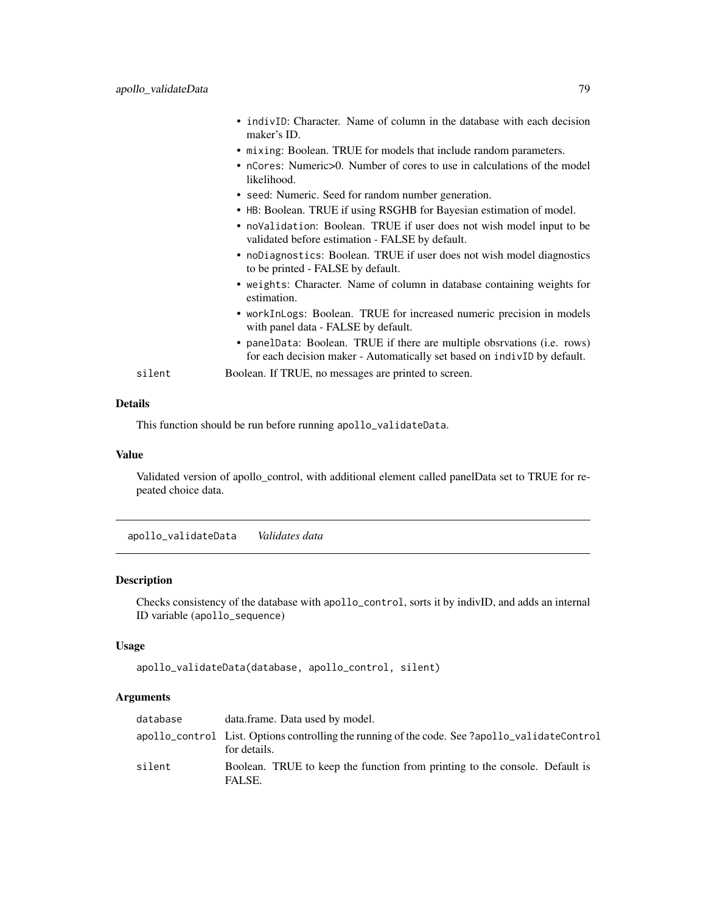- indivID: Character. Name of column in the database with each decision maker's ID.
- mixing: Boolean. TRUE for models that include random parameters.
- nCores: Numeric>0. Number of cores to use in calculations of the model likelihood.
- seed: Numeric. Seed for random number generation.
- HB: Boolean. TRUE if using RSGHB for Bayesian estimation of model.
- noValidation: Boolean. TRUE if user does not wish model input to be validated before estimation - FALSE by default.
- noDiagnostics: Boolean. TRUE if user does not wish model diagnostics to be printed - FALSE by default.
- weights: Character. Name of column in database containing weights for estimation.
- workInLogs: Boolean. TRUE for increased numeric precision in models with panel data - FALSE by default.
- panelData: Boolean. TRUE if there are multiple obsrvations (i.e. rows) for each decision maker - Automatically set based on indivID by default.

silent — Boolean. If TRUE, no messages are printed to screen.

### Details

This function should be run before running apollo_validateData.

### Value

Validated version of apollo_control, with additional element called panelData set to TRUE for repeated choice data.

## apollo_validateData *Validates data*

### Description

Checks consistency of the database with apollo_control, sorts it by indivID, and adds an internal ID variable (apollo_sequence)

### Usage

```
apollo_validateData(database, apollo_control, silent)
```

### Arguments

| | |
|---|---|
| database | data.frame. Data used by model. |
| apollo_control | List. Options controlling the running of the code. See ?apollo_validateControl for details. |
| silent | Boolean. TRUE to keep the function from printing to the console. Default is FALSE. |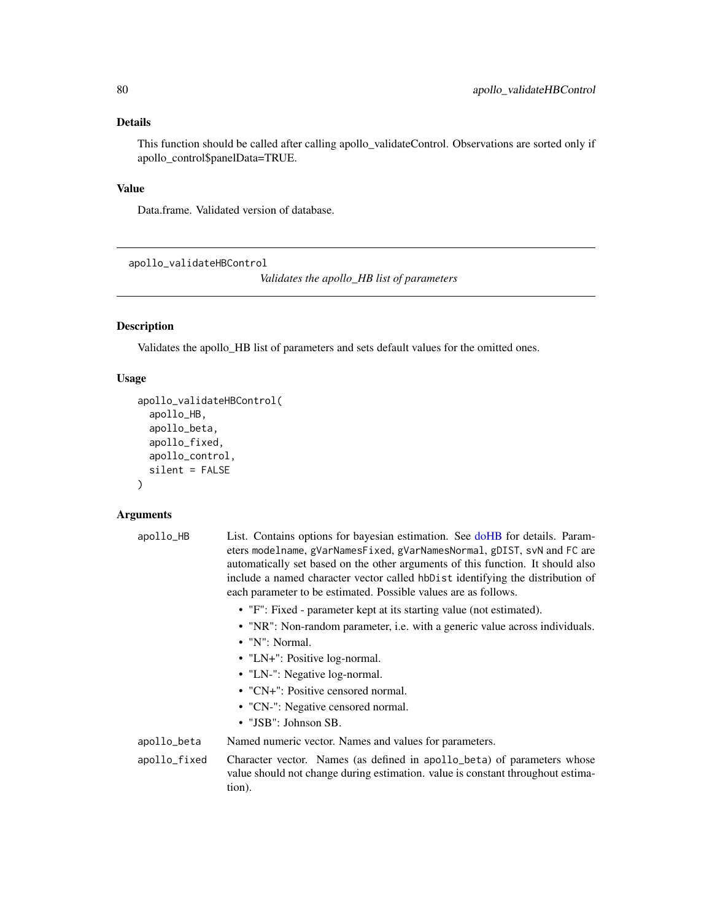## Details

This function should be called after calling apollo_validateControl. Observations are sorted only if apollo_control$panelData=TRUE.

## Value

Data.frame. Validated version of database.

---

# apollo_validateHBControl

*Validates the apollo_HB list of parameters*

## Description

Validates the apollo_HB list of parameters and sets default values for the omitted ones.

## Usage

```
apollo_validateHBControl(
  apollo_HB,
  apollo_beta,
  apollo_fixed,
  apollo_control,
  silent = FALSE
)
```

## Arguments

apollo_HB
: List. Contains options for bayesian estimation. See doHB for details. Parameters modelname, gVarNamesFixed, gVarNamesNormal, gDIST, svN and FC are automatically set based on the other arguments of this function. It should also include a named character vector called hbDist identifying the distribution of each parameter to be estimated. Possible values are as follows.
  - "F": Fixed - parameter kept at its starting value (not estimated).
  - "NR": Non-random parameter, i.e. with a generic value across individuals.
  - "N": Normal.
  - "LN+": Positive log-normal.
  - "LN-": Negative log-normal.
  - "CN+": Positive censored normal.
  - "CN-": Negative censored normal.
  - "JSB": Johnson SB.

apollo_beta
: Named numeric vector. Names and values for parameters.

apollo_fixed
: Character vector. Names (as defined in apollo_beta) of parameters whose value should not change during estimation. value is constant throughout estimation).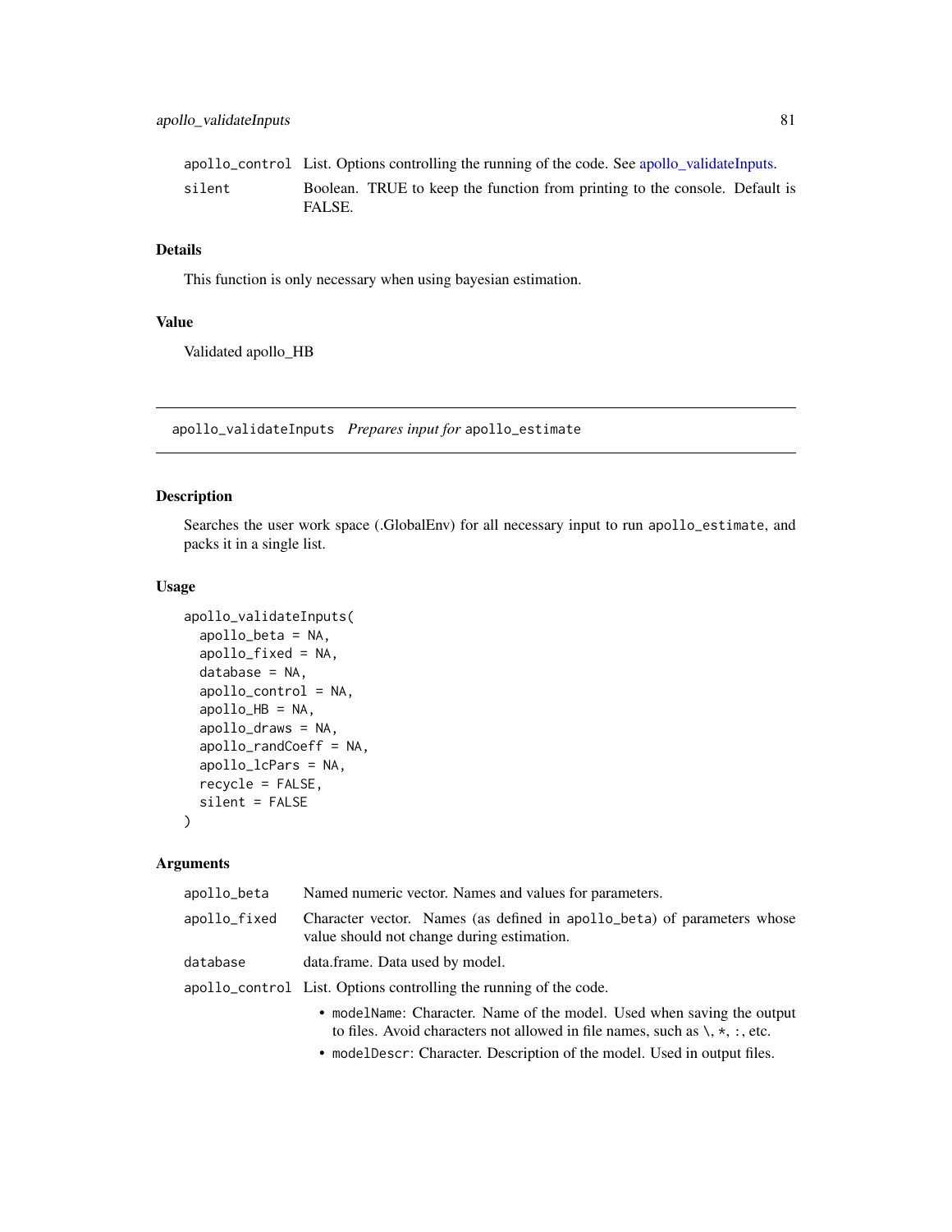| | |
|---|---|
| apollo_control | List. Options controlling the running of the code. See apollo_validateInputs. |
| silent | Boolean. TRUE to keep the function from printing to the console. Default is FALSE. |

### Details

This function is only necessary when using bayesian estimation.

### Value

Validated apollo_HB

---

## apollo_validateInputs *Prepares input for* apollo_estimate

---

### Description

Searches the user work space (.GlobalEnv) for all necessary input to run apollo_estimate, and packs it in a single list.

### Usage

```
apollo_validateInputs(
  apollo_beta = NA,
  apollo_fixed = NA,
  database = NA,
  apollo_control = NA,
  apollo_HB = NA,
  apollo_draws = NA,
  apollo_randCoeff = NA,
  apollo_lcPars = NA,
  recycle = FALSE,
  silent = FALSE
)
```

### Arguments

| | |
|---|---|
| apollo_beta | Named numeric vector. Names and values for parameters. |
| apollo_fixed | Character vector. Names (as defined in apollo_beta) of parameters whose value should not change during estimation. |
| database | data.frame. Data used by model. |
| apollo_control | List. Options controlling the running of the code. |

- modelName: Character. Name of the model. Used when saving the output to files. Avoid characters not allowed in file names, such as \, *, :, etc.
- modelDescr: Character. Description of the model. Used in output files.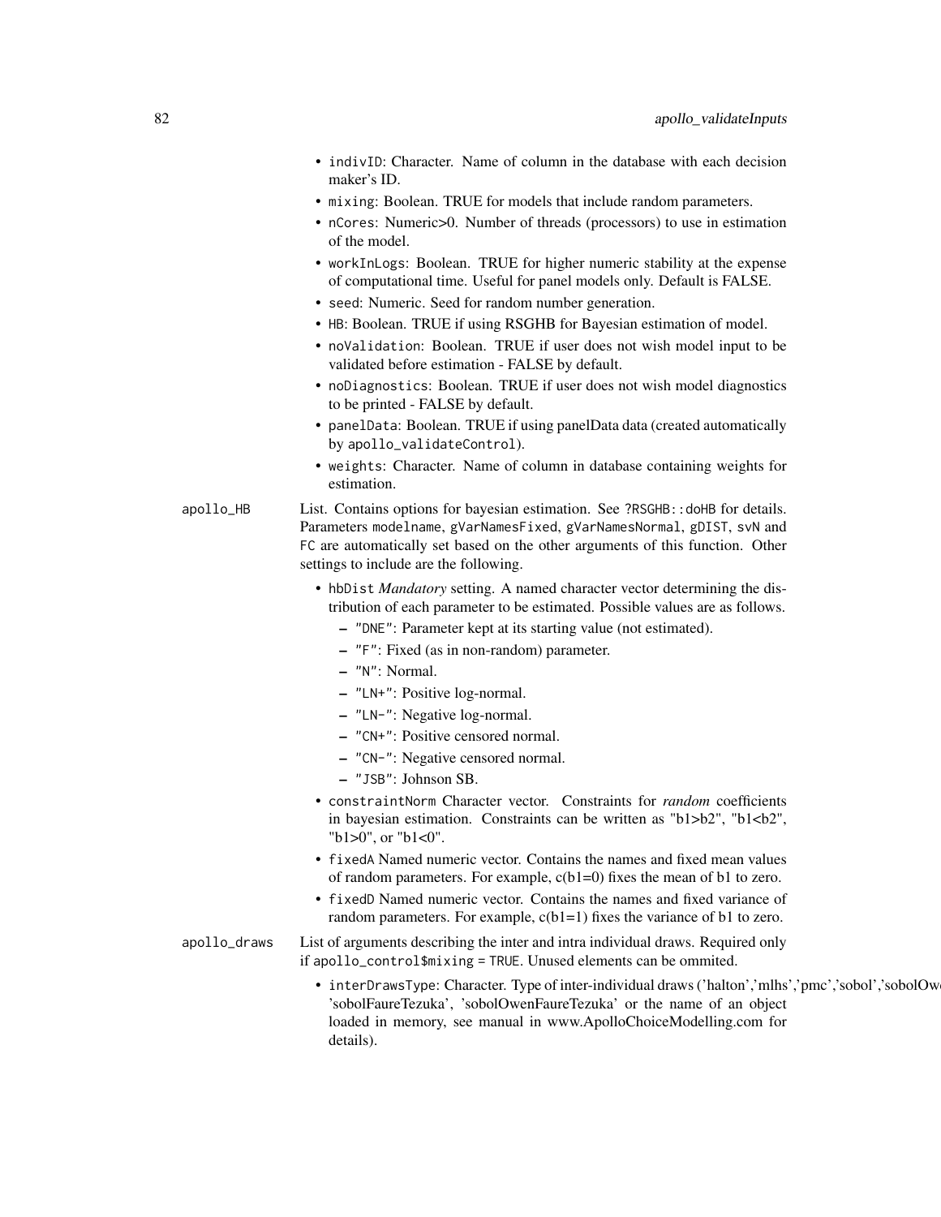- `indivID`: Character. Name of column in the database with each decision maker's ID.
- `mixing`: Boolean. TRUE for models that include random parameters.
- `nCores`: Numeric>0. Number of threads (processors) to use in estimation of the model.
- `workInLogs`: Boolean. TRUE for higher numeric stability at the expense of computational time. Useful for panel models only. Default is FALSE.
- `seed`: Numeric. Seed for random number generation.
- `HB`: Boolean. TRUE if using RSGHB for Bayesian estimation of model.
- `noValidation`: Boolean. TRUE if user does not wish model input to be validated before estimation - FALSE by default.
- `noDiagnostics`: Boolean. TRUE if user does not wish model diagnostics to be printed - FALSE by default.
- `panelData`: Boolean. TRUE if using panelData data (created automatically by `apollo_validateControl`).
- `weights`: Character. Name of column in database containing weights for estimation.

`apollo_HB` List. Contains options for bayesian estimation. See `?RSGHB::doHB` for details. Parameters `modelname`, `gVarNamesFixed`, `gVarNamesNormal`, `gDIST`, `svN` and `FC` are automatically set based on the other arguments of this function. Other settings to include are the following.

- `hbDist` *Mandatory* setting. A named character vector determining the distribution of each parameter to be estimated. Possible values are as follows.
  - `"DNE"`: Parameter kept at its starting value (not estimated).
  - `"F"`: Fixed (as in non-random) parameter.
  - `"N"`: Normal.
  - `"LN+"`: Positive log-normal.
  - `"LN-"`: Negative log-normal.
  - `"CN+"`: Positive censored normal.
  - `"CN-"`: Negative censored normal.
  - `"JSB"`: Johnson SB.
- `constraintNorm` Character vector. Constraints for *random* coefficients in bayesian estimation. Constraints can be written as "b1>b2", "b1<b2", "b1>0", or "b1<0".
- `fixedA` Named numeric vector. Contains the names and fixed mean values of random parameters. For example, c(b1=0) fixes the mean of b1 to zero.
- `fixedD` Named numeric vector. Contains the names and fixed variance of random parameters. For example, c(b1=1) fixes the variance of b1 to zero.

`apollo_draws` List of arguments describing the inter and intra individual draws. Required only if `apollo_control$mixing = TRUE`. Unused elements can be ommited.

- `interDrawsType`: Character. Type of inter-individual draws ('halton','mlhs','pmc','sobol','sobolOw 'sobolFaureTezuka', 'sobolOwenFaureTezuka' or the name of an object loaded in memory, see manual in www.ApolloChoiceModelling.com for details).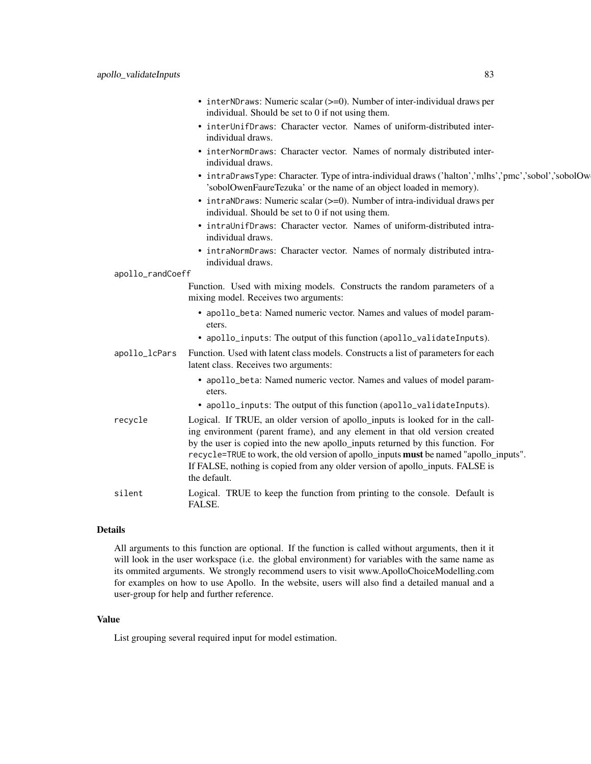- `interNDraws`: Numeric scalar (>=0). Number of inter-individual draws per individual. Should be set to 0 if not using them.
- `interUnifDraws`: Character vector. Names of uniform-distributed inter-individual draws.
- `interNormDraws`: Character vector. Names of normaly distributed inter-individual draws.
- `intraDrawsType`: Character. Type of intra-individual draws ('halton','mlhs','pmc','sobol','sobolOw 'sobolOwenFaureTezuka' or the name of an object loaded in memory).
- `intraNDraws`: Numeric scalar (>=0). Number of intra-individual draws per individual. Should be set to 0 if not using them.
- `intraUnifDraws`: Character vector. Names of uniform-distributed intra-individual draws.
- `intraNormDraws`: Character vector. Names of normaly distributed intra-individual draws.

`apollo_randCoeff`
: Function. Used with mixing models. Constructs the random parameters of a mixing model. Receives two arguments:
  - `apollo_beta`: Named numeric vector. Names and values of model parameters.
  - `apollo_inputs`: The output of this function (`apollo_validateInputs`).

`apollo_lcPars`
: Function. Used with latent class models. Constructs a list of parameters for each latent class. Receives two arguments:
  - `apollo_beta`: Named numeric vector. Names and values of model parameters.
  - `apollo_inputs`: The output of this function (`apollo_validateInputs`).

`recycle`
: Logical. If TRUE, an older version of apollo_inputs is looked for in the calling environment (parent frame), and any element in that old version created by the user is copied into the new apollo_inputs returned by this function. For `recycle=TRUE` to work, the old version of apollo_inputs **must** be named "apollo_inputs". If FALSE, nothing is copied from any older version of apollo_inputs. FALSE is the default.

`silent`
: Logical. TRUE to keep the function from printing to the console. Default is FALSE.

## Details

All arguments to this function are optional. If the function is called without arguments, then it it will look in the user workspace (i.e. the global environment) for variables with the same name as its ommited arguments. We strongly recommend users to visit www.ApolloChoiceModelling.com for examples on how to use Apollo. In the website, users will also find a detailed manual and a user-group for help and further reference.

## Value

List grouping several required input for model estimation.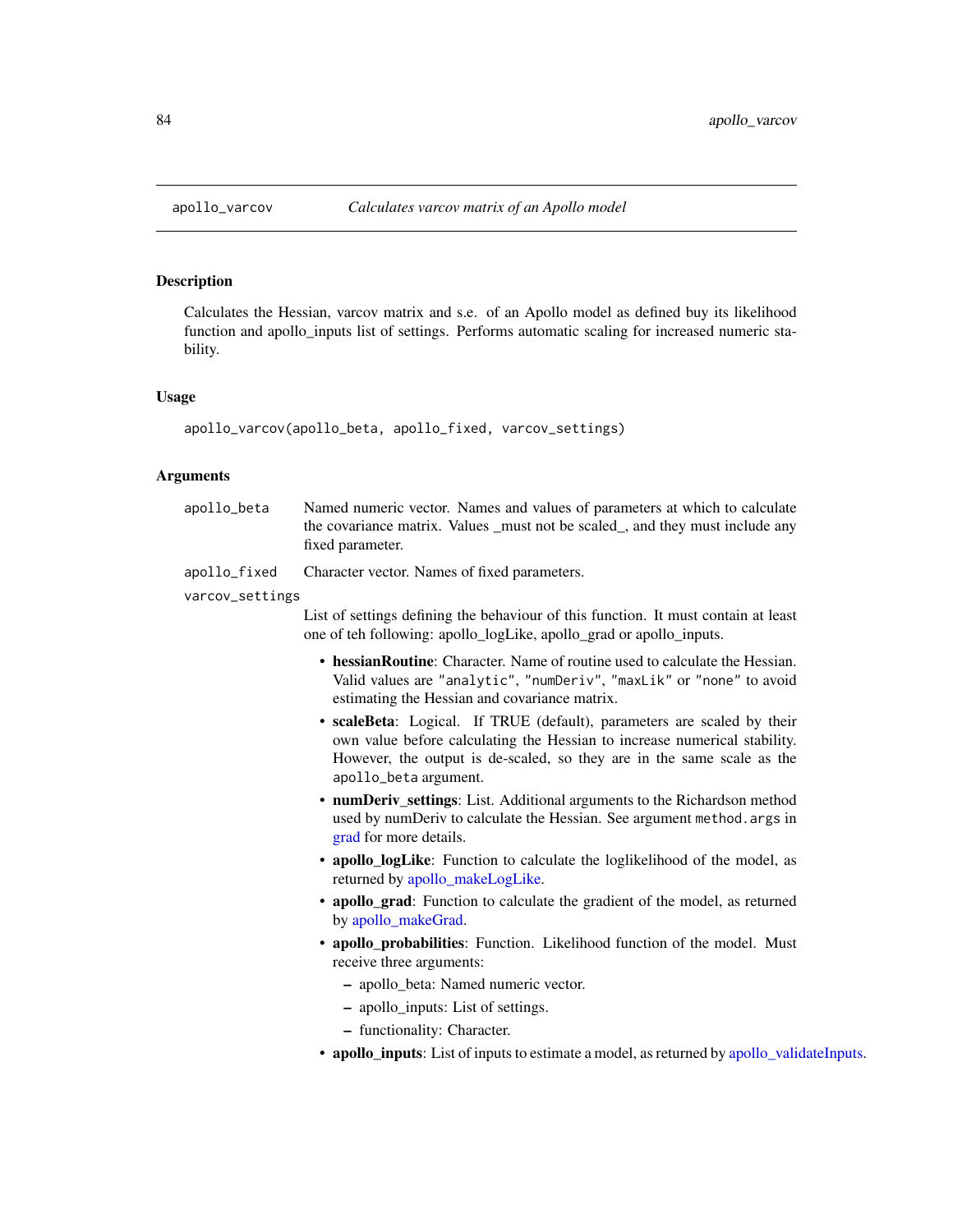## apollo_varcov — *Calculates varcov matrix of an Apollo model*

### Description

Calculates the Hessian, varcov matrix and s.e. of an Apollo model as defined buy its likelihood function and apollo_inputs list of settings. Performs automatic scaling for increased numeric stability.

### Usage

```
apollo_varcov(apollo_beta, apollo_fixed, varcov_settings)
```

### Arguments

`apollo_beta` — Named numeric vector. Names and values of parameters at which to calculate the covariance matrix. Values _must not be scaled_, and they must include any fixed parameter.

`apollo_fixed` — Character vector. Names of fixed parameters.

`varcov_settings` — List of settings defining the behaviour of this function. It must contain at least one of teh following: apollo_logLike, apollo_grad or apollo_inputs.

- **hessianRoutine**: Character. Name of routine used to calculate the Hessian. Valid values are `"analytic"`, `"numDeriv"`, `"maxLik"` or `"none"` to avoid estimating the Hessian and covariance matrix.
- **scaleBeta**: Logical. If TRUE (default), parameters are scaled by their own value before calculating the Hessian to increase numerical stability. However, the output is de-scaled, so they are in the same scale as the `apollo_beta` argument.
- **numDeriv_settings**: List. Additional arguments to the Richardson method used by numDeriv to calculate the Hessian. See argument `method.args` in grad for more details.
- **apollo_logLike**: Function to calculate the loglikelihood of the model, as returned by apollo_makeLogLike.
- **apollo_grad**: Function to calculate the gradient of the model, as returned by apollo_makeGrad.
- **apollo_probabilities**: Function. Likelihood function of the model. Must receive three arguments:
  - apollo_beta: Named numeric vector.
  - apollo_inputs: List of settings.
  - functionality: Character.
- **apollo_inputs**: List of inputs to estimate a model, as returned by apollo_validateInputs.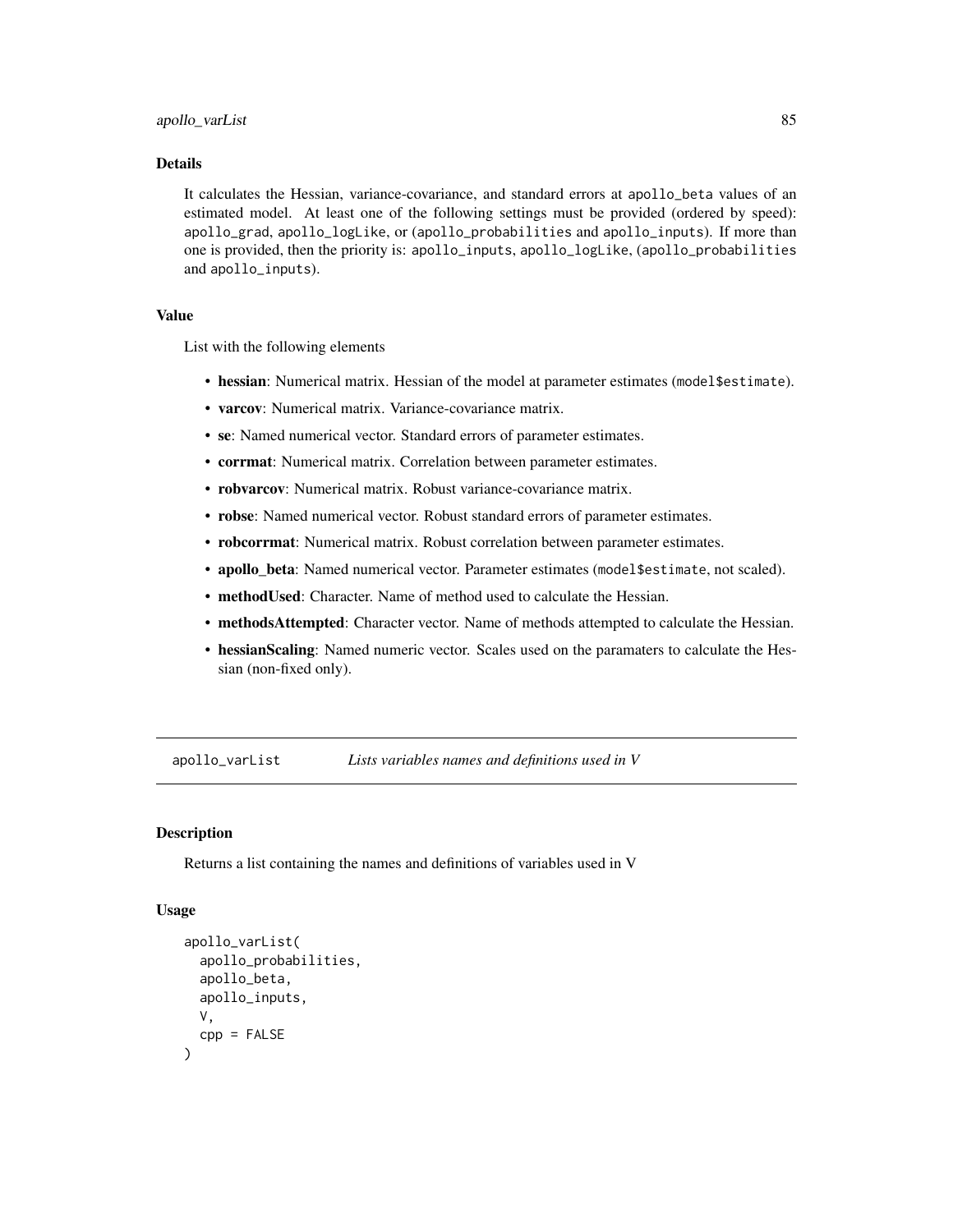### Details

It calculates the Hessian, variance-covariance, and standard errors at `apollo_beta` values of an estimated model. At least one of the following settings must be provided (ordered by speed): `apollo_grad`, `apollo_logLike`, or (`apollo_probabilities` and `apollo_inputs`). If more than one is provided, then the priority is: `apollo_inputs`, `apollo_logLike`, (`apollo_probabilities` and `apollo_inputs`).

### Value

List with the following elements

- **hessian**: Numerical matrix. Hessian of the model at parameter estimates (`model$estimate`).
- **varcov**: Numerical matrix. Variance-covariance matrix.
- **se**: Named numerical vector. Standard errors of parameter estimates.
- **corrmat**: Numerical matrix. Correlation between parameter estimates.
- **robvarcov**: Numerical matrix. Robust variance-covariance matrix.
- **robse**: Named numerical vector. Robust standard errors of parameter estimates.
- **robcorrmat**: Numerical matrix. Robust correlation between parameter estimates.
- **apollo_beta**: Named numerical vector. Parameter estimates (`model$estimate`, not scaled).
- **methodUsed**: Character. Name of method used to calculate the Hessian.
- **methodsAttempted**: Character vector. Name of methods attempted to calculate the Hessian.
- **hessianScaling**: Named numeric vector. Scales used on the paramaters to calculate the Hessian (non-fixed only).

## apollo_varList — *Lists variables names and definitions used in V*

### Description

Returns a list containing the names and definitions of variables used in V

### Usage

```
apollo_varList(
  apollo_probabilities,
  apollo_beta,
  apollo_inputs,
  V,
  cpp = FALSE
)
```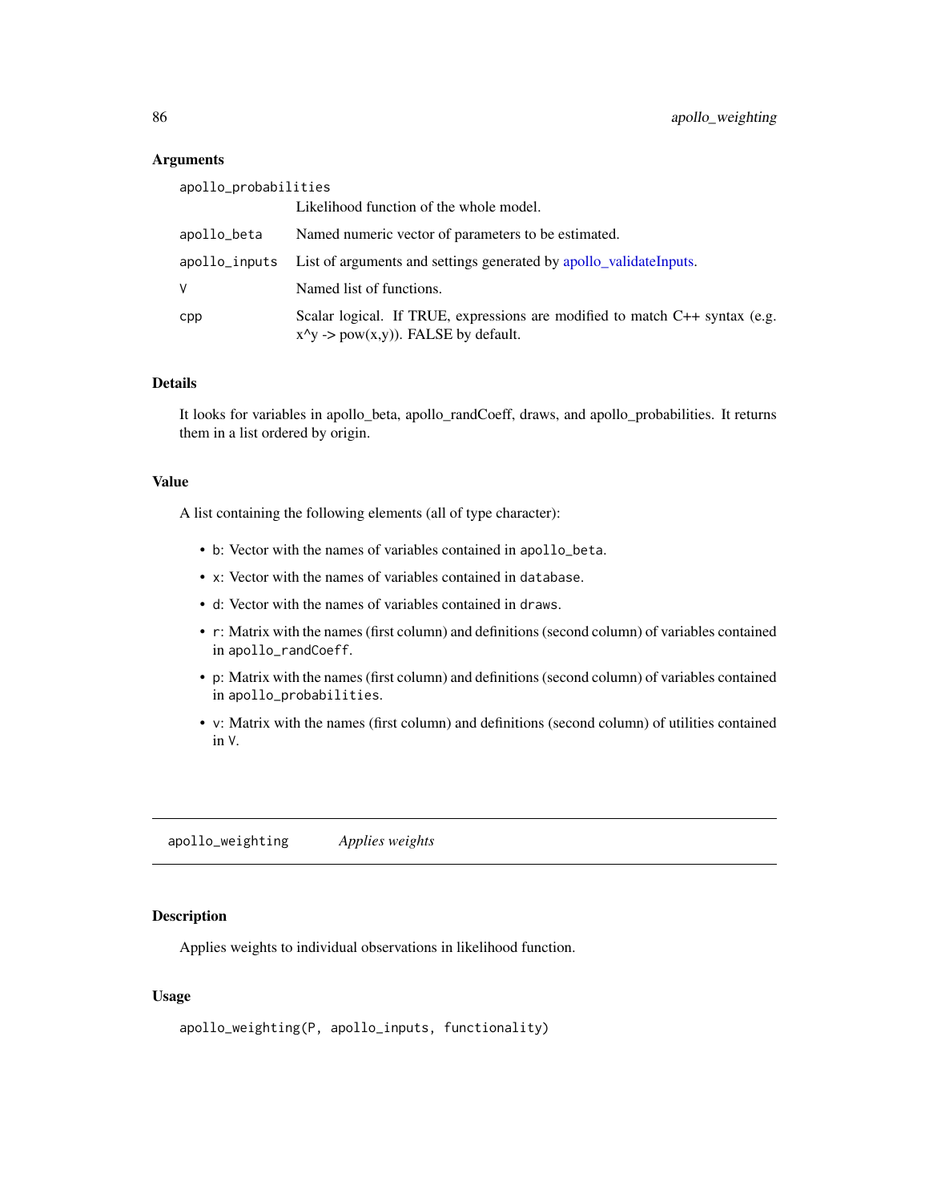### Arguments

| | |
|---|---|
| apollo_probabilities | Likelihood function of the whole model. |
| apollo_beta | Named numeric vector of parameters to be estimated. |
| apollo_inputs | List of arguments and settings generated by apollo_validateInputs. |
| V | Named list of functions. |
| cpp | Scalar logical. If TRUE, expressions are modified to match C++ syntax (e.g. x^y -> pow(x,y)). FALSE by default. |

### Details

It looks for variables in apollo_beta, apollo_randCoeff, draws, and apollo_probabilities. It returns them in a list ordered by origin.

### Value

A list containing the following elements (all of type character):

- `b`: Vector with the names of variables contained in `apollo_beta`.
- `x`: Vector with the names of variables contained in `database`.
- `d`: Vector with the names of variables contained in `draws`.
- `r`: Matrix with the names (first column) and definitions (second column) of variables contained in `apollo_randCoeff`.
- `p`: Matrix with the names (first column) and definitions (second column) of variables contained in `apollo_probabilities`.
- `v`: Matrix with the names (first column) and definitions (second column) of utilities contained in `V`.

---

## apollo_weighting — *Applies weights*

### Description

Applies weights to individual observations in likelihood function.

### Usage

```
apollo_weighting(P, apollo_inputs, functionality)
```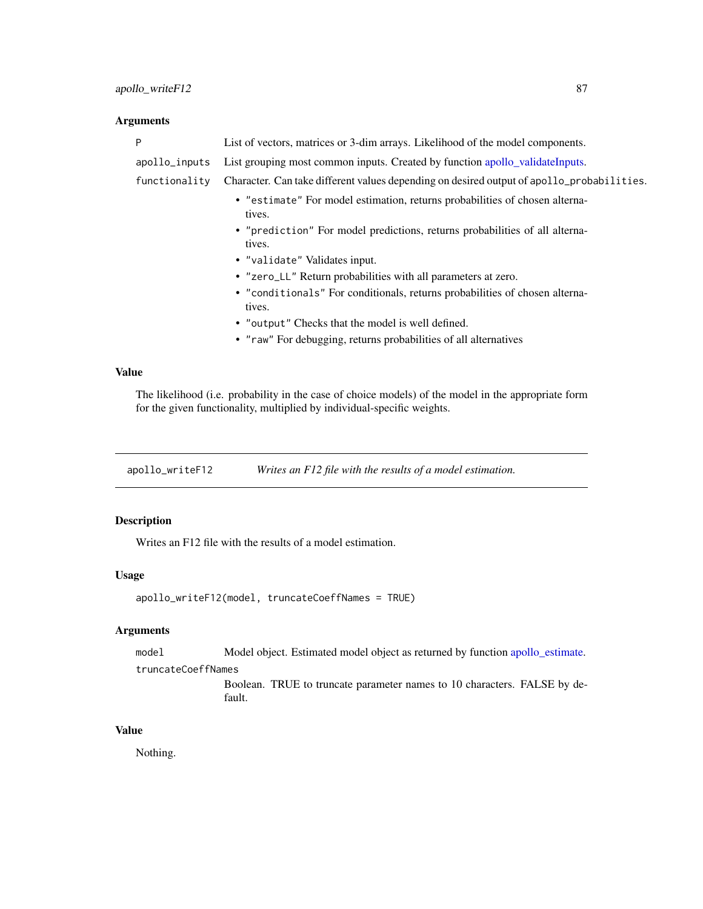### Arguments

| | |
|---|---|
| P | List of vectors, matrices or 3-dim arrays. Likelihood of the model components. |
| apollo_inputs | List grouping most common inputs. Created by function apollo_validateInputs. |
| functionality | Character. Can take different values depending on desired output of `apollo_probabilities`. |

- "estimate" For model estimation, returns probabilities of chosen alternatives.
- "prediction" For model predictions, returns probabilities of all alternatives.
- "validate" Validates input.
- "zero_LL" Return probabilities with all parameters at zero.
- "conditionals" For conditionals, returns probabilities of chosen alternatives.
- "output" Checks that the model is well defined.
- "raw" For debugging, returns probabilities of all alternatives

### Value

The likelihood (i.e. probability in the case of choice models) of the model in the appropriate form for the given functionality, multiplied by individual-specific weights.

---

## apollo_writeF12 — *Writes an F12 file with the results of a model estimation.*

---

### Description

Writes an F12 file with the results of a model estimation.

### Usage

```
apollo_writeF12(model, truncateCoeffNames = TRUE)
```

### Arguments

| | |
|---|---|
| model | Model object. Estimated model object as returned by function apollo_estimate. |
| truncateCoeffNames | Boolean. TRUE to truncate parameter names to 10 characters. FALSE by default. |

### Value

Nothing.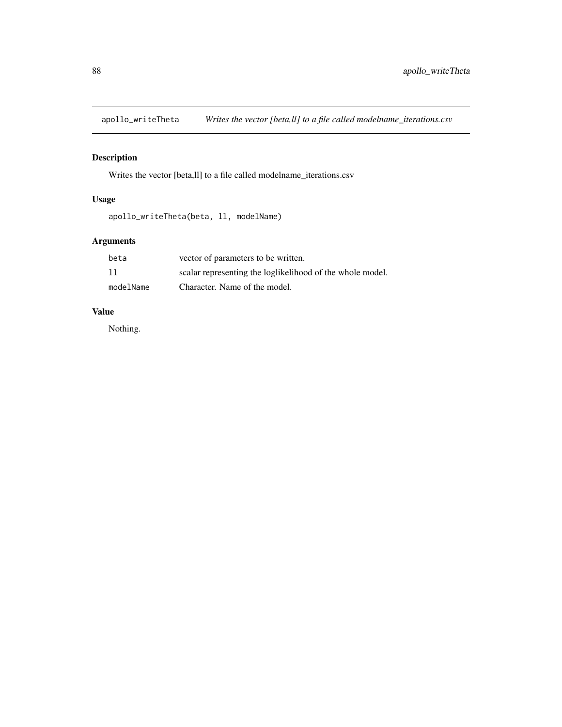# apollo_writeTheta *Writes the vector [beta,ll] to a file called modelname_iterations.csv*

## Description

Writes the vector [beta,ll] to a file called modelname_iterations.csv

## Usage

```
apollo_writeTheta(beta, ll, modelName)
```

## Arguments

| | |
|---|---|
| beta | vector of parameters to be written. |
| ll | scalar representing the loglikelihood of the whole model. |
| modelName | Character. Name of the model. |

## Value

Nothing.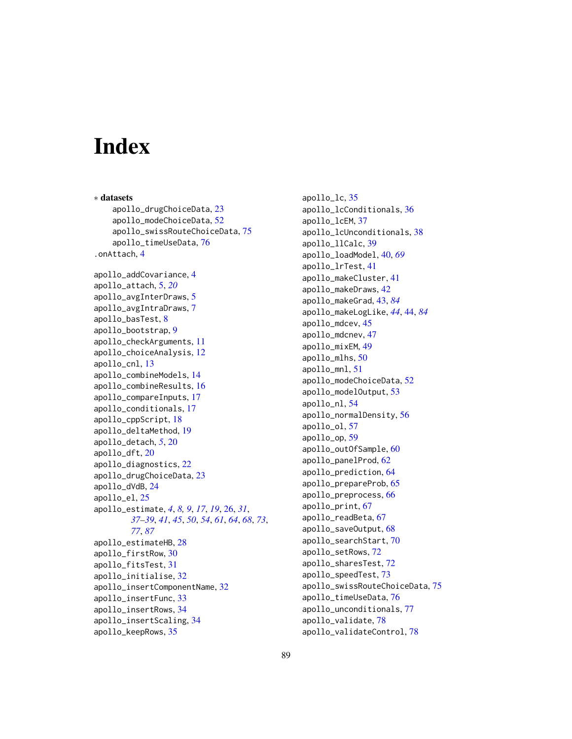# Index

∗ **datasets**
  apollo_drugChoiceData, 23
  apollo_modeChoiceData, 52
  apollo_swissRouteChoiceData, 75
  apollo_timeUseData, 76

.onAttach, 4

apollo_addCovariance, 4
apollo_attach, 5, *20*
apollo_avgInterDraws, 5
apollo_avgIntraDraws, 7
apollo_basTest, 8
apollo_bootstrap, 9
apollo_checkArguments, 11
apollo_choiceAnalysis, 12
apollo_cnl, 13
apollo_combineModels, 14
apollo_combineResults, 16
apollo_compareInputs, 17
apollo_conditionals, 17
apollo_cppScript, 18
apollo_deltaMethod, 19
apollo_detach, *5*, 20
apollo_dft, 20
apollo_diagnostics, 22
apollo_drugChoiceData, 23
apollo_dVdB, 24
apollo_el, 25
apollo_estimate, *4*, *8*, *9*, *17*, *19*, 26, *31*, *37–39*, *41*, *45*, *50*, *54*, *61*, *64*, *68*, *73*, *77*, *87*
apollo_estimateHB, 28
apollo_firstRow, 30
apollo_fitsTest, 31
apollo_initialise, 32
apollo_insertComponentName, 32
apollo_insertFunc, 33
apollo_insertRows, 34
apollo_insertScaling, 34
apollo_keepRows, 35
apollo_lc, 35
apollo_lcConditionals, 36
apollo_lcEM, 37
apollo_lcUnconditionals, 38
apollo_llCalc, 39
apollo_loadModel, 40, *69*
apollo_lrTest, 41
apollo_makeCluster, 41
apollo_makeDraws, 42
apollo_makeGrad, 43, *84*
apollo_makeLogLike, *44*, 44, *84*
apollo_mdcev, 45
apollo_mdcnev, 47
apollo_mixEM, 49
apollo_mlhs, 50
apollo_mnl, 51
apollo_modeChoiceData, 52
apollo_modelOutput, 53
apollo_nl, 54
apollo_normalDensity, 56
apollo_ol, 57
apollo_op, 59
apollo_outOfSample, 60
apollo_panelProd, 62
apollo_prediction, 64
apollo_prepareProb, 65
apollo_preprocess, 66
apollo_print, 67
apollo_readBeta, 67
apollo_saveOutput, 68
apollo_searchStart, 70
apollo_setRows, 72
apollo_sharesTest, 72
apollo_speedTest, 73
apollo_swissRouteChoiceData, 75
apollo_timeUseData, 76
apollo_unconditionals, 77
apollo_validate, 78
apollo_validateControl, 78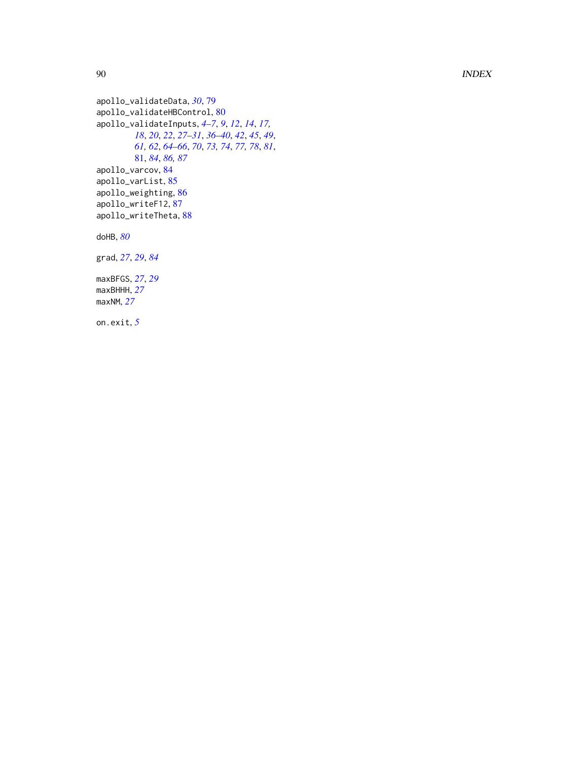apollo_validateData, *30*, 79
apollo_validateHBControl, 80
apollo_validateInputs, *4–7*, *9*, *12*, *14*, *17,*
*18*, *20*, *22*, *27–31*, *36–40*, *42*, *45*, *49*,
*61, 62*, *64–66*, *70*, *73, 74*, *77, 78*, *81*,
81, *84*, *86, 87*
apollo_varcov, 84
apollo_varList, 85
apollo_weighting, 86
apollo_writeF12, 87
apollo_writeTheta, 88

doHB, *80*

grad, *27*, *29*, *84*

maxBFGS, *27*, *29*
maxBHHH, *27*
maxNM, *27*

on.exit, *5*